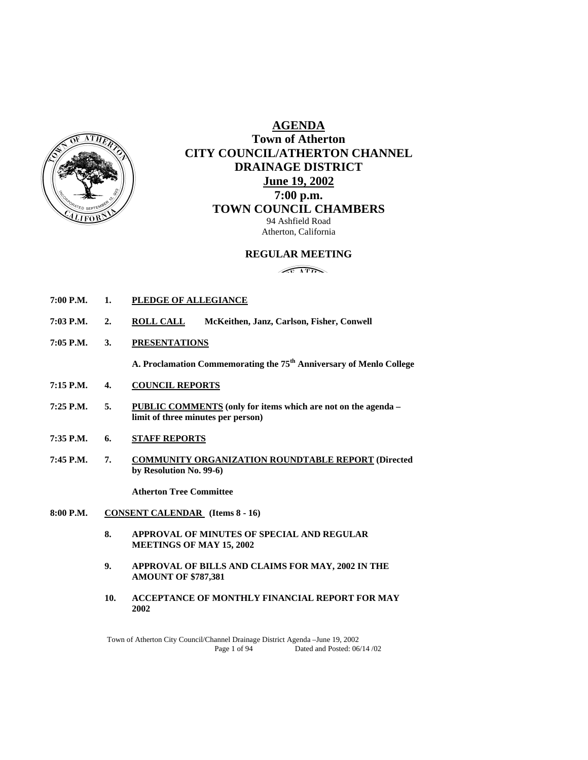# AGENDA

## Town of Atherton
## CITY COUNCIL/ATHERTON CHANNEL DRAINAGE DISTRICT
## June 19, 2002
## 7:00 p.m.
## TOWN COUNCIL CHAMBERS

94 Ashfield Road
Atherton, California

### REGULAR MEETING

**7:00 P.M.** **1.** **PLEDGE OF ALLEGIANCE**

**7:03 P.M.** **2.** **ROLL CALL** **McKeithen, Janz, Carlson, Fisher, Conwell**

**7:05 P.M.** **3.** **PRESENTATIONS**

**A. Proclamation Commemorating the 75th Anniversary of Menlo College**

**7:15 P.M.** **4.** **COUNCIL REPORTS**

**7:25 P.M.** **5.** **PUBLIC COMMENTS (only for items which are not on the agenda – limit of three minutes per person)**

**7:35 P.M.** **6.** **STAFF REPORTS**

**7:45 P.M.** **7.** **COMMUNITY ORGANIZATION ROUNDTABLE REPORT (Directed by Resolution No. 99-6)**

**Atherton Tree Committee**

**8:00 P.M.** **CONSENT CALENDAR (Items 8 - 16)**

**8.** **APPROVAL OF MINUTES OF SPECIAL AND REGULAR MEETINGS OF MAY 15, 2002**

**9.** **APPROVAL OF BILLS AND CLAIMS FOR MAY, 2002 IN THE AMOUNT OF $787,381**

**10.** **ACCEPTANCE OF MONTHLY FINANCIAL REPORT FOR MAY 2002**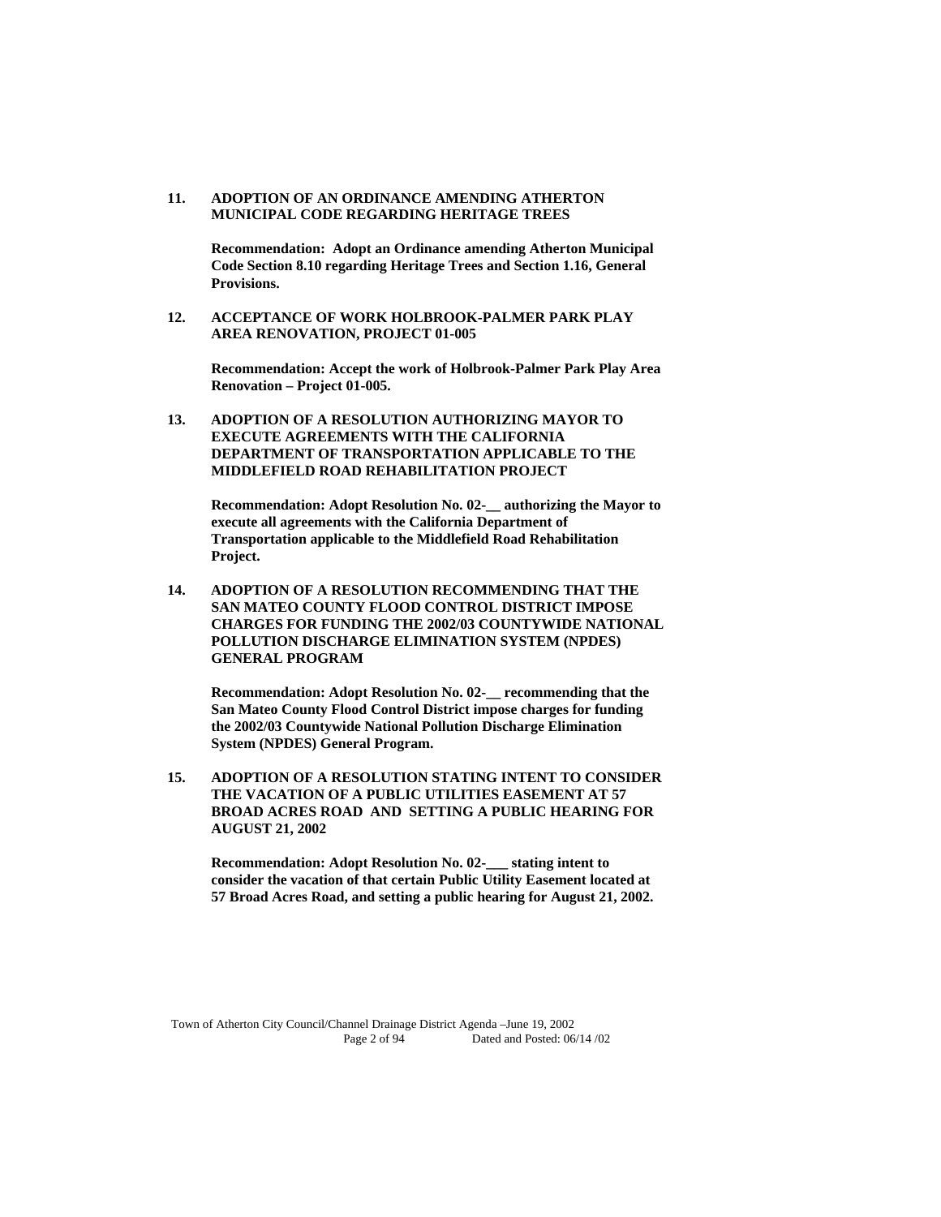**11. ADOPTION OF AN ORDINANCE AMENDING ATHERTON MUNICIPAL CODE REGARDING HERITAGE TREES**

**Recommendation: Adopt an Ordinance amending Atherton Municipal Code Section 8.10 regarding Heritage Trees and Section 1.16, General Provisions.**

**12. ACCEPTANCE OF WORK HOLBROOK-PALMER PARK PLAY AREA RENOVATION, PROJECT 01-005**

**Recommendation: Accept the work of Holbrook-Palmer Park Play Area Renovation – Project 01-005.**

**13. ADOPTION OF A RESOLUTION AUTHORIZING MAYOR TO EXECUTE AGREEMENTS WITH THE CALIFORNIA DEPARTMENT OF TRANSPORTATION APPLICABLE TO THE MIDDLEFIELD ROAD REHABILITATION PROJECT**

**Recommendation: Adopt Resolution No. 02-__ authorizing the Mayor to execute all agreements with the California Department of Transportation applicable to the Middlefield Road Rehabilitation Project.**

**14. ADOPTION OF A RESOLUTION RECOMMENDING THAT THE SAN MATEO COUNTY FLOOD CONTROL DISTRICT IMPOSE CHARGES FOR FUNDING THE 2002/03 COUNTYWIDE NATIONAL POLLUTION DISCHARGE ELIMINATION SYSTEM (NPDES) GENERAL PROGRAM**

**Recommendation: Adopt Resolution No. 02-__ recommending that the San Mateo County Flood Control District impose charges for funding the 2002/03 Countywide National Pollution Discharge Elimination System (NPDES) General Program.**

**15. ADOPTION OF A RESOLUTION STATING INTENT TO CONSIDER THE VACATION OF A PUBLIC UTILITIES EASEMENT AT 57 BROAD ACRES ROAD AND SETTING A PUBLIC HEARING FOR AUGUST 21, 2002**

**Recommendation: Adopt Resolution No. 02-___ stating intent to consider the vacation of that certain Public Utility Easement located at 57 Broad Acres Road, and setting a public hearing for August 21, 2002.**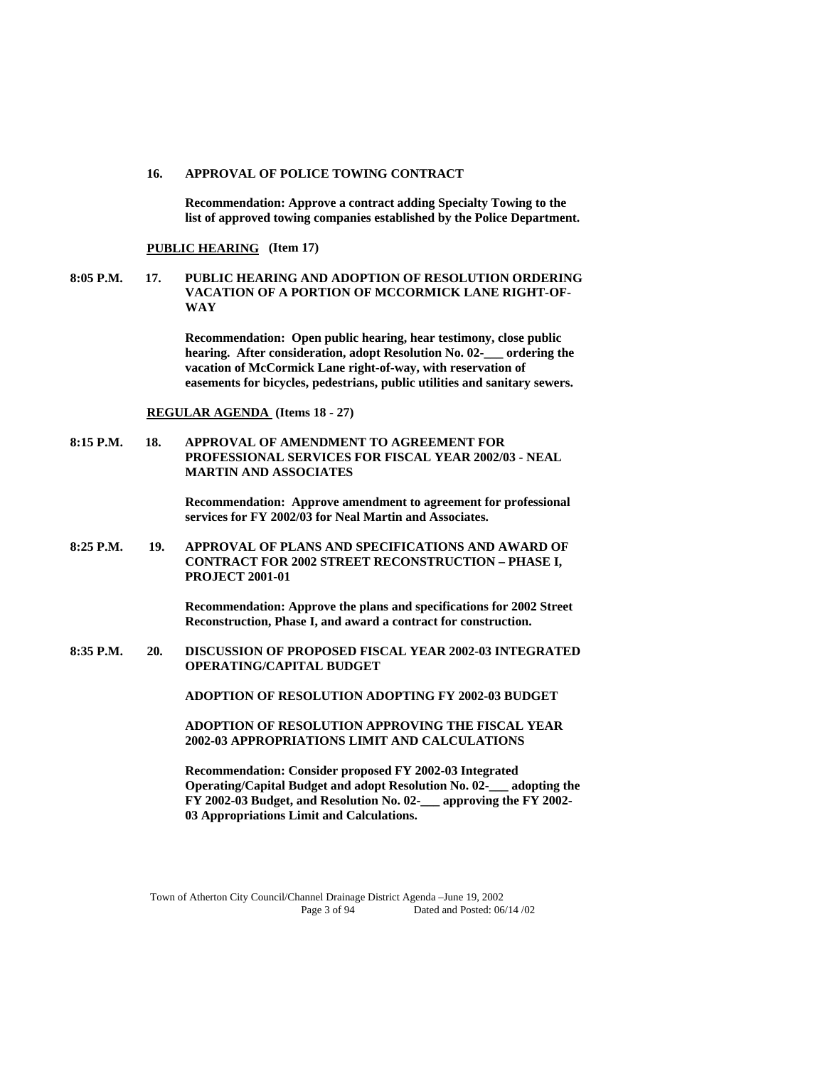**16. APPROVAL OF POLICE TOWING CONTRACT**

**Recommendation: Approve a contract adding Specialty Towing to the list of approved towing companies established by the Police Department.**

**PUBLIC HEARING (Item 17)**

**8:05 P.M. 17. PUBLIC HEARING AND ADOPTION OF RESOLUTION ORDERING VACATION OF A PORTION OF MCCORMICK LANE RIGHT-OF-WAY**

**Recommendation: Open public hearing, hear testimony, close public hearing. After consideration, adopt Resolution No. 02-___ ordering the vacation of McCormick Lane right-of-way, with reservation of easements for bicycles, pedestrians, public utilities and sanitary sewers.**

**REGULAR AGENDA (Items 18 - 27)**

**8:15 P.M. 18. APPROVAL OF AMENDMENT TO AGREEMENT FOR PROFESSIONAL SERVICES FOR FISCAL YEAR 2002/03 - NEAL MARTIN AND ASSOCIATES**

**Recommendation: Approve amendment to agreement for professional services for FY 2002/03 for Neal Martin and Associates.**

**8:25 P.M. 19. APPROVAL OF PLANS AND SPECIFICATIONS AND AWARD OF CONTRACT FOR 2002 STREET RECONSTRUCTION – PHASE I, PROJECT 2001-01**

**Recommendation: Approve the plans and specifications for 2002 Street Reconstruction, Phase I, and award a contract for construction.**

**8:35 P.M. 20. DISCUSSION OF PROPOSED FISCAL YEAR 2002-03 INTEGRATED OPERATING/CAPITAL BUDGET**

**ADOPTION OF RESOLUTION ADOPTING FY 2002-03 BUDGET**

**ADOPTION OF RESOLUTION APPROVING THE FISCAL YEAR 2002-03 APPROPRIATIONS LIMIT AND CALCULATIONS**

**Recommendation: Consider proposed FY 2002-03 Integrated Operating/Capital Budget and adopt Resolution No. 02-___ adopting the FY 2002-03 Budget, and Resolution No. 02-___ approving the FY 2002-03 Appropriations Limit and Calculations.**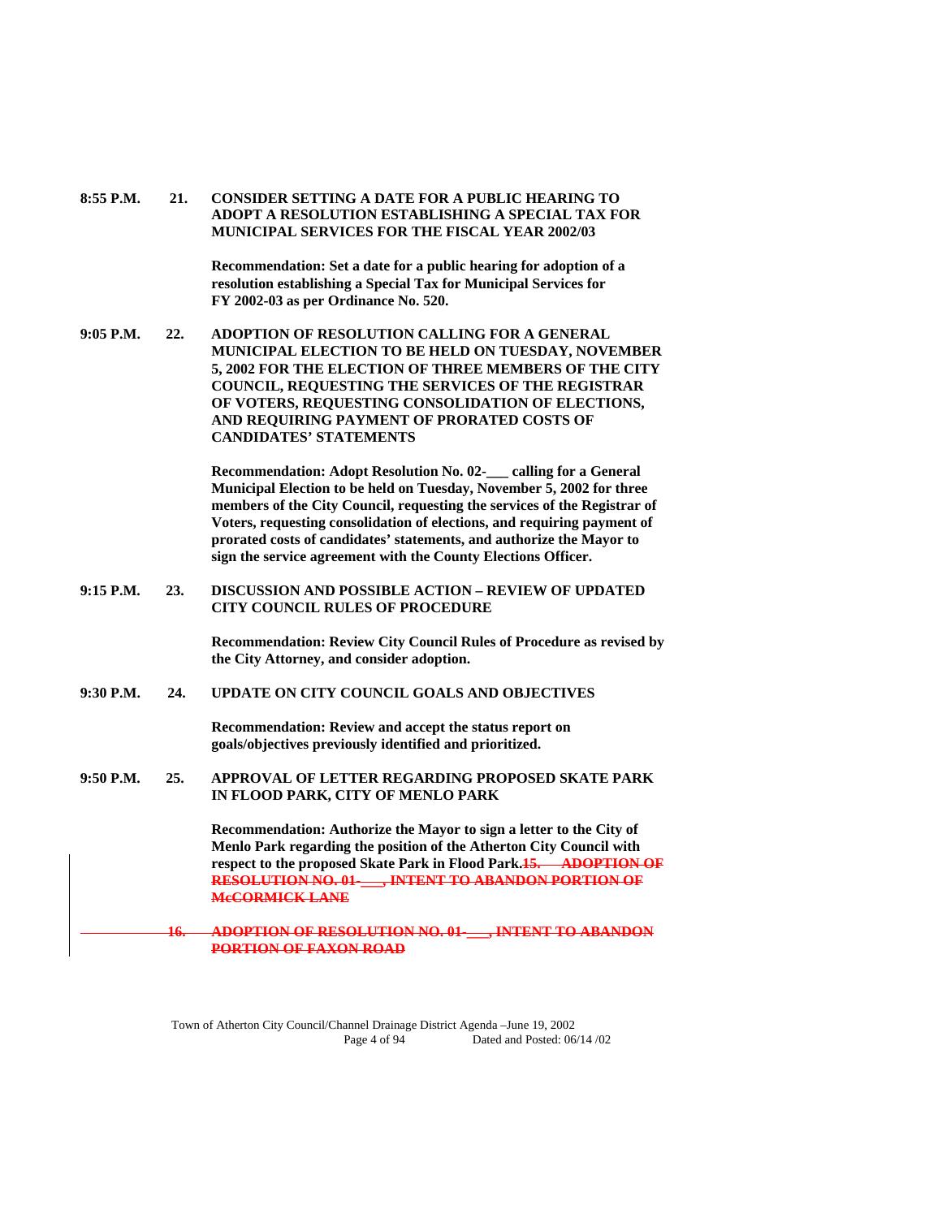**8:55 P.M. 21. CONSIDER SETTING A DATE FOR A PUBLIC HEARING TO ADOPT A RESOLUTION ESTABLISHING A SPECIAL TAX FOR MUNICIPAL SERVICES FOR THE FISCAL YEAR 2002/03**

**Recommendation: Set a date for a public hearing for adoption of a resolution establishing a Special Tax for Municipal Services for FY 2002-03 as per Ordinance No. 520.**

**9:05 P.M. 22. ADOPTION OF RESOLUTION CALLING FOR A GENERAL MUNICIPAL ELECTION TO BE HELD ON TUESDAY, NOVEMBER 5, 2002 FOR THE ELECTION OF THREE MEMBERS OF THE CITY COUNCIL, REQUESTING THE SERVICES OF THE REGISTRAR OF VOTERS, REQUESTING CONSOLIDATION OF ELECTIONS, AND REQUIRING PAYMENT OF PRORATED COSTS OF CANDIDATES' STATEMENTS**

**Recommendation: Adopt Resolution No. 02-___ calling for a General Municipal Election to be held on Tuesday, November 5, 2002 for three members of the City Council, requesting the services of the Registrar of Voters, requesting consolidation of elections, and requiring payment of prorated costs of candidates' statements, and authorize the Mayor to sign the service agreement with the County Elections Officer.**

**9:15 P.M. 23. DISCUSSION AND POSSIBLE ACTION – REVIEW OF UPDATED CITY COUNCIL RULES OF PROCEDURE**

**Recommendation: Review City Council Rules of Procedure as revised by the City Attorney, and consider adoption.**

**9:30 P.M. 24. UPDATE ON CITY COUNCIL GOALS AND OBJECTIVES**

**Recommendation: Review and accept the status report on goals/objectives previously identified and prioritized.**

**9:50 P.M. 25. APPROVAL OF LETTER REGARDING PROPOSED SKATE PARK IN FLOOD PARK, CITY OF MENLO PARK**

**Recommendation: Authorize the Mayor to sign a letter to the City of Menlo Park regarding the position of the Atherton City Council with respect to the proposed Skate Park in Flood Park.**~~**15. ADOPTION OF RESOLUTION NO. 01-___, INTENT TO ABANDON PORTION OF McCORMICK LANE**~~

~~**16. ADOPTION OF RESOLUTION NO. 01-___, INTENT TO ABANDON PORTION OF FAXON ROAD**~~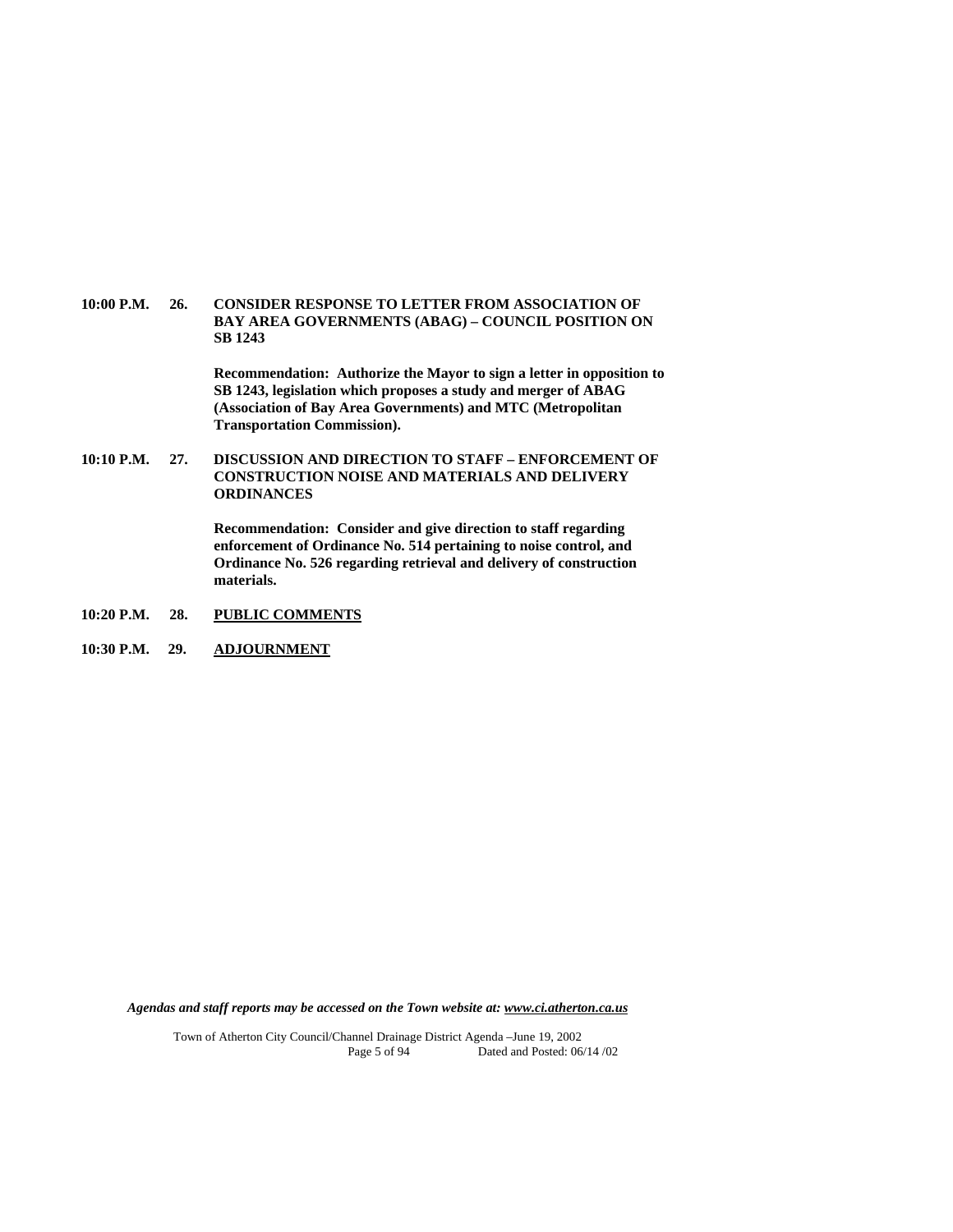**10:00 P.M. 26. CONSIDER RESPONSE TO LETTER FROM ASSOCIATION OF BAY AREA GOVERNMENTS (ABAG) – COUNCIL POSITION ON SB 1243**

**Recommendation: Authorize the Mayor to sign a letter in opposition to SB 1243, legislation which proposes a study and merger of ABAG (Association of Bay Area Governments) and MTC (Metropolitan Transportation Commission).**

**10:10 P.M. 27. DISCUSSION AND DIRECTION TO STAFF – ENFORCEMENT OF CONSTRUCTION NOISE AND MATERIALS AND DELIVERY ORDINANCES**

**Recommendation: Consider and give direction to staff regarding enforcement of Ordinance No. 514 pertaining to noise control, and Ordinance No. 526 regarding retrieval and delivery of construction materials.**

**10:20 P.M. 28. <u>PUBLIC COMMENTS</u>**

**10:30 P.M. 29. <u>ADJOURNMENT</u>**

***Agendas and staff reports may be accessed on the Town website at: www.ci.atherton.ca.us***

Town of Atherton City Council/Channel Drainage District Agenda –June 19, 2002
Dated and Posted: 06/14 /02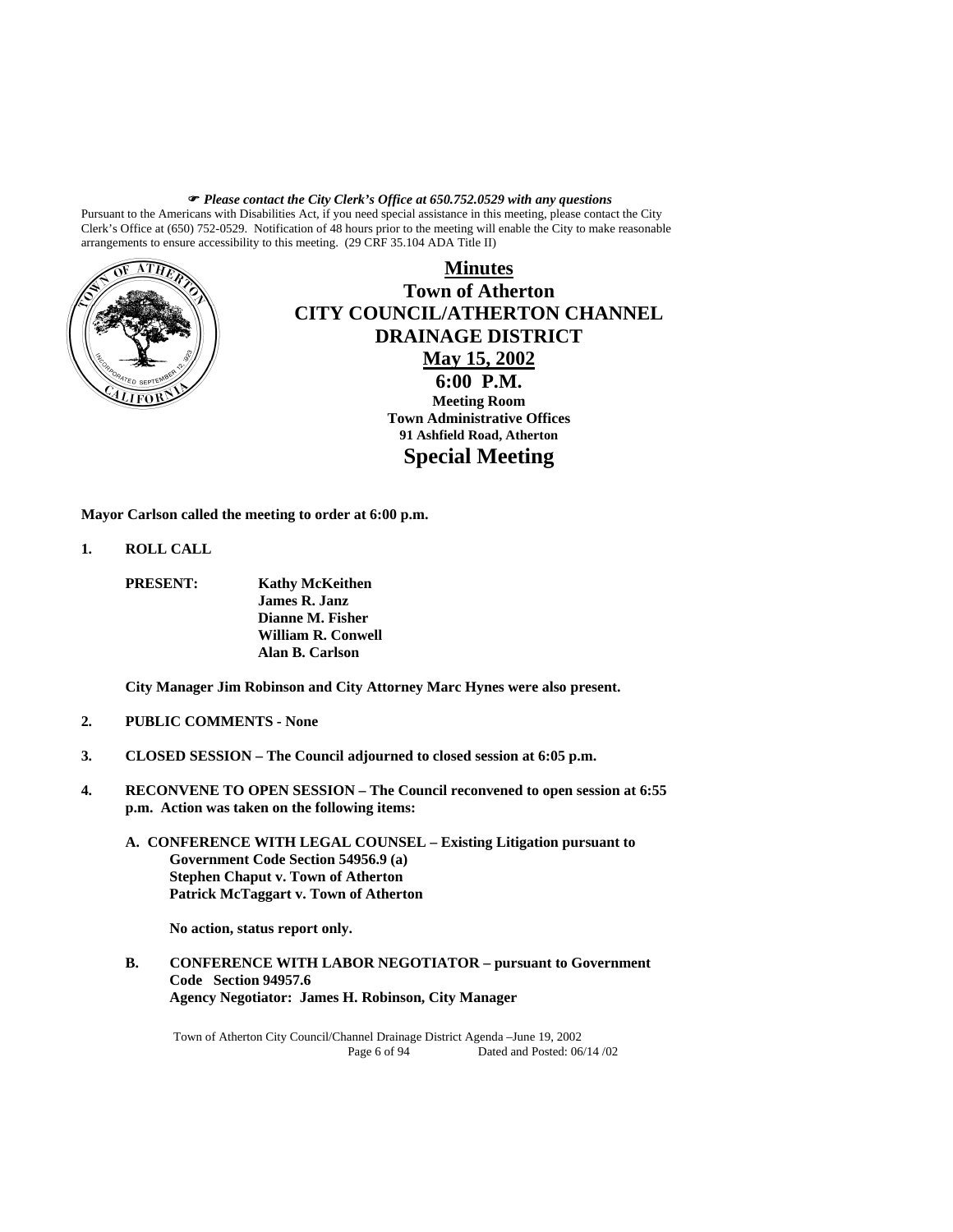☛ ***Please contact the City Clerk's Office at 650.752.0529 with any questions***

Pursuant to the Americans with Disabilities Act, if you need special assistance in this meeting, please contact the City Clerk's Office at (650) 752-0529. Notification of 48 hours prior to the meeting will enable the City to make reasonable arrangements to ensure accessibility to this meeting. (29 CRF 35.104 ADA Title II)

# Minutes

## Town of Atherton
## CITY COUNCIL/ATHERTON CHANNEL DRAINAGE DISTRICT
## May 15, 2002
## 6:00 P.M.

**Meeting Room**
**Town Administrative Offices**
**91 Ashfield Road, Atherton**

## Special Meeting

**Mayor Carlson called the meeting to order at 6:00 p.m.**

**1. ROLL CALL**

**PRESENT:** **Kathy McKeithen**
**James R. Janz**
**Dianne M. Fisher**
**William R. Conwell**
**Alan B. Carlson**

**City Manager Jim Robinson and City Attorney Marc Hynes were also present.**

**2. PUBLIC COMMENTS - None**

**3. CLOSED SESSION – The Council adjourned to closed session at 6:05 p.m.**

**4. RECONVENE TO OPEN SESSION – The Council reconvened to open session at 6:55 p.m. Action was taken on the following items:**

**A. CONFERENCE WITH LEGAL COUNSEL – Existing Litigation pursuant to Government Code Section 54956.9 (a)**
**Stephen Chaput v. Town of Atherton**
**Patrick McTaggart v. Town of Atherton**

**No action, status report only.**

**B. CONFERENCE WITH LABOR NEGOTIATOR – pursuant to Government Code Section 94957.6**
**Agency Negotiator: James H. Robinson, City Manager**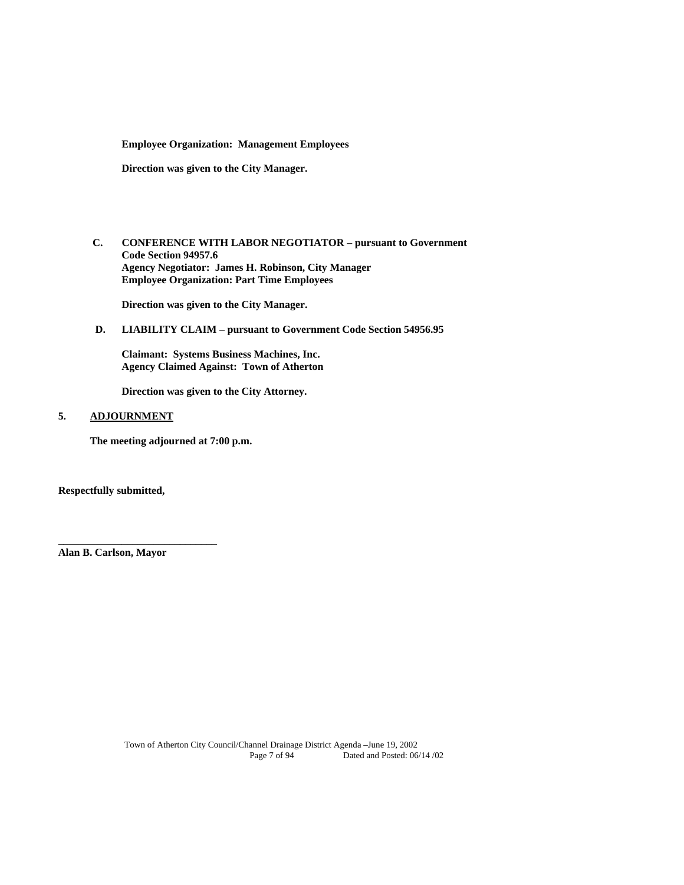**Employee Organization: Management Employees**

**Direction was given to the City Manager.**

**C. CONFERENCE WITH LABOR NEGOTIATOR – pursuant to Government Code Section 94957.6**
**Agency Negotiator: James H. Robinson, City Manager**
**Employee Organization: Part Time Employees**

**Direction was given to the City Manager.**

**D. LIABILITY CLAIM – pursuant to Government Code Section 54956.95**

**Claimant: Systems Business Machines, Inc.**
**Agency Claimed Against: Town of Atherton**

**Direction was given to the City Attorney.**

**5. ADJOURNMENT**

**The meeting adjourned at 7:00 p.m.**

**Respectfully submitted,**

**______________________________**
**Alan B. Carlson, Mayor**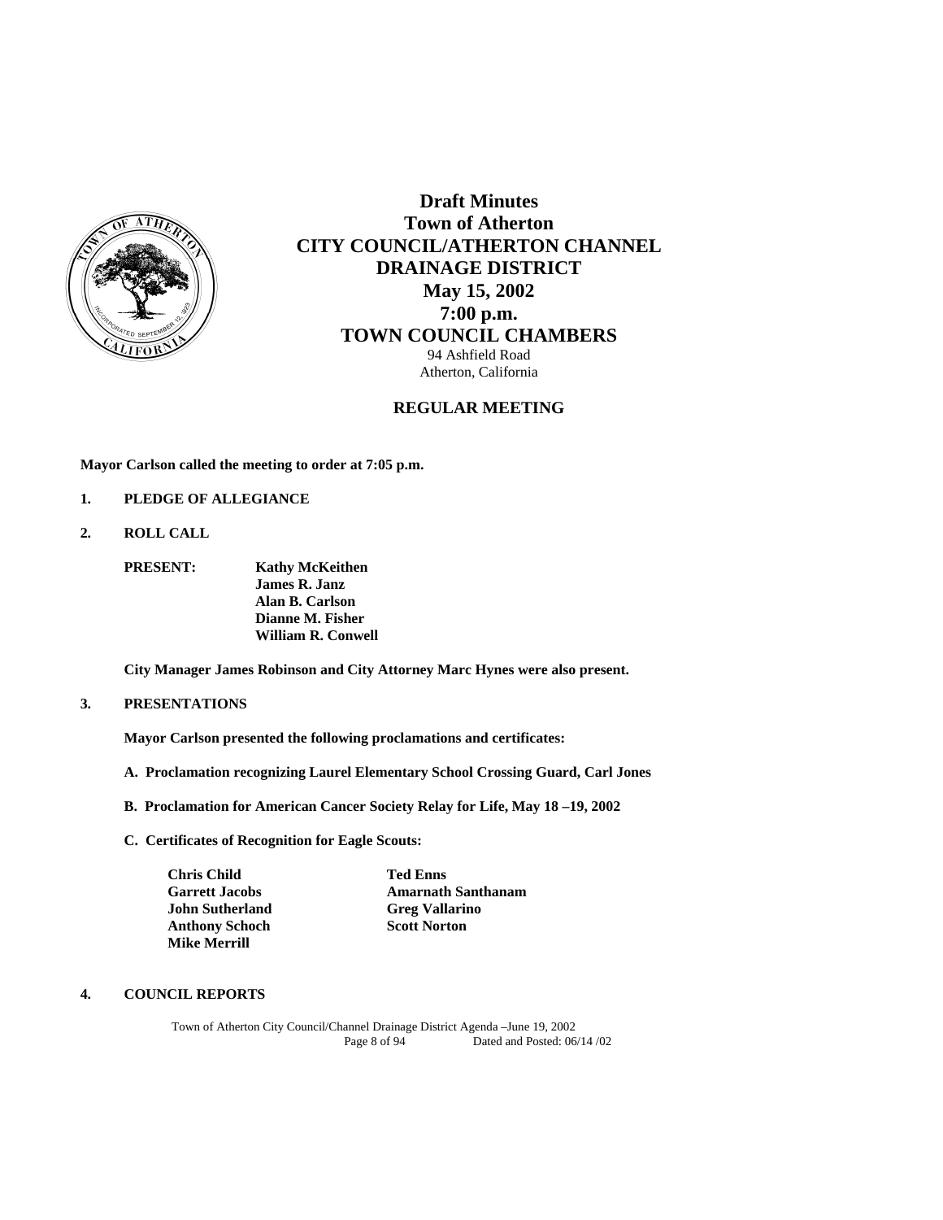# Draft Minutes
# Town of Atherton
# CITY COUNCIL/ATHERTON CHANNEL DRAINAGE DISTRICT
## May 15, 2002
## 7:00 p.m.
## TOWN COUNCIL CHAMBERS

94 Ashfield Road
Atherton, California

## REGULAR MEETING

**Mayor Carlson called the meeting to order at 7:05 p.m.**

**1. PLEDGE OF ALLEGIANCE**

**2. ROLL CALL**

**PRESENT:** **Kathy McKeithen**
**James R. Janz**
**Alan B. Carlson**
**Dianne M. Fisher**
**William R. Conwell**

**City Manager James Robinson and City Attorney Marc Hynes were also present.**

**3. PRESENTATIONS**

**Mayor Carlson presented the following proclamations and certificates:**

**A. Proclamation recognizing Laurel Elementary School Crossing Guard, Carl Jones**

**B. Proclamation for American Cancer Society Relay for Life, May 18 –19, 2002**

**C. Certificates of Recognition for Eagle Scouts:**

**Chris Child**
**Garrett Jacobs**
**John Sutherland**
**Anthony Schoch**
**Mike Merrill**
**Ted Enns**
**Amarnath Santhanam**
**Greg Vallarino**
**Scott Norton**

**4. COUNCIL REPORTS**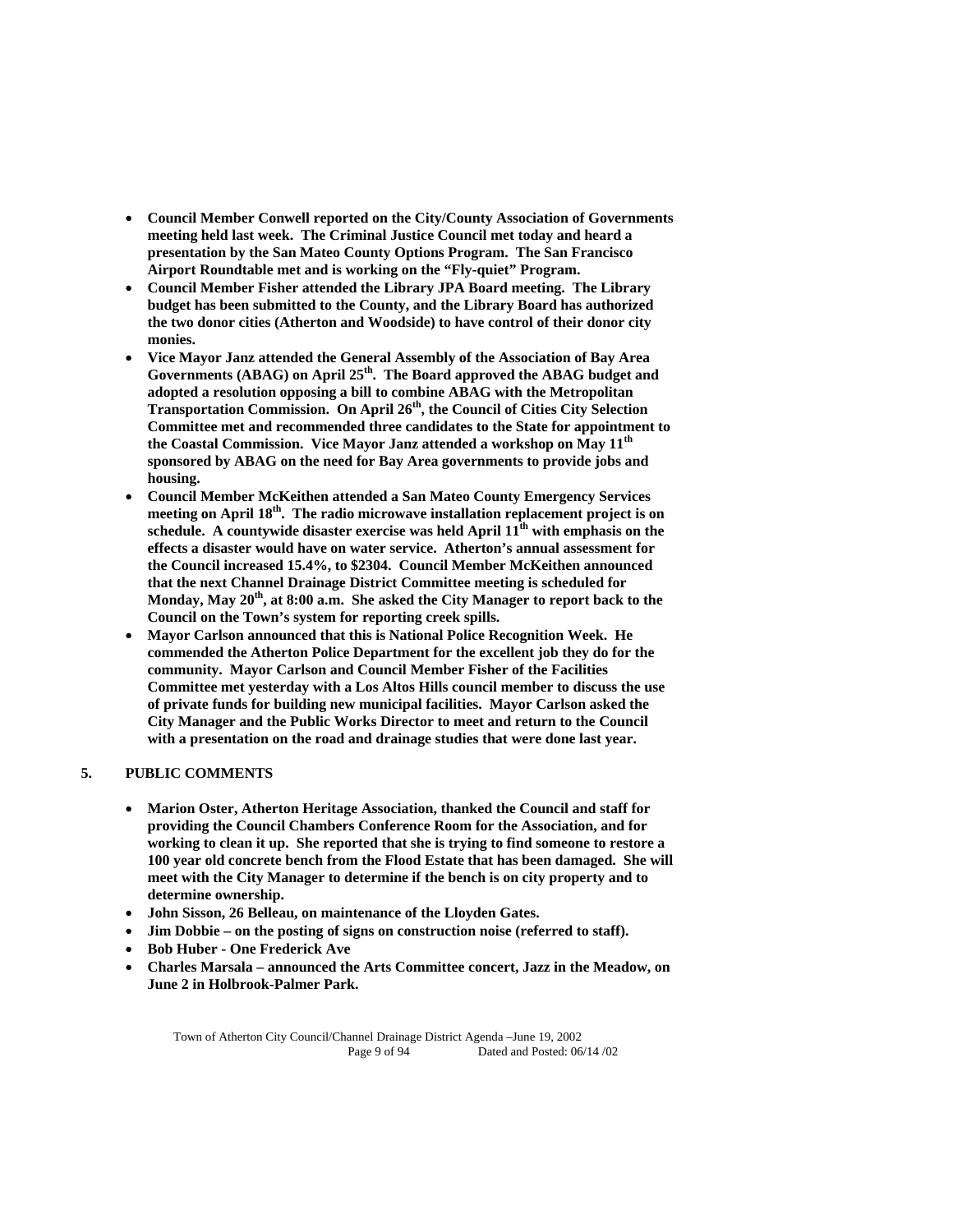- **Council Member Conwell reported on the City/County Association of Governments meeting held last week. The Criminal Justice Council met today and heard a presentation by the San Mateo County Options Program. The San Francisco Airport Roundtable met and is working on the "Fly-quiet" Program.**
- **Council Member Fisher attended the Library JPA Board meeting. The Library budget has been submitted to the County, and the Library Board has authorized the two donor cities (Atherton and Woodside) to have control of their donor city monies.**
- **Vice Mayor Janz attended the General Assembly of the Association of Bay Area Governments (ABAG) on April 25th. The Board approved the ABAG budget and adopted a resolution opposing a bill to combine ABAG with the Metropolitan Transportation Commission. On April 26th, the Council of Cities City Selection Committee met and recommended three candidates to the State for appointment to the Coastal Commission. Vice Mayor Janz attended a workshop on May 11th sponsored by ABAG on the need for Bay Area governments to provide jobs and housing.**
- **Council Member McKeithen attended a San Mateo County Emergency Services meeting on April 18th. The radio microwave installation replacement project is on schedule. A countywide disaster exercise was held April 11th with emphasis on the effects a disaster would have on water service. Atherton's annual assessment for the Council increased 15.4%, to $2304. Council Member McKeithen announced that the next Channel Drainage District Committee meeting is scheduled for Monday, May 20th, at 8:00 a.m. She asked the City Manager to report back to the Council on the Town's system for reporting creek spills.**
- **Mayor Carlson announced that this is National Police Recognition Week. He commended the Atherton Police Department for the excellent job they do for the community. Mayor Carlson and Council Member Fisher of the Facilities Committee met yesterday with a Los Altos Hills council member to discuss the use of private funds for building new municipal facilities. Mayor Carlson asked the City Manager and the Public Works Director to meet and return to the Council with a presentation on the road and drainage studies that were done last year.**

**5. PUBLIC COMMENTS**

- **Marion Oster, Atherton Heritage Association, thanked the Council and staff for providing the Council Chambers Conference Room for the Association, and for working to clean it up. She reported that she is trying to find someone to restore a 100 year old concrete bench from the Flood Estate that has been damaged. She will meet with the City Manager to determine if the bench is on city property and to determine ownership.**
- **John Sisson, 26 Belleau, on maintenance of the Lloyden Gates.**
- **Jim Dobbie – on the posting of signs on construction noise (referred to staff).**
- **Bob Huber - One Frederick Ave**
- **Charles Marsala – announced the Arts Committee concert, Jazz in the Meadow, on June 2 in Holbrook-Palmer Park.**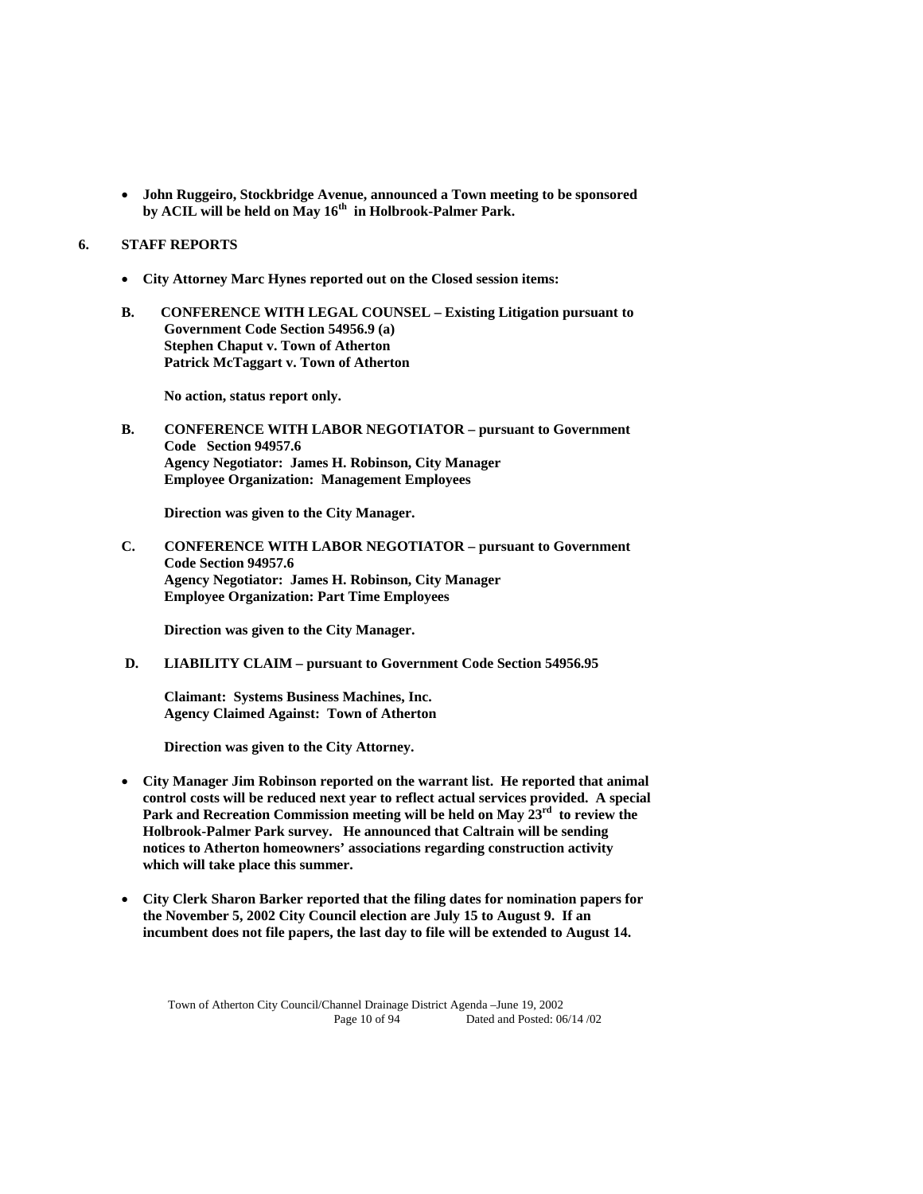- **John Ruggeiro, Stockbridge Avenue, announced a Town meeting to be sponsored by ACIL will be held on May 16th in Holbrook-Palmer Park.**

**6. STAFF REPORTS**

- **City Attorney Marc Hynes reported out on the Closed session items:**

**B. CONFERENCE WITH LEGAL COUNSEL – Existing Litigation pursuant to Government Code Section 54956.9 (a)**
**Stephen Chaput v. Town of Atherton**
**Patrick McTaggart v. Town of Atherton**

**No action, status report only.**

**B. CONFERENCE WITH LABOR NEGOTIATOR – pursuant to Government Code Section 94957.6**
**Agency Negotiator: James H. Robinson, City Manager**
**Employee Organization: Management Employees**

**Direction was given to the City Manager.**

**C. CONFERENCE WITH LABOR NEGOTIATOR – pursuant to Government Code Section 94957.6**
**Agency Negotiator: James H. Robinson, City Manager**
**Employee Organization: Part Time Employees**

**Direction was given to the City Manager.**

**D. LIABILITY CLAIM – pursuant to Government Code Section 54956.95**

**Claimant: Systems Business Machines, Inc.**
**Agency Claimed Against: Town of Atherton**

**Direction was given to the City Attorney.**

- **City Manager Jim Robinson reported on the warrant list. He reported that animal control costs will be reduced next year to reflect actual services provided. A special Park and Recreation Commission meeting will be held on May 23rd to review the Holbrook-Palmer Park survey. He announced that Caltrain will be sending notices to Atherton homeowners' associations regarding construction activity which will take place this summer.**

- **City Clerk Sharon Barker reported that the filing dates for nomination papers for the November 5, 2002 City Council election are July 15 to August 9. If an incumbent does not file papers, the last day to file will be extended to August 14.**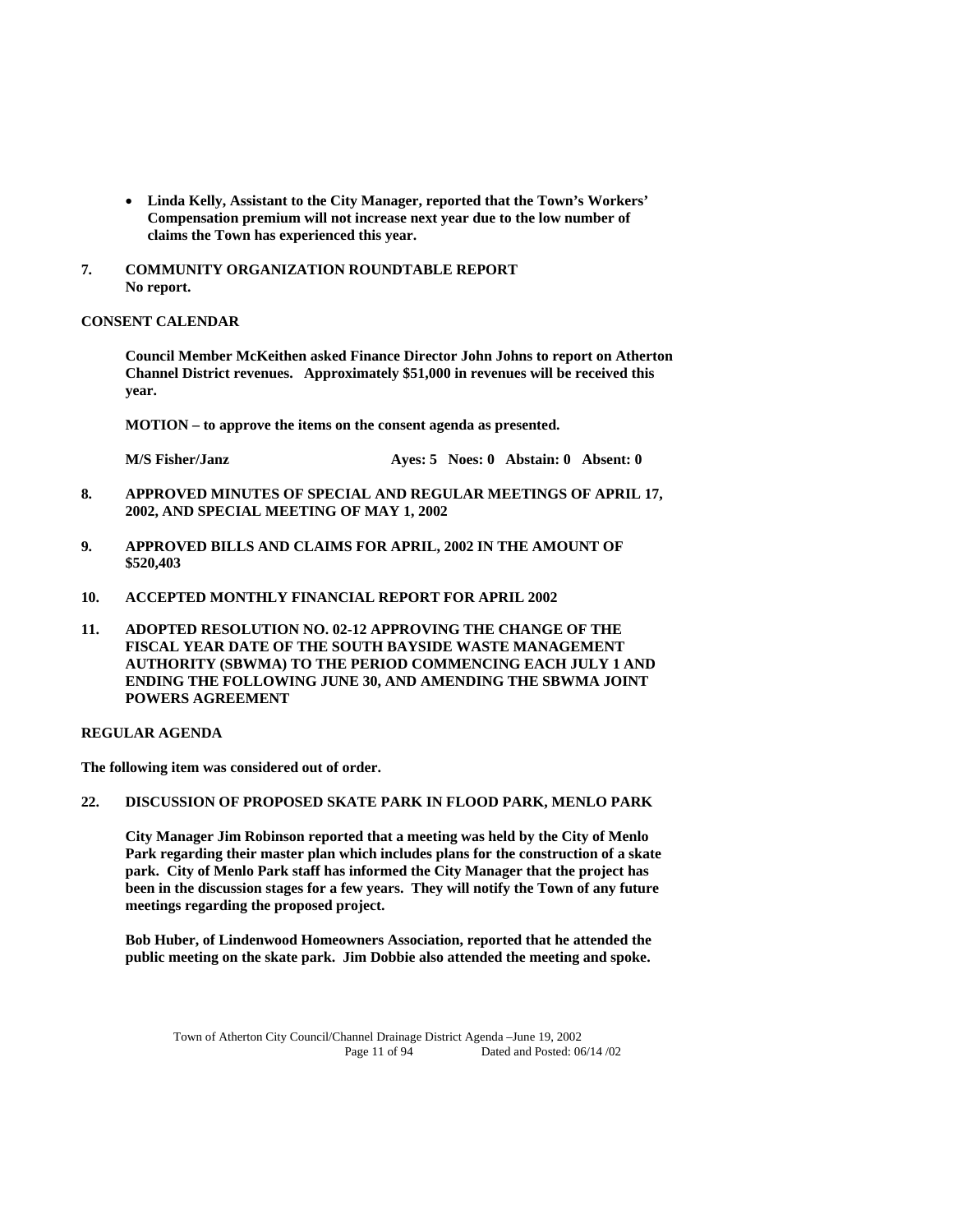- **Linda Kelly, Assistant to the City Manager, reported that the Town's Workers' Compensation premium will not increase next year due to the low number of claims the Town has experienced this year.**

**7. COMMUNITY ORGANIZATION ROUNDTABLE REPORT**
**No report.**

**CONSENT CALENDAR**

**Council Member McKeithen asked Finance Director John Johns to report on Atherton Channel District revenues. Approximately $51,000 in revenues will be received this year.**

**MOTION – to approve the items on the consent agenda as presented.**

**M/S Fisher/Janz Ayes: 5 Noes: 0 Abstain: 0 Absent: 0**

**8. APPROVED MINUTES OF SPECIAL AND REGULAR MEETINGS OF APRIL 17, 2002, AND SPECIAL MEETING OF MAY 1, 2002**

**9. APPROVED BILLS AND CLAIMS FOR APRIL, 2002 IN THE AMOUNT OF $520,403**

**10. ACCEPTED MONTHLY FINANCIAL REPORT FOR APRIL 2002**

**11. ADOPTED RESOLUTION NO. 02-12 APPROVING THE CHANGE OF THE FISCAL YEAR DATE OF THE SOUTH BAYSIDE WASTE MANAGEMENT AUTHORITY (SBWMA) TO THE PERIOD COMMENCING EACH JULY 1 AND ENDING THE FOLLOWING JUNE 30, AND AMENDING THE SBWMA JOINT POWERS AGREEMENT**

**REGULAR AGENDA**

**The following item was considered out of order.**

**22. DISCUSSION OF PROPOSED SKATE PARK IN FLOOD PARK, MENLO PARK**

**City Manager Jim Robinson reported that a meeting was held by the City of Menlo Park regarding their master plan which includes plans for the construction of a skate park. City of Menlo Park staff has informed the City Manager that the project has been in the discussion stages for a few years. They will notify the Town of any future meetings regarding the proposed project.**

**Bob Huber, of Lindenwood Homeowners Association, reported that he attended the public meeting on the skate park. Jim Dobbie also attended the meeting and spoke.**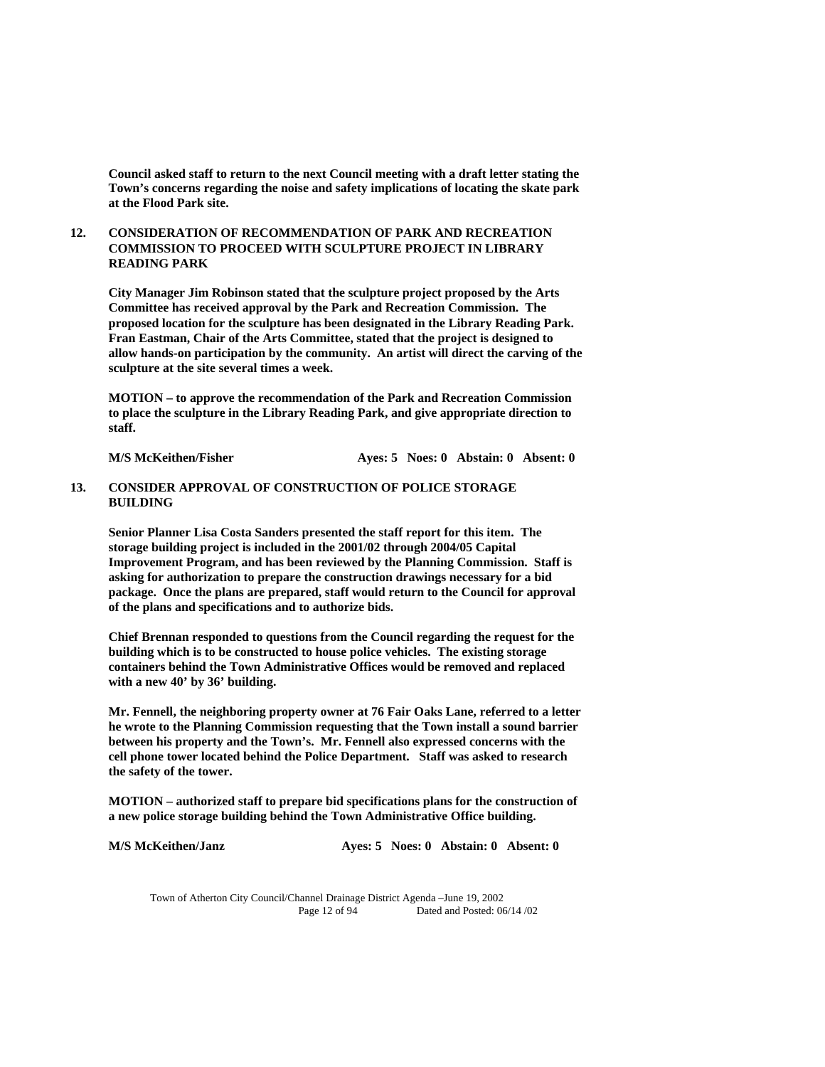**Council asked staff to return to the next Council meeting with a draft letter stating the Town's concerns regarding the noise and safety implications of locating the skate park at the Flood Park site.**

**12. CONSIDERATION OF RECOMMENDATION OF PARK AND RECREATION COMMISSION TO PROCEED WITH SCULPTURE PROJECT IN LIBRARY READING PARK**

**City Manager Jim Robinson stated that the sculpture project proposed by the Arts Committee has received approval by the Park and Recreation Commission. The proposed location for the sculpture has been designated in the Library Reading Park. Fran Eastman, Chair of the Arts Committee, stated that the project is designed to allow hands-on participation by the community. An artist will direct the carving of the sculpture at the site several times a week.**

**MOTION – to approve the recommendation of the Park and Recreation Commission to place the sculpture in the Library Reading Park, and give appropriate direction to staff.**

**M/S McKeithen/Fisher Ayes: 5 Noes: 0 Abstain: 0 Absent: 0**

**13. CONSIDER APPROVAL OF CONSTRUCTION OF POLICE STORAGE BUILDING**

**Senior Planner Lisa Costa Sanders presented the staff report for this item. The storage building project is included in the 2001/02 through 2004/05 Capital Improvement Program, and has been reviewed by the Planning Commission. Staff is asking for authorization to prepare the construction drawings necessary for a bid package. Once the plans are prepared, staff would return to the Council for approval of the plans and specifications and to authorize bids.**

**Chief Brennan responded to questions from the Council regarding the request for the building which is to be constructed to house police vehicles. The existing storage containers behind the Town Administrative Offices would be removed and replaced with a new 40' by 36' building.**

**Mr. Fennell, the neighboring property owner at 76 Fair Oaks Lane, referred to a letter he wrote to the Planning Commission requesting that the Town install a sound barrier between his property and the Town's. Mr. Fennell also expressed concerns with the cell phone tower located behind the Police Department. Staff was asked to research the safety of the tower.**

**MOTION – authorized staff to prepare bid specifications plans for the construction of a new police storage building behind the Town Administrative Office building.**

**M/S McKeithen/Janz Ayes: 5 Noes: 0 Abstain: 0 Absent: 0**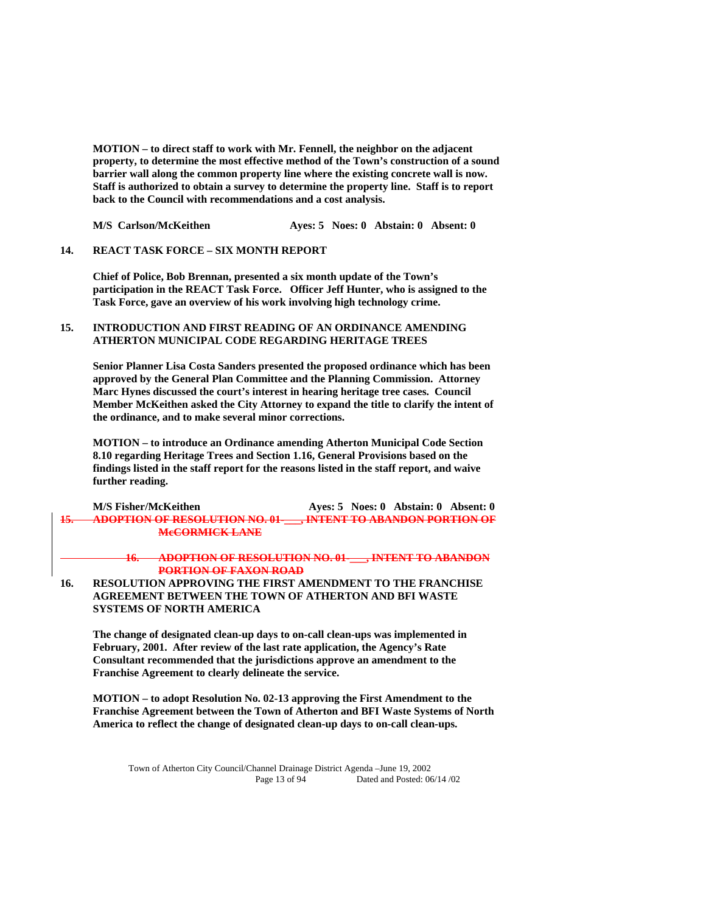**MOTION – to direct staff to work with Mr. Fennell, the neighbor on the adjacent property, to determine the most effective method of the Town's construction of a sound barrier wall along the common property line where the existing concrete wall is now. Staff is authorized to obtain a survey to determine the property line. Staff is to report back to the Council with recommendations and a cost analysis.**

**M/S Carlson/McKeithen Ayes: 5 Noes: 0 Abstain: 0 Absent: 0**

**14. REACT TASK FORCE – SIX MONTH REPORT**

**Chief of Police, Bob Brennan, presented a six month update of the Town's participation in the REACT Task Force. Officer Jeff Hunter, who is assigned to the Task Force, gave an overview of his work involving high technology crime.**

**15. INTRODUCTION AND FIRST READING OF AN ORDINANCE AMENDING ATHERTON MUNICIPAL CODE REGARDING HERITAGE TREES**

**Senior Planner Lisa Costa Sanders presented the proposed ordinance which has been approved by the General Plan Committee and the Planning Commission. Attorney Marc Hynes discussed the court's interest in hearing heritage tree cases. Council Member McKeithen asked the City Attorney to expand the title to clarify the intent of the ordinance, and to make several minor corrections.**

**MOTION – to introduce an Ordinance amending Atherton Municipal Code Section 8.10 regarding Heritage Trees and Section 1.16, General Provisions based on the findings listed in the staff report for the reasons listed in the staff report, and waive further reading.**

**M/S Fisher/McKeithen Ayes: 5 Noes: 0 Abstain: 0 Absent: 0**

~~**15. ADOPTION OF RESOLUTION NO. 01-___, INTENT TO ABANDON PORTION OF McCORMICK LANE**~~

~~**16. ADOPTION OF RESOLUTION NO. 01-___, INTENT TO ABANDON PORTION OF FAXON ROAD**~~

**16. RESOLUTION APPROVING THE FIRST AMENDMENT TO THE FRANCHISE AGREEMENT BETWEEN THE TOWN OF ATHERTON AND BFI WASTE SYSTEMS OF NORTH AMERICA**

**The change of designated clean-up days to on-call clean-ups was implemented in February, 2001. After review of the last rate application, the Agency's Rate Consultant recommended that the jurisdictions approve an amendment to the Franchise Agreement to clearly delineate the service.**

**MOTION – to adopt Resolution No. 02-13 approving the First Amendment to the Franchise Agreement between the Town of Atherton and BFI Waste Systems of North America to reflect the change of designated clean-up days to on-call clean-ups.**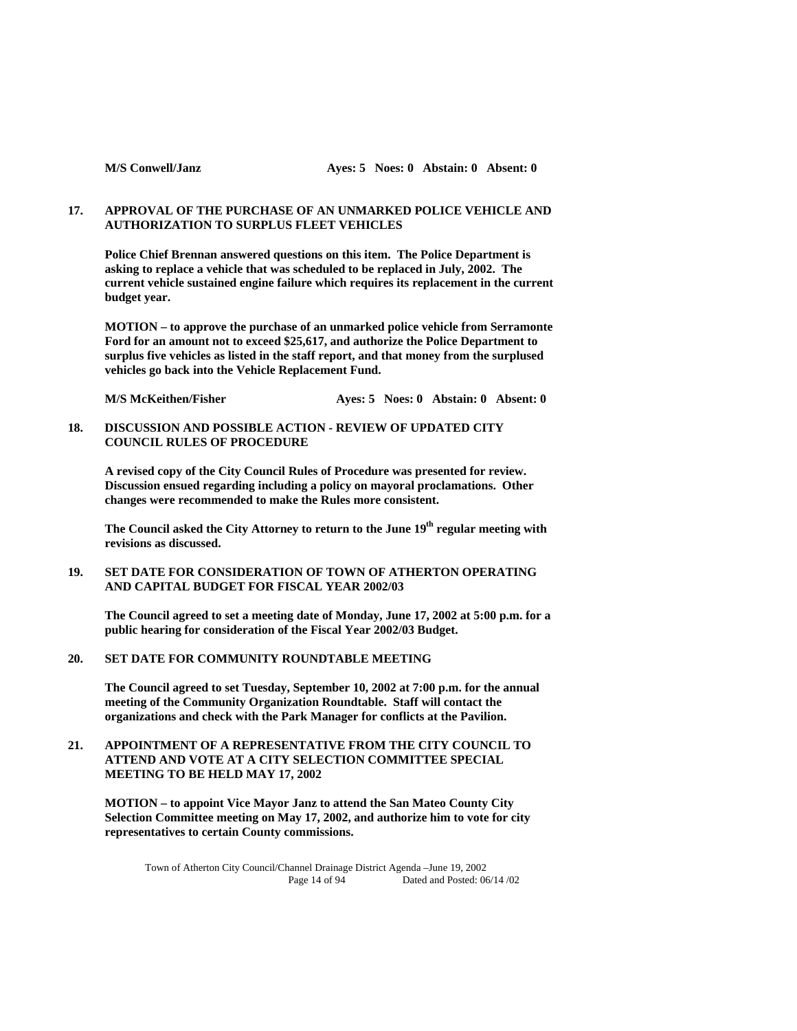**M/S Conwell/Janz** **Ayes: 5 Noes: 0 Abstain: 0 Absent: 0**

**17. APPROVAL OF THE PURCHASE OF AN UNMARKED POLICE VEHICLE AND AUTHORIZATION TO SURPLUS FLEET VEHICLES**

**Police Chief Brennan answered questions on this item. The Police Department is asking to replace a vehicle that was scheduled to be replaced in July, 2002. The current vehicle sustained engine failure which requires its replacement in the current budget year.**

**MOTION – to approve the purchase of an unmarked police vehicle from Serramonte Ford for an amount not to exceed $25,617, and authorize the Police Department to surplus five vehicles as listed in the staff report, and that money from the surplused vehicles go back into the Vehicle Replacement Fund.**

**M/S McKeithen/Fisher** **Ayes: 5 Noes: 0 Abstain: 0 Absent: 0**

**18. DISCUSSION AND POSSIBLE ACTION - REVIEW OF UPDATED CITY COUNCIL RULES OF PROCEDURE**

**A revised copy of the City Council Rules of Procedure was presented for review. Discussion ensued regarding including a policy on mayoral proclamations. Other changes were recommended to make the Rules more consistent.**

**The Council asked the City Attorney to return to the June 19th regular meeting with revisions as discussed.**

**19. SET DATE FOR CONSIDERATION OF TOWN OF ATHERTON OPERATING AND CAPITAL BUDGET FOR FISCAL YEAR 2002/03**

**The Council agreed to set a meeting date of Monday, June 17, 2002 at 5:00 p.m. for a public hearing for consideration of the Fiscal Year 2002/03 Budget.**

**20. SET DATE FOR COMMUNITY ROUNDTABLE MEETING**

**The Council agreed to set Tuesday, September 10, 2002 at 7:00 p.m. for the annual meeting of the Community Organization Roundtable. Staff will contact the organizations and check with the Park Manager for conflicts at the Pavilion.**

**21. APPOINTMENT OF A REPRESENTATIVE FROM THE CITY COUNCIL TO ATTEND AND VOTE AT A CITY SELECTION COMMITTEE SPECIAL MEETING TO BE HELD MAY 17, 2002**

**MOTION – to appoint Vice Mayor Janz to attend the San Mateo County City Selection Committee meeting on May 17, 2002, and authorize him to vote for city representatives to certain County commissions.**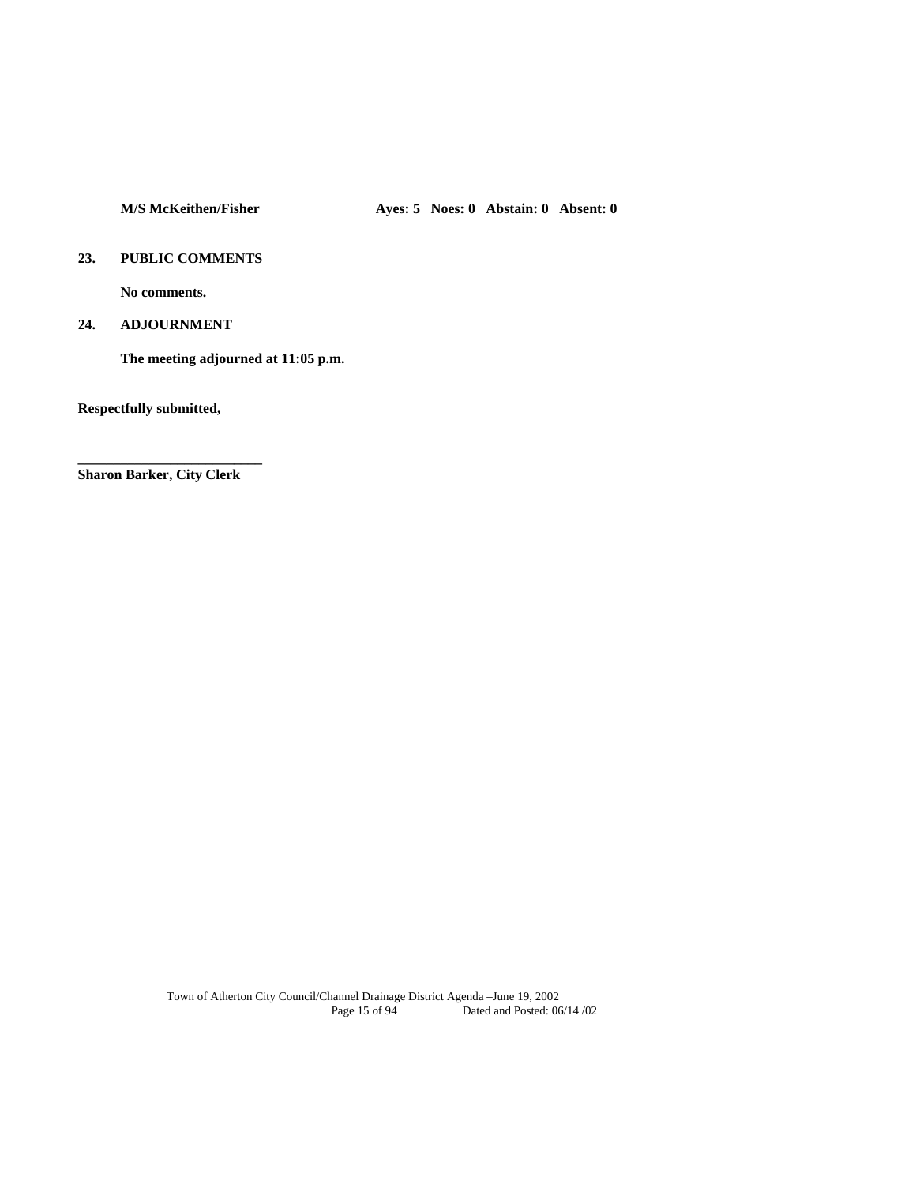**M/S McKeithen/Fisher Ayes: 5 Noes: 0 Abstain: 0 Absent: 0**

**23. PUBLIC COMMENTS**

**No comments.**

**24. ADJOURNMENT**

**The meeting adjourned at 11:05 p.m.**

**Respectfully submitted,**

**\_\_\_\_\_\_\_\_\_\_\_\_\_\_\_\_\_\_\_\_\_\_\_\_\_\_**
**Sharon Barker, City Clerk**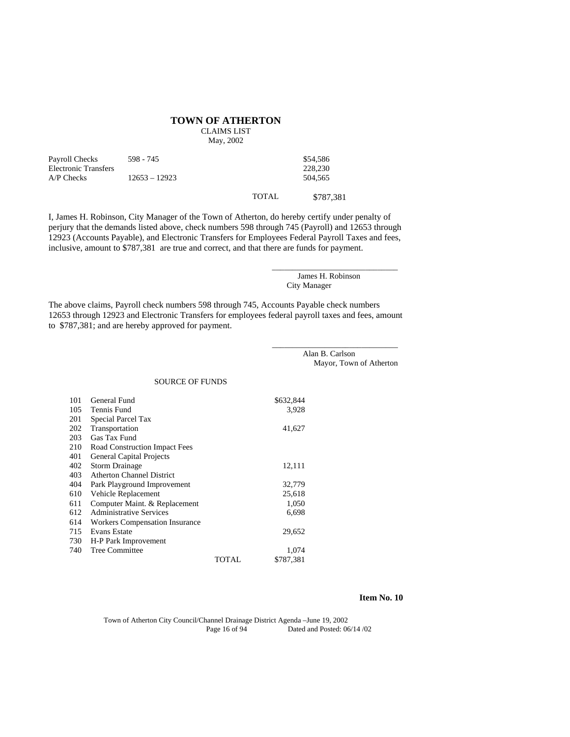# TOWN OF ATHERTON

CLAIMS LIST

May, 2002

| | | | |
|---|---|---|---|
| Payroll Checks | 598 - 745 | | $54,586 |
| Electronic Transfers | | | 228,230 |
| A/P Checks | 12653 – 12923 | | 504,565 |
| | | TOTAL | $787,381 |

I, James H. Robinson, City Manager of the Town of Atherton, do hereby certify under penalty of perjury that the demands listed above, check numbers 598 through 745 (Payroll) and 12653 through 12923 (Accounts Payable), and Electronic Transfers for Employees Federal Payroll Taxes and fees, inclusive, amount to $787,381 are true and correct, and that there are funds for payment.

\_\_\_\_\_\_\_\_\_\_\_\_\_\_\_\_\_\_\_\_\_\_\_\_\_\_\_\_\_\_

James H. Robinson
City Manager

The above claims, Payroll check numbers 598 through 745, Accounts Payable check numbers 12653 through 12923 and Electronic Transfers for employees federal payroll taxes and fees, amount to $787,381; and are hereby approved for payment.

\_\_\_\_\_\_\_\_\_\_\_\_\_\_\_\_\_\_\_\_\_\_\_\_\_\_\_\_\_\_

Alan B. Carlson
Mayor, Town of Atherton

SOURCE OF FUNDS

| | | |
|---|---|---|
| 101 | General Fund | $632,844 |
| 105 | Tennis Fund | 3,928 |
| 201 | Special Parcel Tax | |
| 202 | Transportation | 41,627 |
| 203 | Gas Tax Fund | |
| 210 | Road Construction Impact Fees | |
| 401 | General Capital Projects | |
| 402 | Storm Drainage | 12,111 |
| 403 | Atherton Channel District | |
| 404 | Park Playground Improvement | 32,779 |
| 610 | Vehicle Replacement | 25,618 |
| 611 | Computer Maint. & Replacement | 1,050 |
| 612 | Administrative Services | 6,698 |
| 614 | Workers Compensation Insurance | |
| 715 | Evans Estate | 29,652 |
| 730 | H-P Park Improvement | |
| 740 | Tree Committee | 1,074 |
| | TOTAL | $787,381 |

**Item No. 10**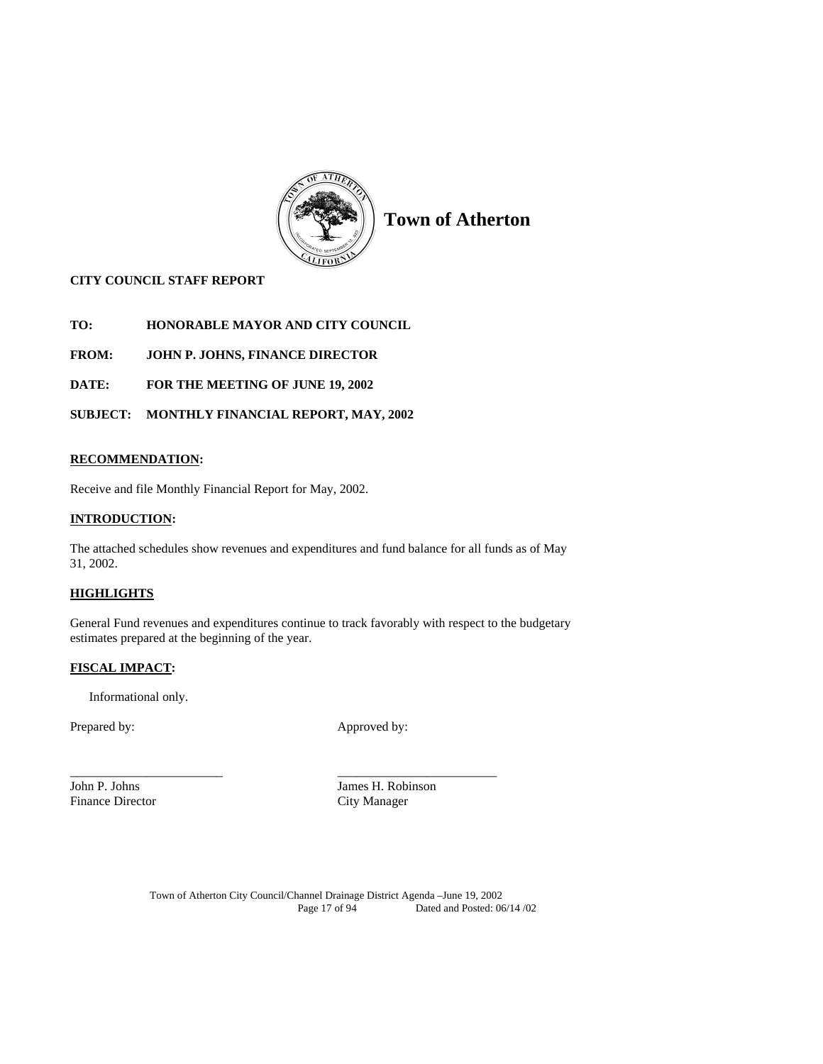# Town of Atherton

**CITY COUNCIL STAFF REPORT**

**TO:** **HONORABLE MAYOR AND CITY COUNCIL**

**FROM:** **JOHN P. JOHNS, FINANCE DIRECTOR**

**DATE:** **FOR THE MEETING OF JUNE 19, 2002**

**SUBJECT:** **MONTHLY FINANCIAL REPORT, MAY, 2002**

## RECOMMENDATION:

Receive and file Monthly Financial Report for May, 2002.

## INTRODUCTION:

The attached schedules show revenues and expenditures and fund balance for all funds as of May 31, 2002.

## HIGHLIGHTS

General Fund revenues and expenditures continue to track favorably with respect to the budgetary estimates prepared at the beginning of the year.

## FISCAL IMPACT:

Informational only.

Prepared by: Approved by:

________________________ ________________________

John P. Johns
Finance Director

James H. Robinson
City Manager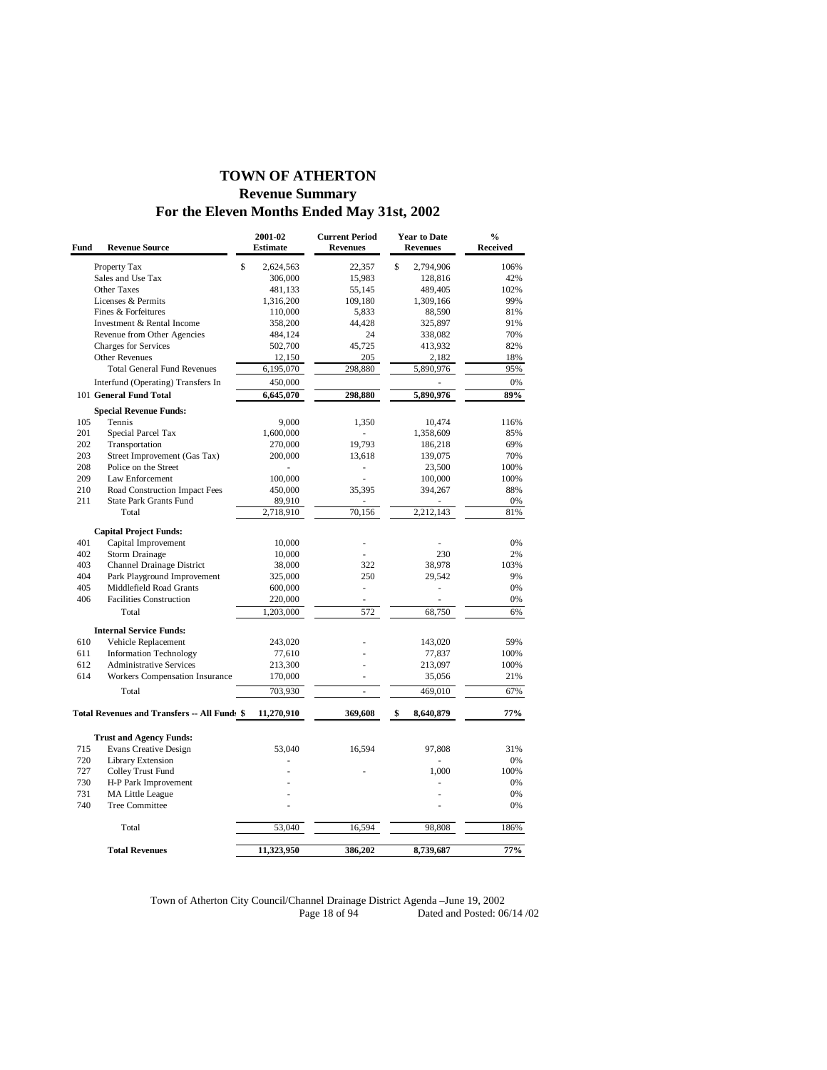# TOWN OF ATHERTON
## Revenue Summary
## For the Eleven Months Ended May 31st, 2002

| Fund | Revenue Source | 2001-02 Estimate | Current Period Revenues | Year to Date Revenues | % Received |
|---|---|---|---|---|---|
| | Property Tax | $ 2,624,563 | 22,357 | $ 2,794,906 | 106% |
| | Sales and Use Tax | 306,000 | 15,983 | 128,816 | 42% |
| | Other Taxes | 481,133 | 55,145 | 489,405 | 102% |
| | Licenses & Permits | 1,316,200 | 109,180 | 1,309,166 | 99% |
| | Fines & Forfeitures | 110,000 | 5,833 | 88,590 | 81% |
| | Investment & Rental Income | 358,200 | 44,428 | 325,897 | 91% |
| | Revenue from Other Agencies | 484,124 | 24 | 338,082 | 70% |
| | Charges for Services | 502,700 | 45,725 | 413,932 | 82% |
| | Other Revenues | 12,150 | 205 | 2,182 | 18% |
| | Total General Fund Revenues | 6,195,070 | 298,880 | 5,890,976 | 95% |
| | Interfund (Operating) Transfers In | 450,000 | | - | 0% |
| 101 | **General Fund Total** | **6,645,070** | **298,880** | **5,890,976** | **89%** |
| | **Special Revenue Funds:** | | | | |
| 105 | Tennis | 9,000 | 1,350 | 10,474 | 116% |
| 201 | Special Parcel Tax | 1,600,000 | - | 1,358,609 | 85% |
| 202 | Transportation | 270,000 | 19,793 | 186,218 | 69% |
| 203 | Street Improvement (Gas Tax) | 200,000 | 13,618 | 139,075 | 70% |
| 208 | Police on the Street | - | - | 23,500 | 100% |
| 209 | Law Enforcement | 100,000 | - | 100,000 | 100% |
| 210 | Road Construction Impact Fees | 450,000 | 35,395 | 394,267 | 88% |
| 211 | State Park Grants Fund | 89,910 | - | - | 0% |
| | Total | 2,718,910 | 70,156 | 2,212,143 | 81% |
| | **Capital Project Funds:** | | | | |
| 401 | Capital Improvement | 10,000 | - | - | 0% |
| 402 | Storm Drainage | 10,000 | - | 230 | 2% |
| 403 | Channel Drainage District | 38,000 | 322 | 38,978 | 103% |
| 404 | Park Playground Improvement | 325,000 | 250 | 29,542 | 9% |
| 405 | Middlefield Road Grants | 600,000 | - | - | 0% |
| 406 | Facilities Construction | 220,000 | - | - | 0% |
| | Total | 1,203,000 | 572 | 68,750 | 6% |
| | **Internal Service Funds:** | | | | |
| 610 | Vehicle Replacement | 243,020 | - | 143,020 | 59% |
| 611 | Information Technology | 77,610 | - | 77,837 | 100% |
| 612 | Administrative Services | 213,300 | - | 213,097 | 100% |
| 614 | Workers Compensation Insurance | 170,000 | - | 35,056 | 21% |
| | Total | 703,930 | - | 469,010 | 67% |
| | **Total Revenues and Transfers -- All Funds** | **$ 11,270,910** | **369,608** | **$ 8,640,879** | **77%** |
| | **Trust and Agency Funds:** | | | | |
| 715 | Evans Creative Design | 53,040 | 16,594 | 97,808 | 31% |
| 720 | Library Extension | - | | - | 0% |
| 727 | Colley Trust Fund | - | - | 1,000 | 100% |
| 730 | H-P Park Improvement | - | | - | 0% |
| 731 | MA Little League | - | | - | 0% |
| 740 | Tree Committee | - | | - | 0% |
| | Total | 53,040 | 16,594 | 98,808 | 186% |
| | **Total Revenues** | **11,323,950** | **386,202** | **8,739,687** | **77%** |

Town of Atherton City Council/Channel Drainage District Agenda –June 19, 2002
Dated and Posted: 06/14 /02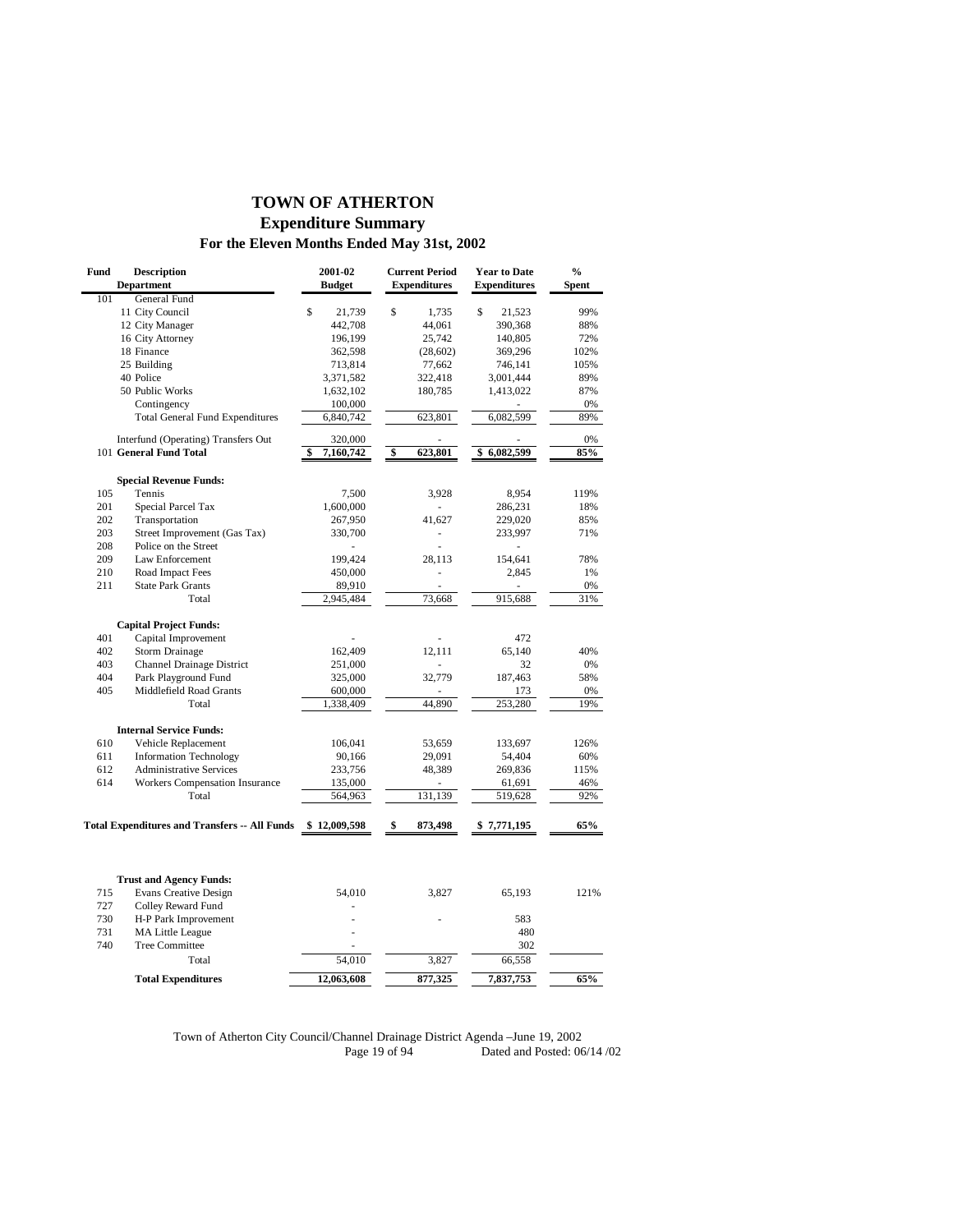# TOWN OF ATHERTON
## Expenditure Summary
### For the Eleven Months Ended May 31st, 2002

| Fund | Description Department | 2001-02 Budget | Current Period Expenditures | Year to Date Expenditures | % Spent |
|---|---|---|---|---|---|
| 101 | General Fund | | | | |
| | 11 City Council | $ 21,739 | $ 1,735 | $ 21,523 | 99% |
| | 12 City Manager | 442,708 | 44,061 | 390,368 | 88% |
| | 16 City Attorney | 196,199 | 25,742 | 140,805 | 72% |
| | 18 Finance | 362,598 | (28,602) | 369,296 | 102% |
| | 25 Building | 713,814 | 77,662 | 746,141 | 105% |
| | 40 Police | 3,371,582 | 322,418 | 3,001,444 | 89% |
| | 50 Public Works | 1,632,102 | 180,785 | 1,413,022 | 87% |
| | Contingency | 100,000 | | - | 0% |
| | Total General Fund Expenditures | 6,840,742 | 623,801 | 6,082,599 | 89% |
| | Interfund (Operating) Transfers Out | 320,000 | - | - | 0% |
| 101 | **General Fund Total** | **$ 7,160,742** | **$ 623,801** | **$ 6,082,599** | **85%** |
| | **Special Revenue Funds:** | | | | |
| 105 | Tennis | 7,500 | 3,928 | 8,954 | 119% |
| 201 | Special Parcel Tax | 1,600,000 | - | 286,231 | 18% |
| 202 | Transportation | 267,950 | 41,627 | 229,020 | 85% |
| 203 | Street Improvement (Gas Tax) | 330,700 | - | 233,997 | 71% |
| 208 | Police on the Street | - | - | - | |
| 209 | Law Enforcement | 199,424 | 28,113 | 154,641 | 78% |
| 210 | Road Impact Fees | 450,000 | - | 2,845 | 1% |
| 211 | State Park Grants | 89,910 | - | - | 0% |
| | Total | 2,945,484 | 73,668 | 915,688 | 31% |
| | **Capital Project Funds:** | | | | |
| 401 | Capital Improvement | - | - | 472 | |
| 402 | Storm Drainage | 162,409 | 12,111 | 65,140 | 40% |
| 403 | Channel Drainage District | 251,000 | - | 32 | 0% |
| 404 | Park Playground Fund | 325,000 | 32,779 | 187,463 | 58% |
| 405 | Middlefield Road Grants | 600,000 | - | 173 | 0% |
| | Total | 1,338,409 | 44,890 | 253,280 | 19% |
| | **Internal Service Funds:** | | | | |
| 610 | Vehicle Replacement | 106,041 | 53,659 | 133,697 | 126% |
| 611 | Information Technology | 90,166 | 29,091 | 54,404 | 60% |
| 612 | Administrative Services | 233,756 | 48,389 | 269,836 | 115% |
| 614 | Workers Compensation Insurance | 135,000 | - | 61,691 | 46% |
| | Total | 564,963 | 131,139 | 519,628 | 92% |
| | **Total Expenditures and Transfers -- All Funds** | **$ 12,009,598** | **$ 873,498** | **$ 7,771,195** | **65%** |
| | **Trust and Agency Funds:** | | | | |
| 715 | Evans Creative Design | 54,010 | 3,827 | 65,193 | 121% |
| 727 | Colley Reward Fund | - | | | |
| 730 | H-P Park Improvement | - | - | 583 | |
| 731 | MA Little League | - | | 480 | |
| 740 | Tree Committee | - | | 302 | |
| | Total | 54,010 | 3,827 | 66,558 | |
| | **Total Expenditures** | **12,063,608** | **877,325** | **7,837,753** | **65%** |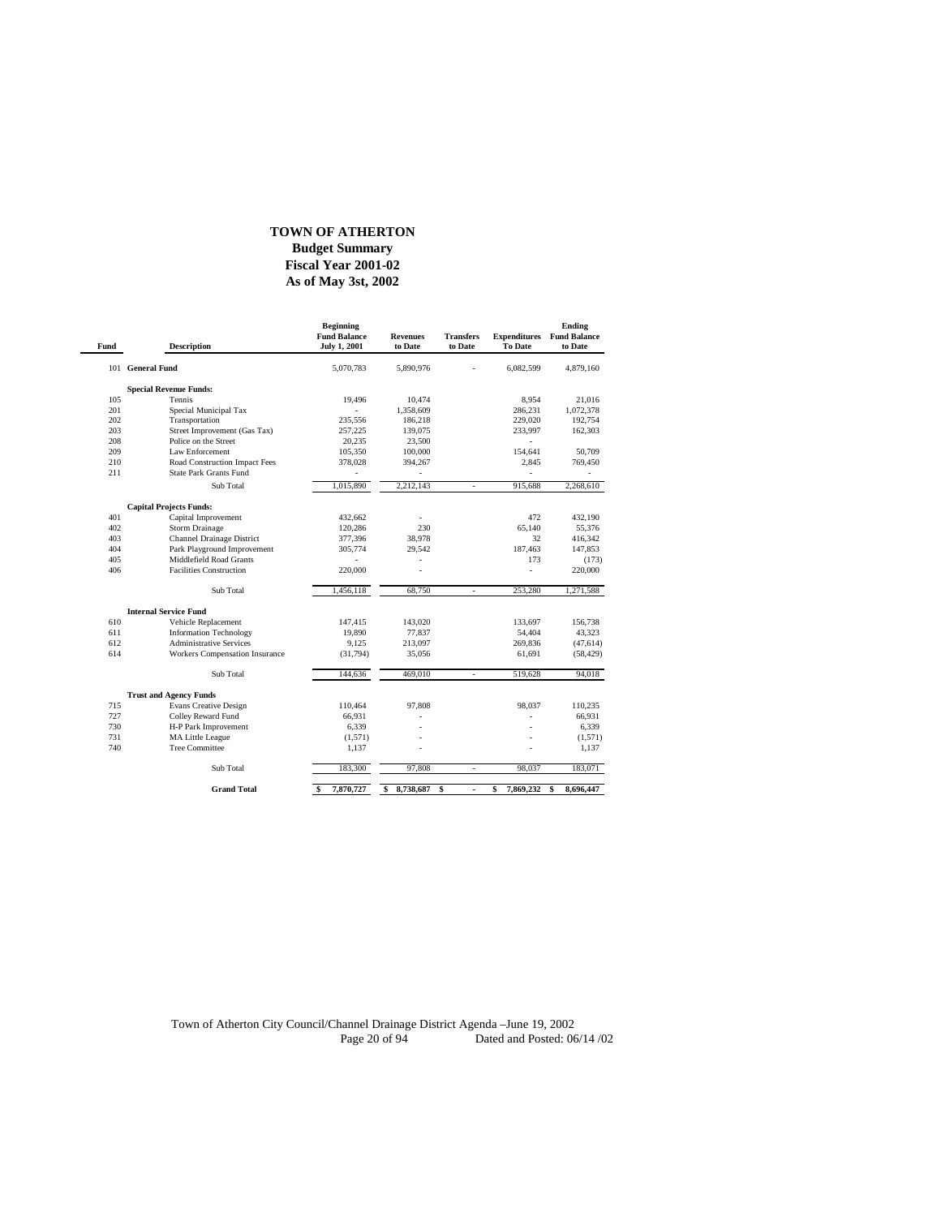# TOWN OF ATHERTON

## Budget Summary
## Fiscal Year 2001-02
## As of May 3st, 2002

| Fund | Description | Beginning Fund Balance July 1, 2001 | Revenues to Date | Transfers to Date | Expenditures To Date | Ending Fund Balance to Date |
|---|---|---|---|---|---|---|
| 101 | **General Fund** | 5,070,783 | 5,890,976 | - | 6,082,599 | 4,879,160 |
| | **Special Revenue Funds:** | | | | | |
| 105 | Tennis | 19,496 | 10,474 | | 8,954 | 21,016 |
| 201 | Special Municipal Tax | - | 1,358,609 | | 286,231 | 1,072,378 |
| 202 | Transportation | 235,556 | 186,218 | | 229,020 | 192,754 |
| 203 | Street Improvement (Gas Tax) | 257,225 | 139,075 | | 233,997 | 162,303 |
| 208 | Police on the Street | 20,235 | 23,500 | | - | |
| 209 | Law Enforcement | 105,350 | 100,000 | | 154,641 | 50,709 |
| 210 | Road Construction Impact Fees | 378,028 | 394,267 | | 2,845 | 769,450 |
| 211 | State Park Grants Fund | - | - | | - | - |
| | Sub Total | 1,015,890 | 2,212,143 | - | 915,688 | 2,268,610 |
| | **Capital Projects Funds:** | | | | | |
| 401 | Capital Improvement | 432,662 | - | | 472 | 432,190 |
| 402 | Storm Drainage | 120,286 | 230 | | 65,140 | 55,376 |
| 403 | Channel Drainage District | 377,396 | 38,978 | | 32 | 416,342 |
| 404 | Park Playground Improvement | 305,774 | 29,542 | | 187,463 | 147,853 |
| 405 | Middlefield Road Grants | - | - | | 173 | (173) |
| 406 | Facilities Construction | 220,000 | - | | - | 220,000 |
| | Sub Total | 1,456,118 | 68,750 | - | 253,280 | 1,271,588 |
| | **Internal Service Fund** | | | | | |
| 610 | Vehicle Replacement | 147,415 | 143,020 | | 133,697 | 156,738 |
| 611 | Information Technology | 19,890 | 77,837 | | 54,404 | 43,323 |
| 612 | Administrative Services | 9,125 | 213,097 | | 269,836 | (47,614) |
| 614 | Workers Compensation Insurance | (31,794) | 35,056 | | 61,691 | (58,429) |
| | Sub Total | 144,636 | 469,010 | - | 519,628 | 94,018 |
| | **Trust and Agency Funds** | | | | | |
| 715 | Evans Creative Design | 110,464 | 97,808 | | 98,037 | 110,235 |
| 727 | Colley Reward Fund | 66,931 | - | | - | 66,931 |
| 730 | H-P Park Improvement | 6,339 | - | | - | 6,339 |
| 731 | MA Little League | (1,571) | - | | - | (1,571) |
| 740 | Tree Committee | 1,137 | - | | - | 1,137 |
| | Sub Total | 183,300 | 97,808 | - | 98,037 | 183,071 |
| | **Grand Total** | **$ 7,870,727** | **$ 8,738,687** | **$ -** | **$ 7,869,232** | **$ 8,696,447** |

Town of Atherton City Council/Channel Drainage District Agenda –June 19, 2002
Dated and Posted: 06/14 /02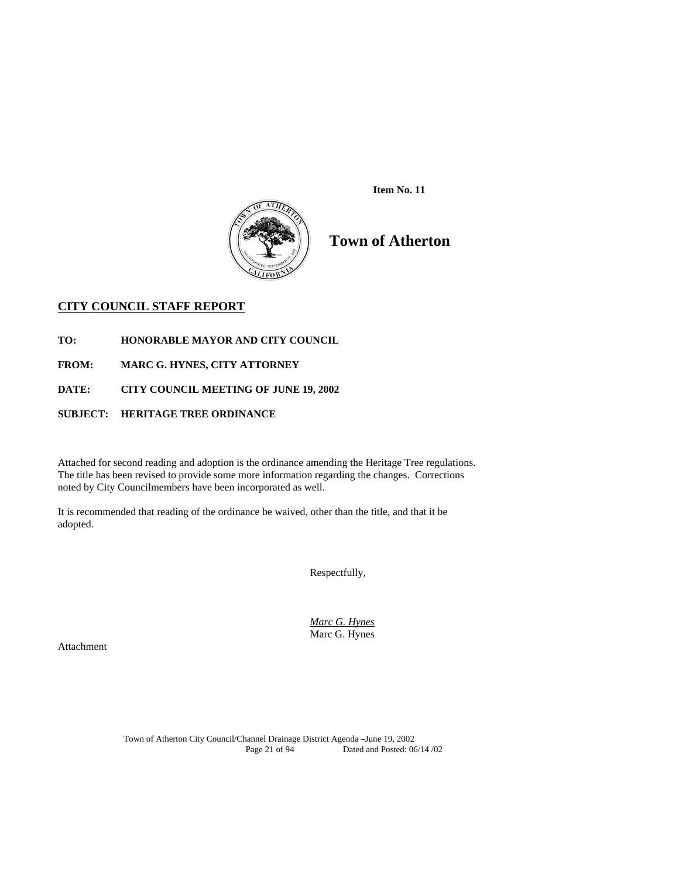**Item No. 11**

# Town of Atherton

## CITY COUNCIL STAFF REPORT

**TO:** **HONORABLE MAYOR AND CITY COUNCIL**

**FROM:** **MARC G. HYNES, CITY ATTORNEY**

**DATE:** **CITY COUNCIL MEETING OF JUNE 19, 2002**

**SUBJECT:** **HERITAGE TREE ORDINANCE**

Attached for second reading and adoption is the ordinance amending the Heritage Tree regulations. The title has been revised to provide some more information regarding the changes. Corrections noted by City Councilmembers have been incorporated as well.

It is recommended that reading of the ordinance be waived, other than the title, and that it be adopted.

Respectfully,

*Marc G. Hynes*
Marc G. Hynes

Attachment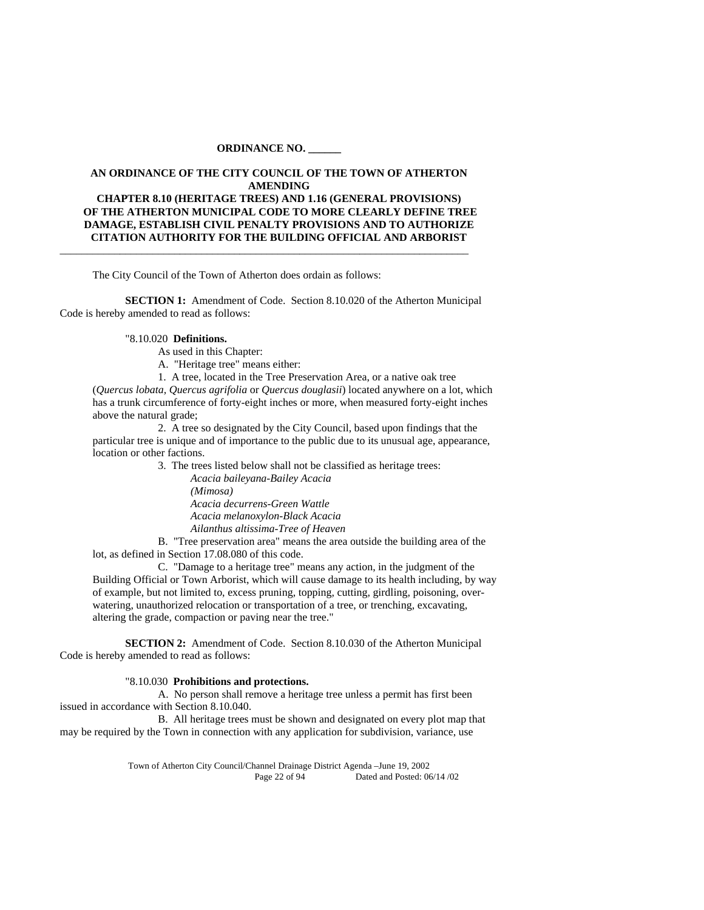**ORDINANCE NO. ______**

**AN ORDINANCE OF THE CITY COUNCIL OF THE TOWN OF ATHERTON AMENDING CHAPTER 8.10 (HERITAGE TREES) AND 1.16 (GENERAL PROVISIONS) OF THE ATHERTON MUNICIPAL CODE TO MORE CLEARLY DEFINE TREE DAMAGE, ESTABLISH CIVIL PENALTY PROVISIONS AND TO AUTHORIZE CITATION AUTHORITY FOR THE BUILDING OFFICIAL AND ARBORIST**

---

The City Council of the Town of Atherton does ordain as follows:

**SECTION 1:** Amendment of Code. Section 8.10.020 of the Atherton Municipal Code is hereby amended to read as follows:

"8.10.020 **Definitions.**

As used in this Chapter:

A. "Heritage tree" means either:

1. A tree, located in the Tree Preservation Area, or a native oak tree (*Quercus lobata, Quercus agrifolia* or *Quercus douglasii*) located anywhere on a lot, which has a trunk circumference of forty-eight inches or more, when measured forty-eight inches above the natural grade;

2. A tree so designated by the City Council, based upon findings that the particular tree is unique and of importance to the public due to its unusual age, appearance, location or other factions.

3. The trees listed below shall not be classified as heritage trees:

*Acacia baileyana-Bailey Acacia*
*(Mimosa)*
*Acacia decurrens-Green Wattle*
*Acacia melanoxylon-Black Acacia*
*Ailanthus altissima-Tree of Heaven*

B. "Tree preservation area" means the area outside the building area of the lot, as defined in Section 17.08.080 of this code.

C. "Damage to a heritage tree" means any action, in the judgment of the Building Official or Town Arborist, which will cause damage to its health including, by way of example, but not limited to, excess pruning, topping, cutting, girdling, poisoning, over-watering, unauthorized relocation or transportation of a tree, or trenching, excavating, altering the grade, compaction or paving near the tree."

**SECTION 2:** Amendment of Code. Section 8.10.030 of the Atherton Municipal Code is hereby amended to read as follows:

"8.10.030 **Prohibitions and protections.**

A. No person shall remove a heritage tree unless a permit has first been issued in accordance with Section 8.10.040.

B. All heritage trees must be shown and designated on every plot map that may be required by the Town in connection with any application for subdivision, variance, use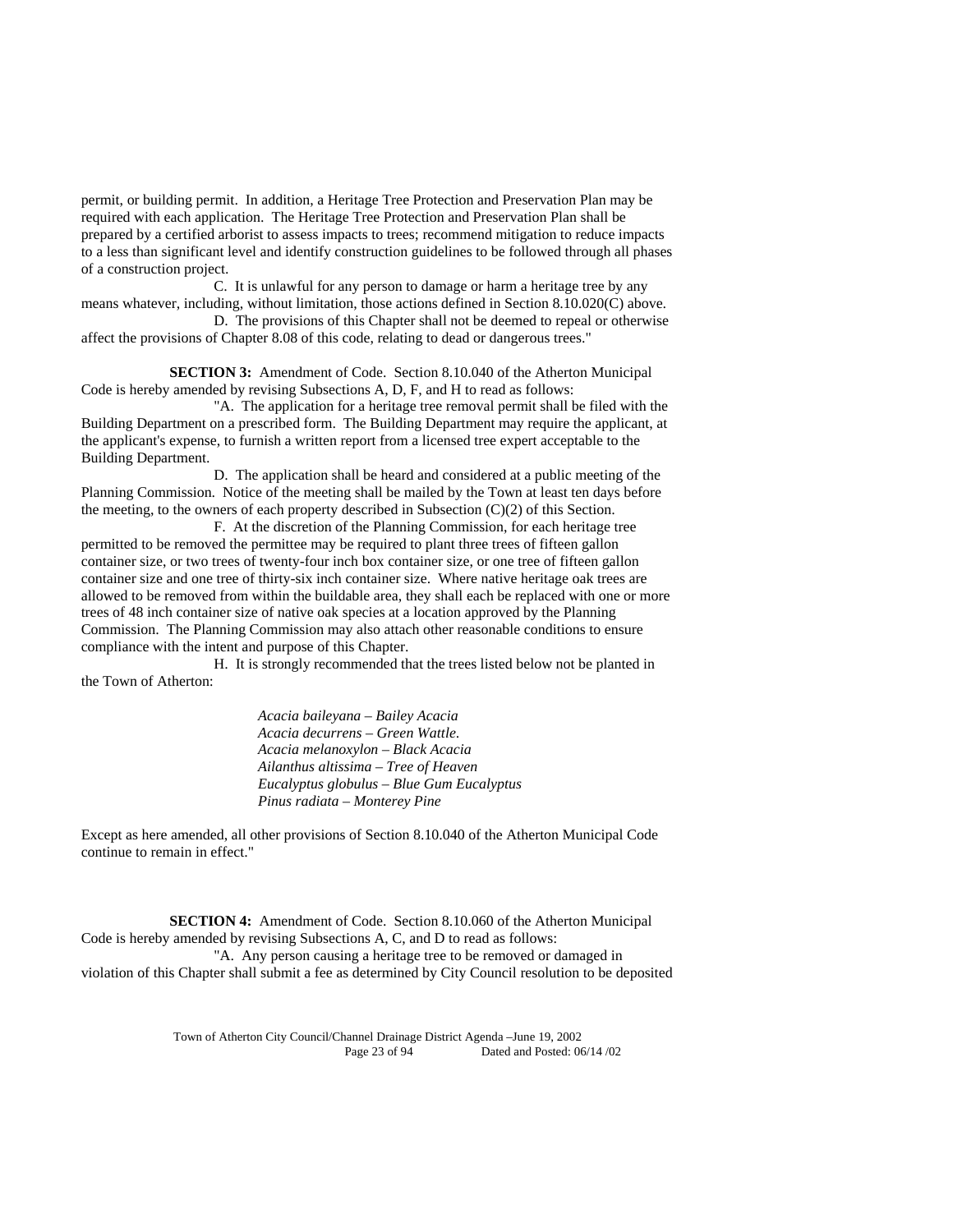permit, or building permit. In addition, a Heritage Tree Protection and Preservation Plan may be required with each application. The Heritage Tree Protection and Preservation Plan shall be prepared by a certified arborist to assess impacts to trees; recommend mitigation to reduce impacts to a less than significant level and identify construction guidelines to be followed through all phases of a construction project.

C. It is unlawful for any person to damage or harm a heritage tree by any means whatever, including, without limitation, those actions defined in Section 8.10.020(C) above.

D. The provisions of this Chapter shall not be deemed to repeal or otherwise affect the provisions of Chapter 8.08 of this code, relating to dead or dangerous trees."

**SECTION 3:** Amendment of Code. Section 8.10.040 of the Atherton Municipal Code is hereby amended by revising Subsections A, D, F, and H to read as follows:

"A. The application for a heritage tree removal permit shall be filed with the Building Department on a prescribed form. The Building Department may require the applicant, at the applicant's expense, to furnish a written report from a licensed tree expert acceptable to the Building Department.

D. The application shall be heard and considered at a public meeting of the Planning Commission. Notice of the meeting shall be mailed by the Town at least ten days before the meeting, to the owners of each property described in Subsection (C)(2) of this Section.

F. At the discretion of the Planning Commission, for each heritage tree permitted to be removed the permittee may be required to plant three trees of fifteen gallon container size, or two trees of twenty-four inch box container size, or one tree of fifteen gallon container size and one tree of thirty-six inch container size. Where native heritage oak trees are allowed to be removed from within the buildable area, they shall each be replaced with one or more trees of 48 inch container size of native oak species at a location approved by the Planning Commission. The Planning Commission may also attach other reasonable conditions to ensure compliance with the intent and purpose of this Chapter.

H. It is strongly recommended that the trees listed below not be planted in the Town of Atherton:

*Acacia baileyana – Bailey Acacia*
*Acacia decurrens – Green Wattle.*
*Acacia melanoxylon – Black Acacia*
*Ailanthus altissima – Tree of Heaven*
*Eucalyptus globulus – Blue Gum Eucalyptus*
*Pinus radiata – Monterey Pine*

Except as here amended, all other provisions of Section 8.10.040 of the Atherton Municipal Code continue to remain in effect."

**SECTION 4:** Amendment of Code. Section 8.10.060 of the Atherton Municipal Code is hereby amended by revising Subsections A, C, and D to read as follows:

"A. Any person causing a heritage tree to be removed or damaged in violation of this Chapter shall submit a fee as determined by City Council resolution to be deposited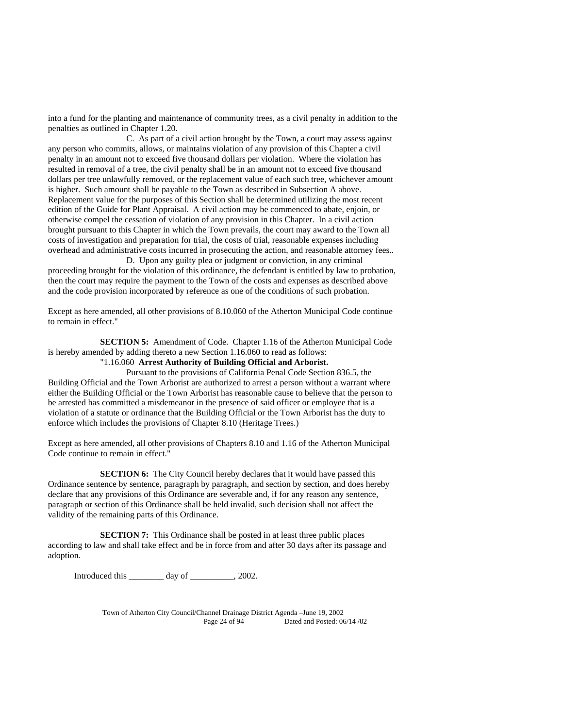into a fund for the planting and maintenance of community trees, as a civil penalty in addition to the penalties as outlined in Chapter 1.20.

C. As part of a civil action brought by the Town, a court may assess against any person who commits, allows, or maintains violation of any provision of this Chapter a civil penalty in an amount not to exceed five thousand dollars per violation. Where the violation has resulted in removal of a tree, the civil penalty shall be in an amount not to exceed five thousand dollars per tree unlawfully removed, or the replacement value of each such tree, whichever amount is higher. Such amount shall be payable to the Town as described in Subsection A above. Replacement value for the purposes of this Section shall be determined utilizing the most recent edition of the Guide for Plant Appraisal. A civil action may be commenced to abate, enjoin, or otherwise compel the cessation of violation of any provision in this Chapter. In a civil action brought pursuant to this Chapter in which the Town prevails, the court may award to the Town all costs of investigation and preparation for trial, the costs of trial, reasonable expenses including overhead and administrative costs incurred in prosecuting the action, and reasonable attorney fees..

D. Upon any guilty plea or judgment or conviction, in any criminal proceeding brought for the violation of this ordinance, the defendant is entitled by law to probation, then the court may require the payment to the Town of the costs and expenses as described above and the code provision incorporated by reference as one of the conditions of such probation.

Except as here amended, all other provisions of 8.10.060 of the Atherton Municipal Code continue to remain in effect."

**SECTION 5:** Amendment of Code. Chapter 1.16 of the Atherton Municipal Code is hereby amended by adding thereto a new Section 1.16.060 to read as follows:

"1.16.060 **Arrest Authority of Building Official and Arborist.**

Pursuant to the provisions of California Penal Code Section 836.5, the Building Official and the Town Arborist are authorized to arrest a person without a warrant where either the Building Official or the Town Arborist has reasonable cause to believe that the person to be arrested has committed a misdemeanor in the presence of said officer or employee that is a violation of a statute or ordinance that the Building Official or the Town Arborist has the duty to enforce which includes the provisions of Chapter 8.10 (Heritage Trees.)

Except as here amended, all other provisions of Chapters 8.10 and 1.16 of the Atherton Municipal Code continue to remain in effect."

**SECTION 6:** The City Council hereby declares that it would have passed this Ordinance sentence by sentence, paragraph by paragraph, and section by section, and does hereby declare that any provisions of this Ordinance are severable and, if for any reason any sentence, paragraph or section of this Ordinance shall be held invalid, such decision shall not affect the validity of the remaining parts of this Ordinance.

**SECTION 7:** This Ordinance shall be posted in at least three public places according to law and shall take effect and be in force from and after 30 days after its passage and adoption.

Introduced this ________ day of __________, 2002.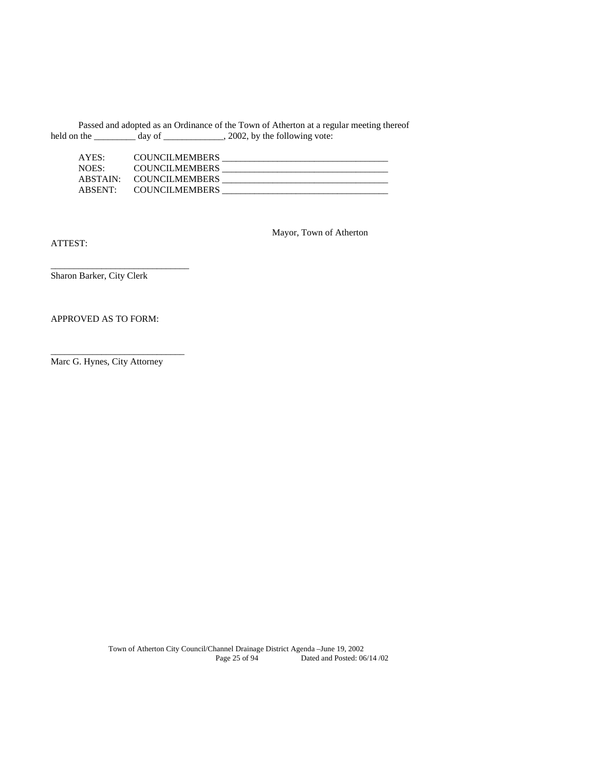Passed and adopted as an Ordinance of the Town of Atherton at a regular meeting thereof held on the _________ day of _____________, 2002, by the following vote:

AYES: COUNCILMEMBERS ____________________________________
NOES: COUNCILMEMBERS ____________________________________
ABSTAIN: COUNCILMEMBERS ____________________________________
ABSENT: COUNCILMEMBERS ____________________________________

Mayor, Town of Atherton

ATTEST:

______________________________
Sharon Barker, City Clerk

APPROVED AS TO FORM:

_____________________________
Marc G. Hynes, City Attorney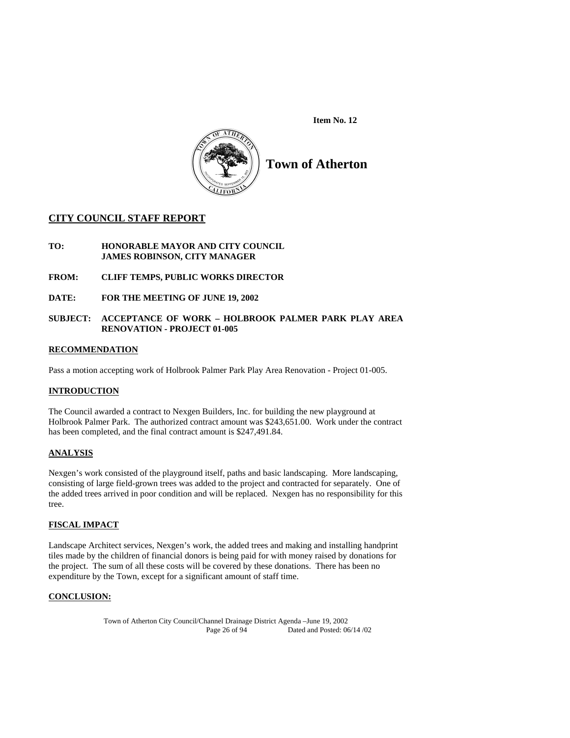**Item No. 12**

# Town of Atherton

## CITY COUNCIL STAFF REPORT

**TO:** **HONORABLE MAYOR AND CITY COUNCIL**
**JAMES ROBINSON, CITY MANAGER**

**FROM:** **CLIFF TEMPS, PUBLIC WORKS DIRECTOR**

**DATE:** **FOR THE MEETING OF JUNE 19, 2002**

**SUBJECT:** **ACCEPTANCE OF WORK – HOLBROOK PALMER PARK PLAY AREA RENOVATION - PROJECT 01-005**

### RECOMMENDATION

Pass a motion accepting work of Holbrook Palmer Park Play Area Renovation - Project 01-005.

### INTRODUCTION

The Council awarded a contract to Nexgen Builders, Inc. for building the new playground at Holbrook Palmer Park. The authorized contract amount was $243,651.00. Work under the contract has been completed, and the final contract amount is $247,491.84.

### ANALYSIS

Nexgen's work consisted of the playground itself, paths and basic landscaping. More landscaping, consisting of large field-grown trees was added to the project and contracted for separately. One of the added trees arrived in poor condition and will be replaced. Nexgen has no responsibility for this tree.

### FISCAL IMPACT

Landscape Architect services, Nexgen's work, the added trees and making and installing handprint tiles made by the children of financial donors is being paid for with money raised by donations for the project. The sum of all these costs will be covered by these donations. There has been no expenditure by the Town, except for a significant amount of staff time.

### CONCLUSION: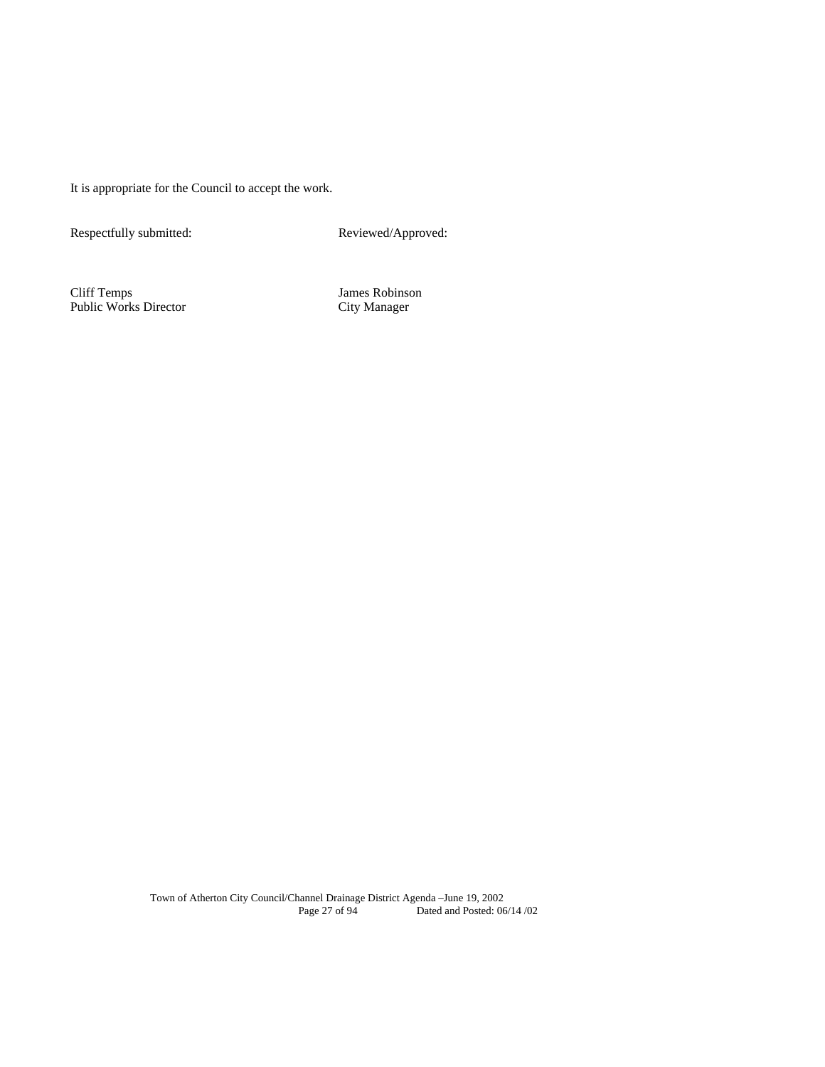It is appropriate for the Council to accept the work.

| Respectfully submitted: | Reviewed/Approved: |
|---|---|
| Cliff Temps<br>Public Works Director | James Robinson<br>City Manager |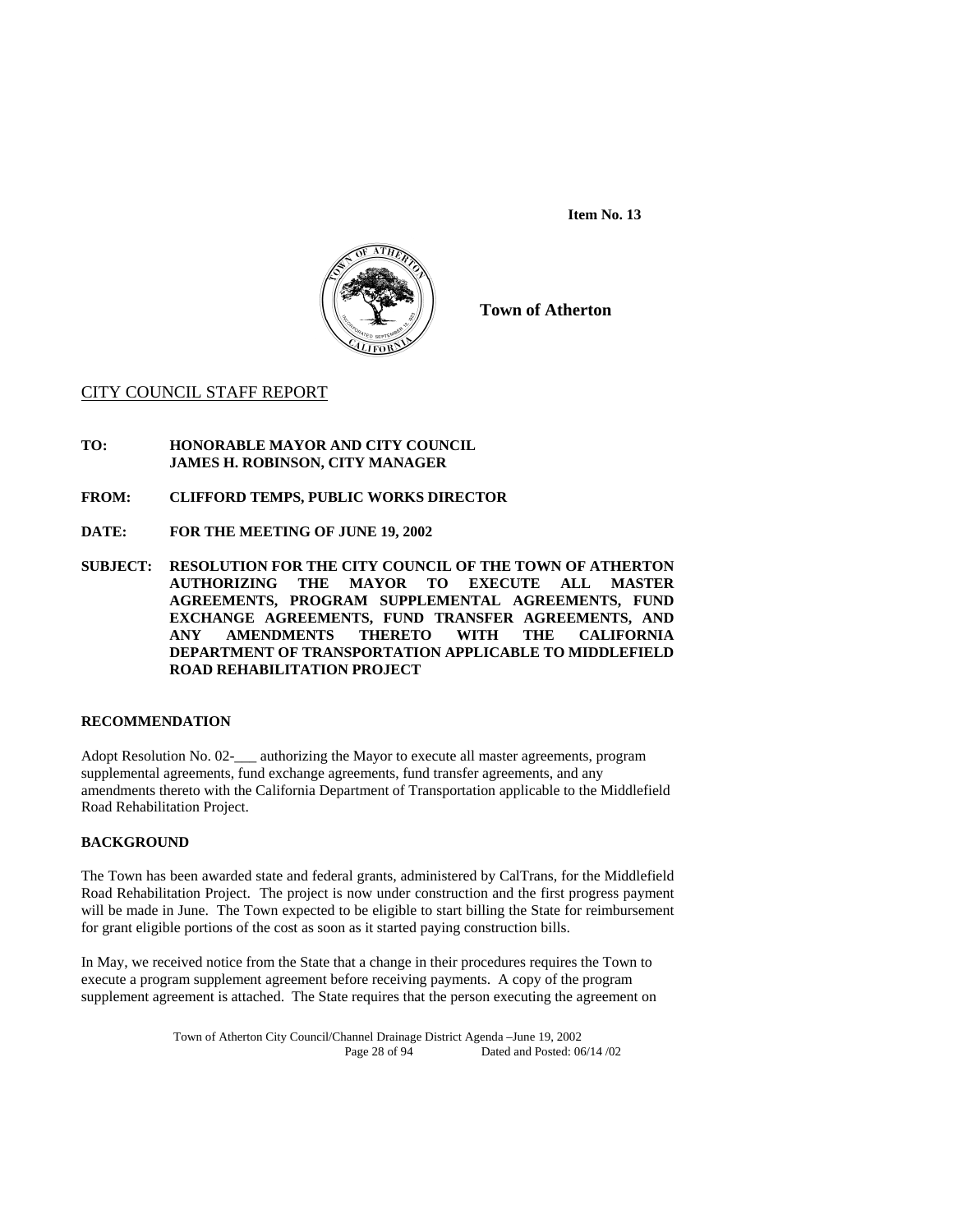**Item No. 13**

**Town of Atherton**

CITY COUNCIL STAFF REPORT

**TO: HONORABLE MAYOR AND CITY COUNCIL**
**JAMES H. ROBINSON, CITY MANAGER**

**FROM: CLIFFORD TEMPS, PUBLIC WORKS DIRECTOR**

**DATE: FOR THE MEETING OF JUNE 19, 2002**

**SUBJECT: RESOLUTION FOR THE CITY COUNCIL OF THE TOWN OF ATHERTON AUTHORIZING THE MAYOR TO EXECUTE ALL MASTER AGREEMENTS, PROGRAM SUPPLEMENTAL AGREEMENTS, FUND EXCHANGE AGREEMENTS, FUND TRANSFER AGREEMENTS, AND ANY AMENDMENTS THERETO WITH THE CALIFORNIA DEPARTMENT OF TRANSPORTATION APPLICABLE TO MIDDLEFIELD ROAD REHABILITATION PROJECT**

**RECOMMENDATION**

Adopt Resolution No. 02-___ authorizing the Mayor to execute all master agreements, program supplemental agreements, fund exchange agreements, fund transfer agreements, and any amendments thereto with the California Department of Transportation applicable to the Middlefield Road Rehabilitation Project.

**BACKGROUND**

The Town has been awarded state and federal grants, administered by CalTrans, for the Middlefield Road Rehabilitation Project. The project is now under construction and the first progress payment will be made in June. The Town expected to be eligible to start billing the State for reimbursement for grant eligible portions of the cost as soon as it started paying construction bills.

In May, we received notice from the State that a change in their procedures requires the Town to execute a program supplement agreement before receiving payments. A copy of the program supplement agreement is attached. The State requires that the person executing the agreement on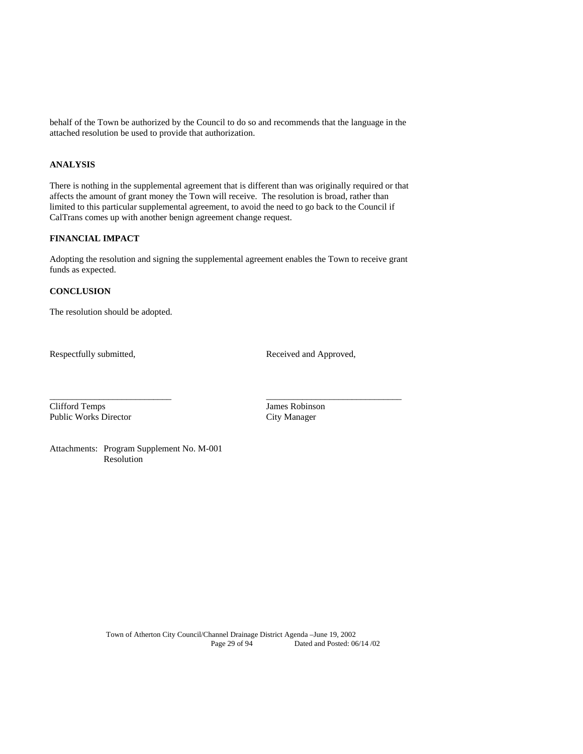behalf of the Town be authorized by the Council to do so and recommends that the language in the attached resolution be used to provide that authorization.

**ANALYSIS**

There is nothing in the supplemental agreement that is different than was originally required or that affects the amount of grant money the Town will receive. The resolution is broad, rather than limited to this particular supplemental agreement, to avoid the need to go back to the Council if CalTrans comes up with another benign agreement change request.

**FINANCIAL IMPACT**

Adopting the resolution and signing the supplemental agreement enables the Town to receive grant funds as expected.

**CONCLUSION**

The resolution should be adopted.

Respectfully submitted,

___________________________
Clifford Temps
Public Works Director

Received and Approved,

______________________________
James Robinson
City Manager

Attachments: Program Supplement No. M-001
Resolution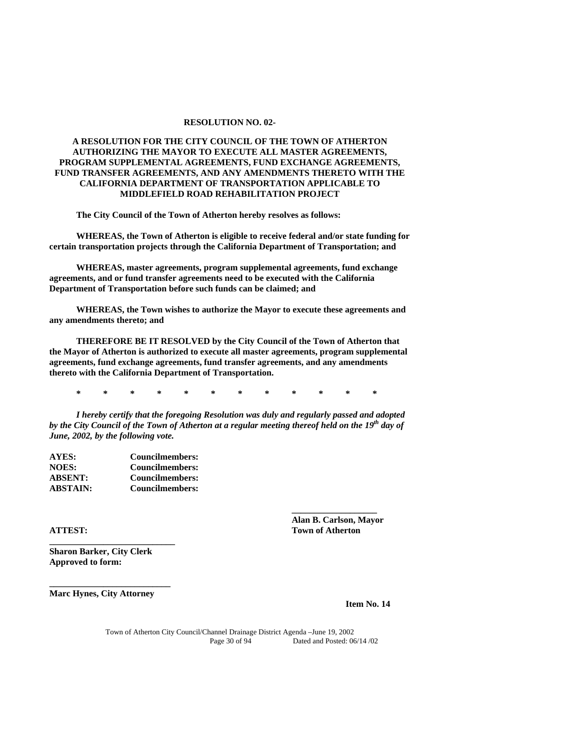**RESOLUTION NO. 02-**

**A RESOLUTION FOR THE CITY COUNCIL OF THE TOWN OF ATHERTON AUTHORIZING THE MAYOR TO EXECUTE ALL MASTER AGREEMENTS, PROGRAM SUPPLEMENTAL AGREEMENTS, FUND EXCHANGE AGREEMENTS, FUND TRANSFER AGREEMENTS, AND ANY AMENDMENTS THERETO WITH THE CALIFORNIA DEPARTMENT OF TRANSPORTATION APPLICABLE TO MIDDLEFIELD ROAD REHABILITATION PROJECT**

**The City Council of the Town of Atherton hereby resolves as follows:**

**WHEREAS, the Town of Atherton is eligible to receive federal and/or state funding for certain transportation projects through the California Department of Transportation; and**

**WHEREAS, master agreements, program supplemental agreements, fund exchange agreements, and or fund transfer agreements need to be executed with the California Department of Transportation before such funds can be claimed; and**

**WHEREAS, the Town wishes to authorize the Mayor to execute these agreements and any amendments thereto; and**

**THEREFORE BE IT RESOLVED by the City Council of the Town of Atherton that the Mayor of Atherton is authorized to execute all master agreements, program supplemental agreements, fund exchange agreements, fund transfer agreements, and any amendments thereto with the California Department of Transportation.**

\* \* \* \* \* \* \* \* \* \* \* \*

***I hereby certify that the foregoing Resolution was duly and regularly passed and adopted by the City Council of the Town of Atherton at a regular meeting thereof held on the 19th day of June, 2002, by the following vote.***

**AYES:** **Councilmembers:**
**NOES:** **Councilmembers:**
**ABSENT:** **Councilmembers:**
**ABSTAIN:** **Councilmembers:**

___________________
**Alan B. Carlson, Mayor**
**Town of Atherton**

**ATTEST:**

___________________________
**Sharon Barker, City Clerk**
**Approved to form:**

___________________________
**Marc Hynes, City Attorney**

**Item No. 14**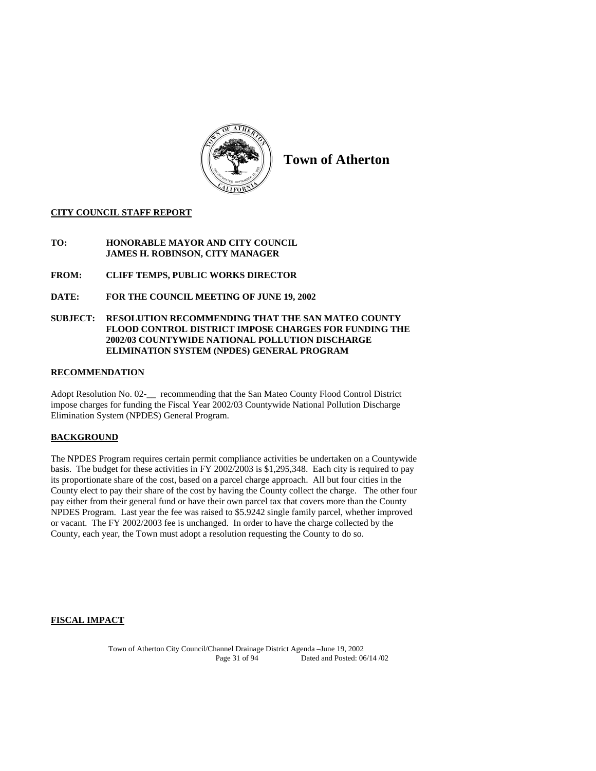# Town of Atherton

**CITY COUNCIL STAFF REPORT**

**TO:** **HONORABLE MAYOR AND CITY COUNCIL**
**JAMES H. ROBINSON, CITY MANAGER**

**FROM:** **CLIFF TEMPS, PUBLIC WORKS DIRECTOR**

**DATE:** **FOR THE COUNCIL MEETING OF JUNE 19, 2002**

**SUBJECT:** **RESOLUTION RECOMMENDING THAT THE SAN MATEO COUNTY FLOOD CONTROL DISTRICT IMPOSE CHARGES FOR FUNDING THE 2002/03 COUNTYWIDE NATIONAL POLLUTION DISCHARGE ELIMINATION SYSTEM (NPDES) GENERAL PROGRAM**

## RECOMMENDATION

Adopt Resolution No. 02-__ recommending that the San Mateo County Flood Control District impose charges for funding the Fiscal Year 2002/03 Countywide National Pollution Discharge Elimination System (NPDES) General Program.

## BACKGROUND

The NPDES Program requires certain permit compliance activities be undertaken on a Countywide basis. The budget for these activities in FY 2002/2003 is $1,295,348. Each city is required to pay its proportionate share of the cost, based on a parcel charge approach. All but four cities in the County elect to pay their share of the cost by having the County collect the charge. The other four pay either from their general fund or have their own parcel tax that covers more than the County NPDES Program. Last year the fee was raised to $5.9242 single family parcel, whether improved or vacant. The FY 2002/2003 fee is unchanged. In order to have the charge collected by the County, each year, the Town must adopt a resolution requesting the County to do so.

## FISCAL IMPACT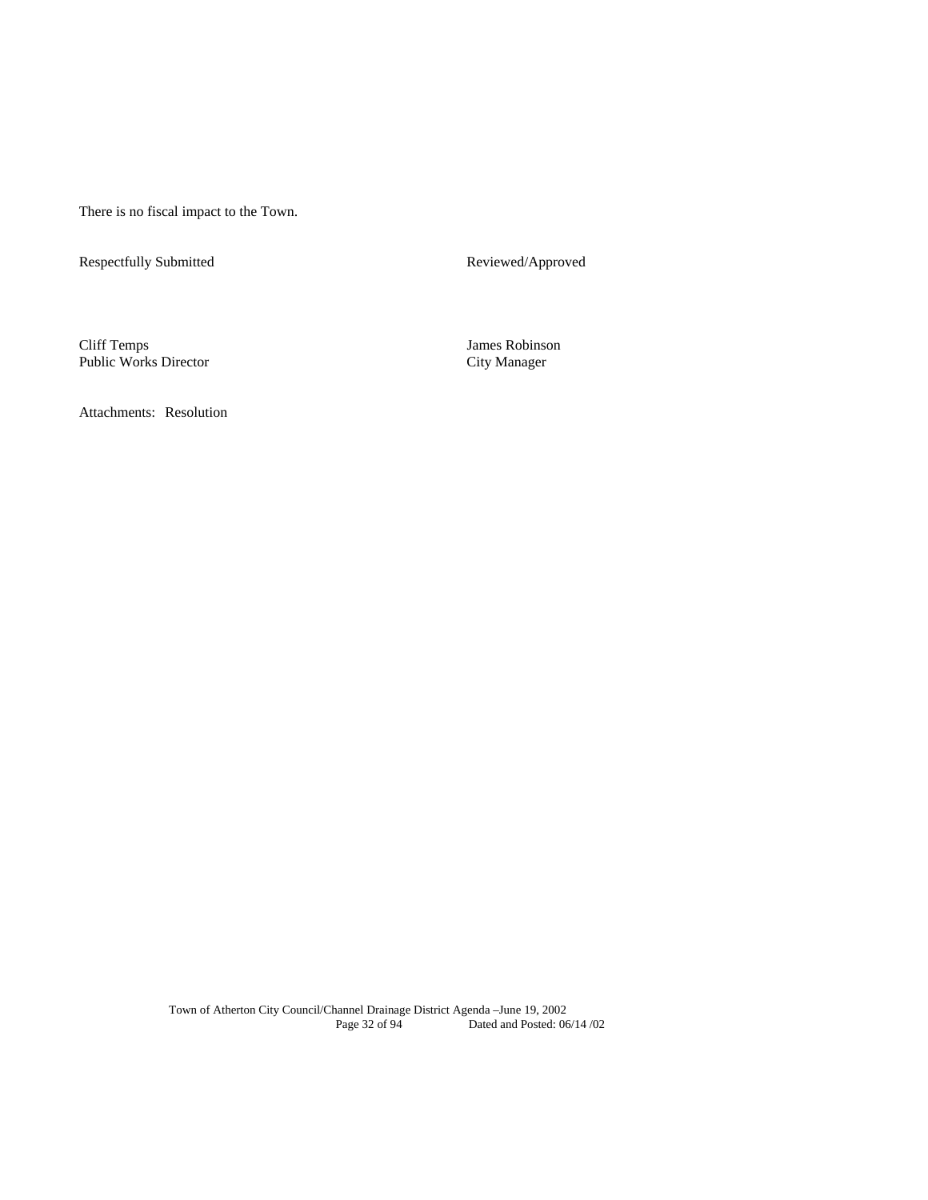There is no fiscal impact to the Town.

| Respectfully Submitted | Reviewed/Approved |
|---|---|
| Cliff Temps<br>Public Works Director | James Robinson<br>City Manager |

Attachments: Resolution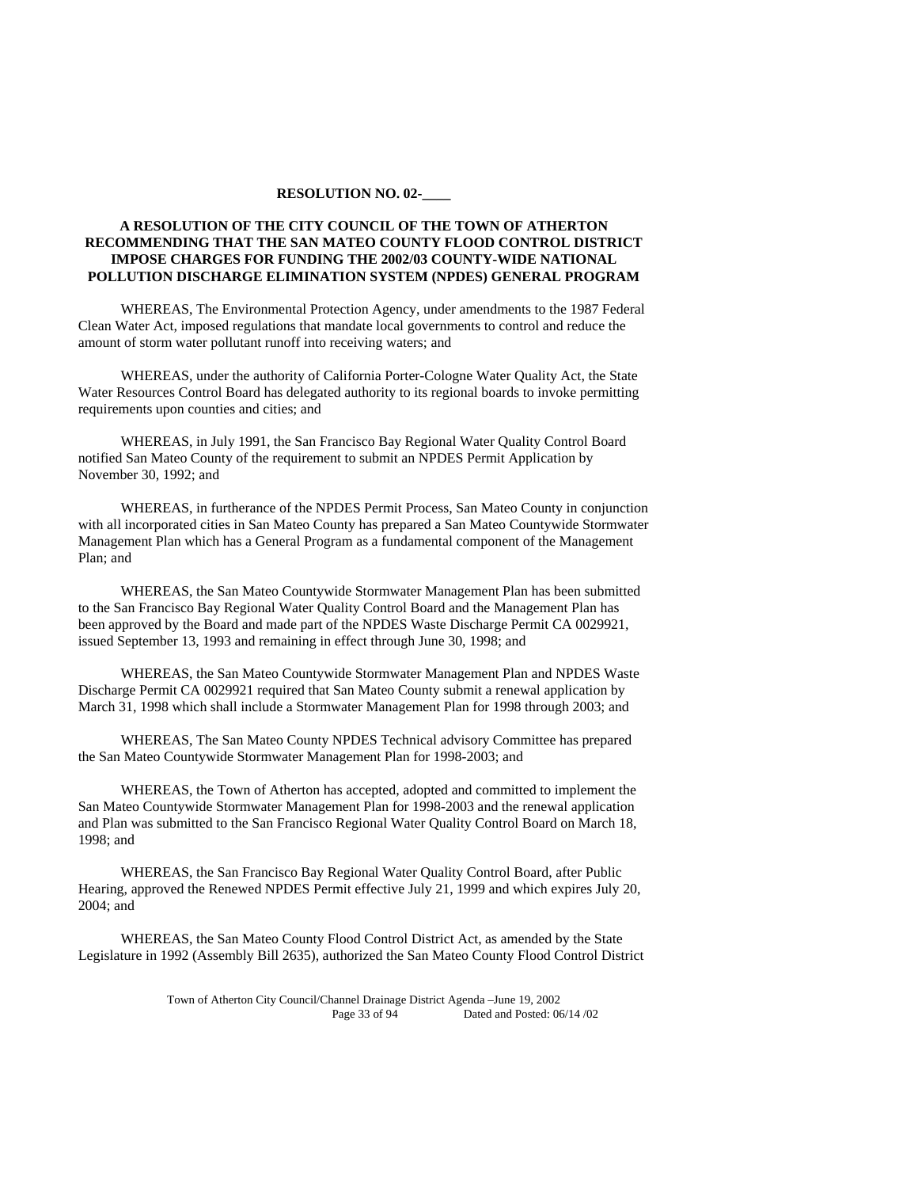**RESOLUTION NO. 02-____**

**A RESOLUTION OF THE CITY COUNCIL OF THE TOWN OF ATHERTON RECOMMENDING THAT THE SAN MATEO COUNTY FLOOD CONTROL DISTRICT IMPOSE CHARGES FOR FUNDING THE 2002/03 COUNTY-WIDE NATIONAL POLLUTION DISCHARGE ELIMINATION SYSTEM (NPDES) GENERAL PROGRAM**

WHEREAS, The Environmental Protection Agency, under amendments to the 1987 Federal Clean Water Act, imposed regulations that mandate local governments to control and reduce the amount of storm water pollutant runoff into receiving waters; and

WHEREAS, under the authority of California Porter-Cologne Water Quality Act, the State Water Resources Control Board has delegated authority to its regional boards to invoke permitting requirements upon counties and cities; and

WHEREAS, in July 1991, the San Francisco Bay Regional Water Quality Control Board notified San Mateo County of the requirement to submit an NPDES Permit Application by November 30, 1992; and

WHEREAS, in furtherance of the NPDES Permit Process, San Mateo County in conjunction with all incorporated cities in San Mateo County has prepared a San Mateo Countywide Stormwater Management Plan which has a General Program as a fundamental component of the Management Plan; and

WHEREAS, the San Mateo Countywide Stormwater Management Plan has been submitted to the San Francisco Bay Regional Water Quality Control Board and the Management Plan has been approved by the Board and made part of the NPDES Waste Discharge Permit CA 0029921, issued September 13, 1993 and remaining in effect through June 30, 1998; and

WHEREAS, the San Mateo Countywide Stormwater Management Plan and NPDES Waste Discharge Permit CA 0029921 required that San Mateo County submit a renewal application by March 31, 1998 which shall include a Stormwater Management Plan for 1998 through 2003; and

WHEREAS, The San Mateo County NPDES Technical advisory Committee has prepared the San Mateo Countywide Stormwater Management Plan for 1998-2003; and

WHEREAS, the Town of Atherton has accepted, adopted and committed to implement the San Mateo Countywide Stormwater Management Plan for 1998-2003 and the renewal application and Plan was submitted to the San Francisco Regional Water Quality Control Board on March 18, 1998; and

WHEREAS, the San Francisco Bay Regional Water Quality Control Board, after Public Hearing, approved the Renewed NPDES Permit effective July 21, 1999 and which expires July 20, 2004; and

WHEREAS, the San Mateo County Flood Control District Act, as amended by the State Legislature in 1992 (Assembly Bill 2635), authorized the San Mateo County Flood Control District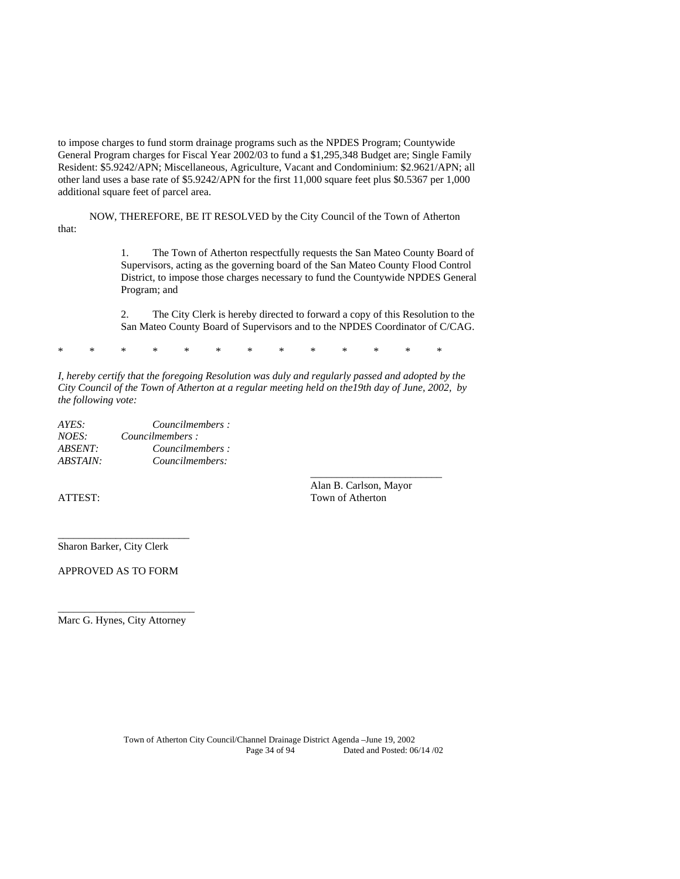to impose charges to fund storm drainage programs such as the NPDES Program; Countywide General Program charges for Fiscal Year 2002/03 to fund a $1,295,348 Budget are; Single Family Resident: $5.9242/APN; Miscellaneous, Agriculture, Vacant and Condominium: $2.9621/APN; all other land uses a base rate of $5.9242/APN for the first 11,000 square feet plus $0.5367 per 1,000 additional square feet of parcel area.

NOW, THEREFORE, BE IT RESOLVED by the City Council of the Town of Atherton that:

1. The Town of Atherton respectfully requests the San Mateo County Board of Supervisors, acting as the governing board of the San Mateo County Flood Control District, to impose those charges necessary to fund the Countywide NPDES General Program; and

2. The City Clerk is hereby directed to forward a copy of this Resolution to the San Mateo County Board of Supervisors and to the NPDES Coordinator of C/CAG.

\* \* \* \* \* \* \* \* \* \* \* \* \*

*I, hereby certify that the foregoing Resolution was duly and regularly passed and adopted by the City Council of the Town of Atherton at a regular meeting held on the19th day of June, 2002, by the following vote:*

*AYES:* *Councilmembers :*
*NOES:* *Councilmembers :*
*ABSENT:* *Councilmembers :*
*ABSTAIN:* *Councilmembers:*

\_\_\_\_\_\_\_\_\_\_\_\_\_\_\_\_\_\_\_\_\_\_\_\_\_
Alan B. Carlson, Mayor
Town of Atherton

ATTEST:

\_\_\_\_\_\_\_\_\_\_\_\_\_\_\_\_\_\_\_\_\_\_\_\_\_
Sharon Barker, City Clerk

APPROVED AS TO FORM

\_\_\_\_\_\_\_\_\_\_\_\_\_\_\_\_\_\_\_\_\_\_\_\_\_\_
Marc G. Hynes, City Attorney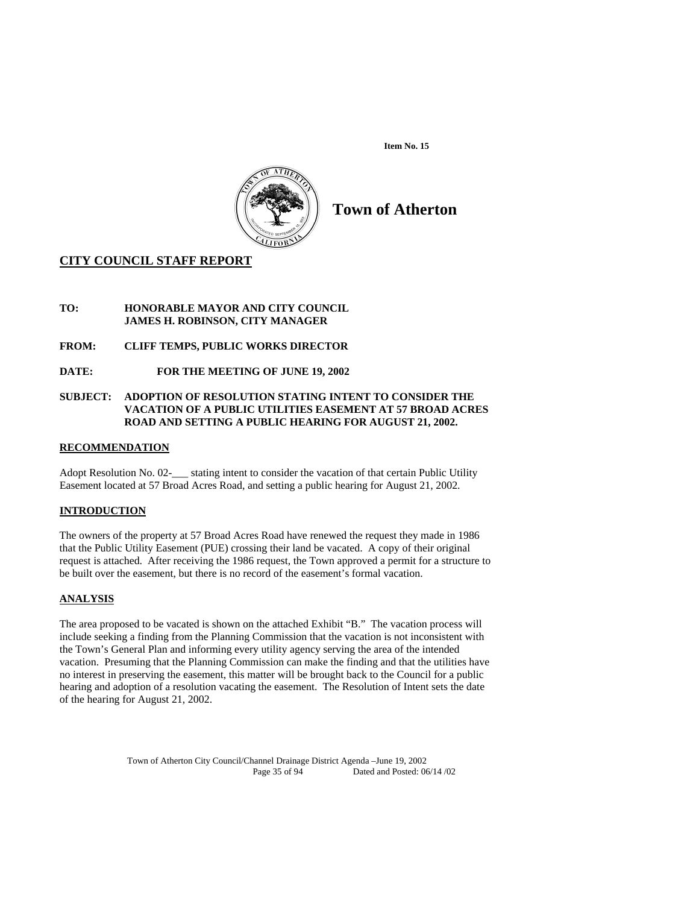Item No. 15

# Town of Atherton

## CITY COUNCIL STAFF REPORT

**TO:** **HONORABLE MAYOR AND CITY COUNCIL**
**JAMES H. ROBINSON, CITY MANAGER**

**FROM:** **CLIFF TEMPS, PUBLIC WORKS DIRECTOR**

**DATE:** **FOR THE MEETING OF JUNE 19, 2002**

**SUBJECT:** **ADOPTION OF RESOLUTION STATING INTENT TO CONSIDER THE VACATION OF A PUBLIC UTILITIES EASEMENT AT 57 BROAD ACRES ROAD AND SETTING A PUBLIC HEARING FOR AUGUST 21, 2002.**

### RECOMMENDATION

Adopt Resolution No. 02-___ stating intent to consider the vacation of that certain Public Utility Easement located at 57 Broad Acres Road, and setting a public hearing for August 21, 2002.

### INTRODUCTION

The owners of the property at 57 Broad Acres Road have renewed the request they made in 1986 that the Public Utility Easement (PUE) crossing their land be vacated. A copy of their original request is attached. After receiving the 1986 request, the Town approved a permit for a structure to be built over the easement, but there is no record of the easement's formal vacation.

### ANALYSIS

The area proposed to be vacated is shown on the attached Exhibit "B." The vacation process will include seeking a finding from the Planning Commission that the vacation is not inconsistent with the Town's General Plan and informing every utility agency serving the area of the intended vacation. Presuming that the Planning Commission can make the finding and that the utilities have no interest in preserving the easement, this matter will be brought back to the Council for a public hearing and adoption of a resolution vacating the easement. The Resolution of Intent sets the date of the hearing for August 21, 2002.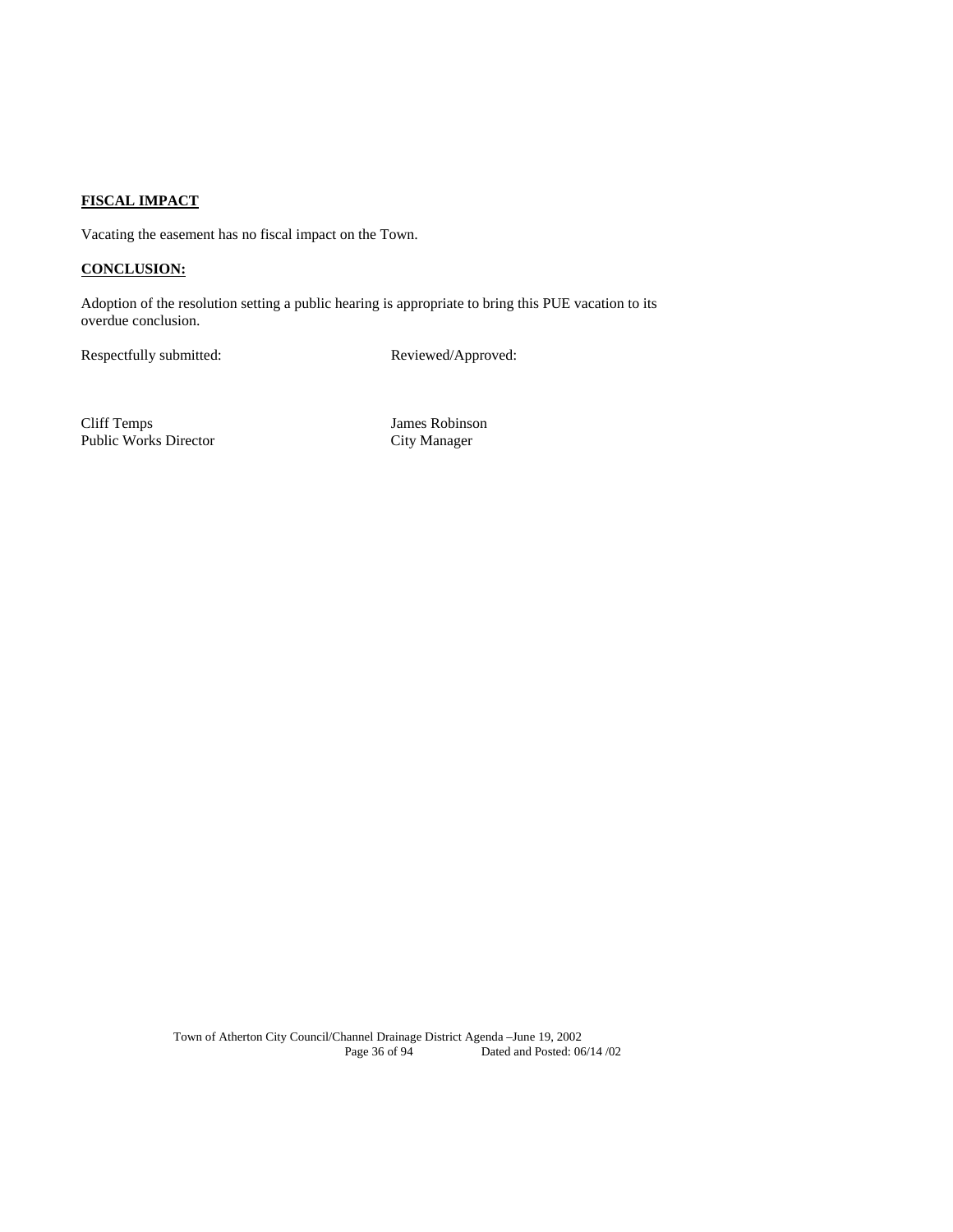**FISCAL IMPACT**

Vacating the easement has no fiscal impact on the Town.

**CONCLUSION:**

Adoption of the resolution setting a public hearing is appropriate to bring this PUE vacation to its overdue conclusion.

Respectfully submitted: Reviewed/Approved:

Cliff Temps
Public Works Director

James Robinson
City Manager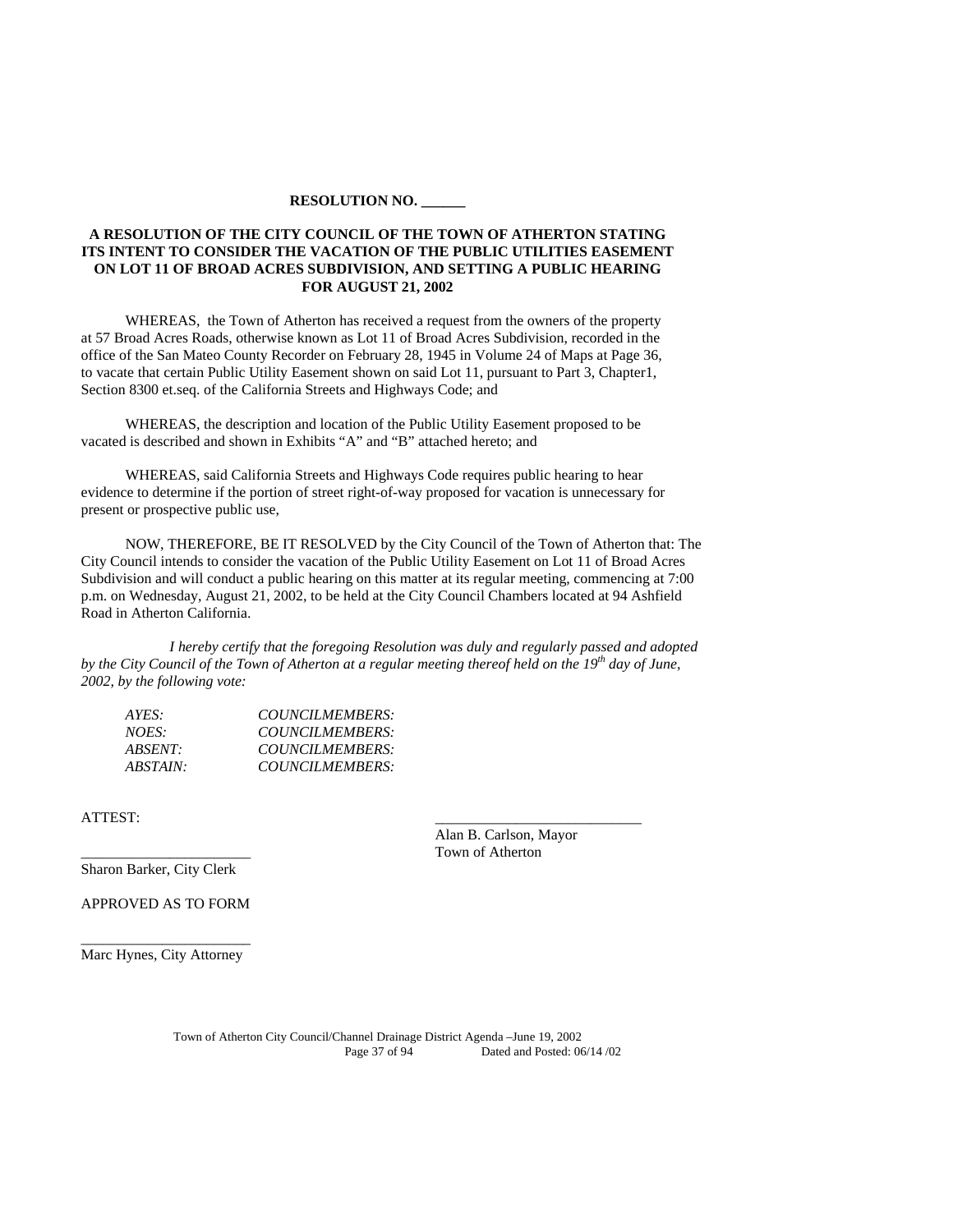**RESOLUTION NO. ______**

**A RESOLUTION OF THE CITY COUNCIL OF THE TOWN OF ATHERTON STATING ITS INTENT TO CONSIDER THE VACATION OF THE PUBLIC UTILITIES EASEMENT ON LOT 11 OF BROAD ACRES SUBDIVISION, AND SETTING A PUBLIC HEARING FOR AUGUST 21, 2002**

WHEREAS, the Town of Atherton has received a request from the owners of the property at 57 Broad Acres Roads, otherwise known as Lot 11 of Broad Acres Subdivision, recorded in the office of the San Mateo County Recorder on February 28, 1945 in Volume 24 of Maps at Page 36, to vacate that certain Public Utility Easement shown on said Lot 11, pursuant to Part 3, Chapter1, Section 8300 et.seq. of the California Streets and Highways Code; and

WHEREAS, the description and location of the Public Utility Easement proposed to be vacated is described and shown in Exhibits "A" and "B" attached hereto; and

WHEREAS, said California Streets and Highways Code requires public hearing to hear evidence to determine if the portion of street right-of-way proposed for vacation is unnecessary for present or prospective public use,

NOW, THEREFORE, BE IT RESOLVED by the City Council of the Town of Atherton that: The City Council intends to consider the vacation of the Public Utility Easement on Lot 11 of Broad Acres Subdivision and will conduct a public hearing on this matter at its regular meeting, commencing at 7:00 p.m. on Wednesday, August 21, 2002, to be held at the City Council Chambers located at 94 Ashfield Road in Atherton California.

*I hereby certify that the foregoing Resolution was duly and regularly passed and adopted by the City Council of the Town of Atherton at a regular meeting thereof held on the 19th day of June, 2002, by the following vote:*

*AYES: COUNCILMEMBERS:*
*NOES: COUNCILMEMBERS:*
*ABSENT: COUNCILMEMBERS:*
*ABSTAIN: COUNCILMEMBERS:*

ATTEST:

_______________________
Sharon Barker, City Clerk

_____________________________
Alan B. Carlson, Mayor
Town of Atherton

APPROVED AS TO FORM

_______________________
Marc Hynes, City Attorney

Town of Atherton City Council/Channel Drainage District Agenda –June 19, 2002
Dated and Posted: 06/14 /02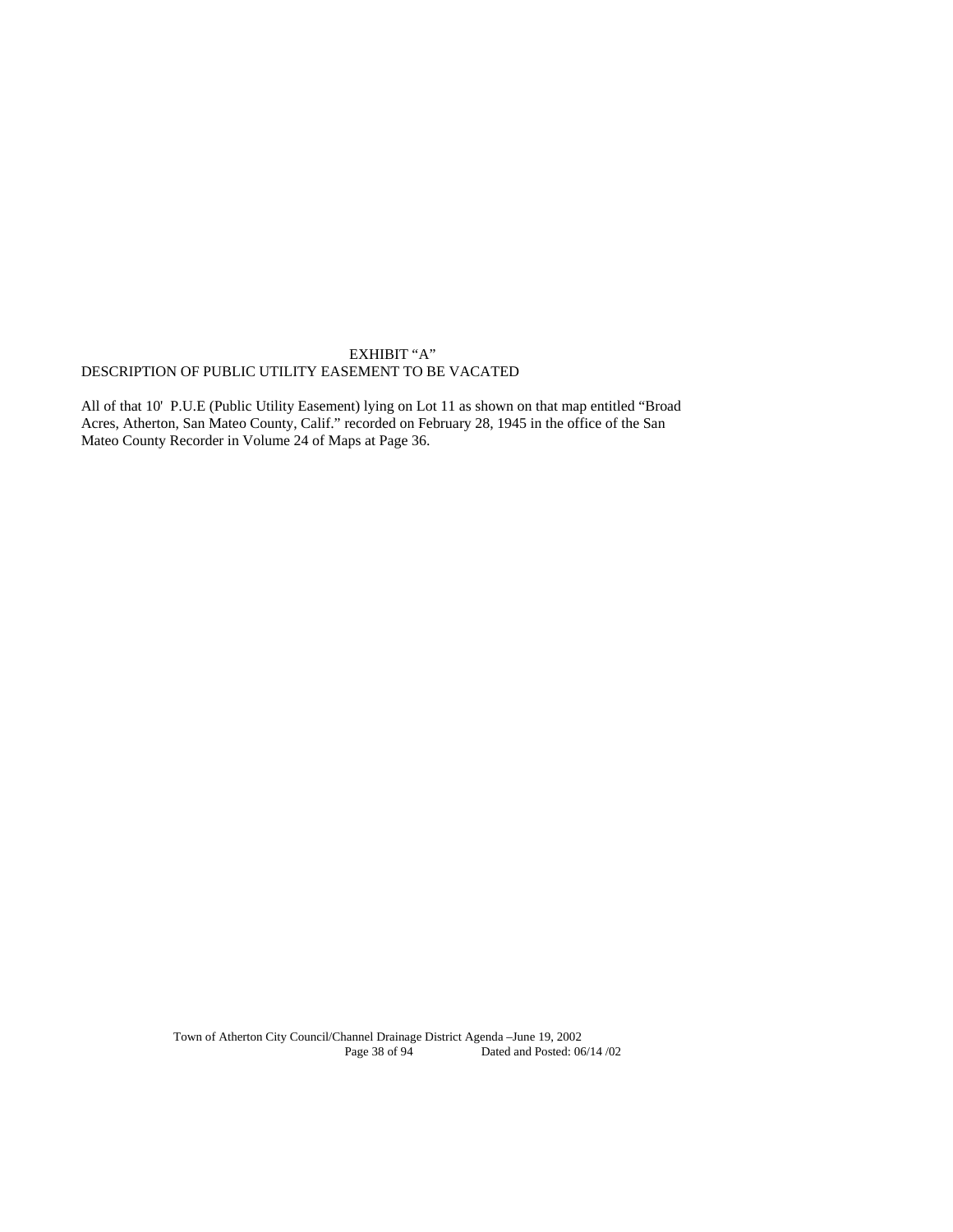# EXHIBIT "A"

## DESCRIPTION OF PUBLIC UTILITY EASEMENT TO BE VACATED

All of that 10' P.U.E (Public Utility Easement) lying on Lot 11 as shown on that map entitled "Broad Acres, Atherton, San Mateo County, Calif." recorded on February 28, 1945 in the office of the San Mateo County Recorder in Volume 24 of Maps at Page 36.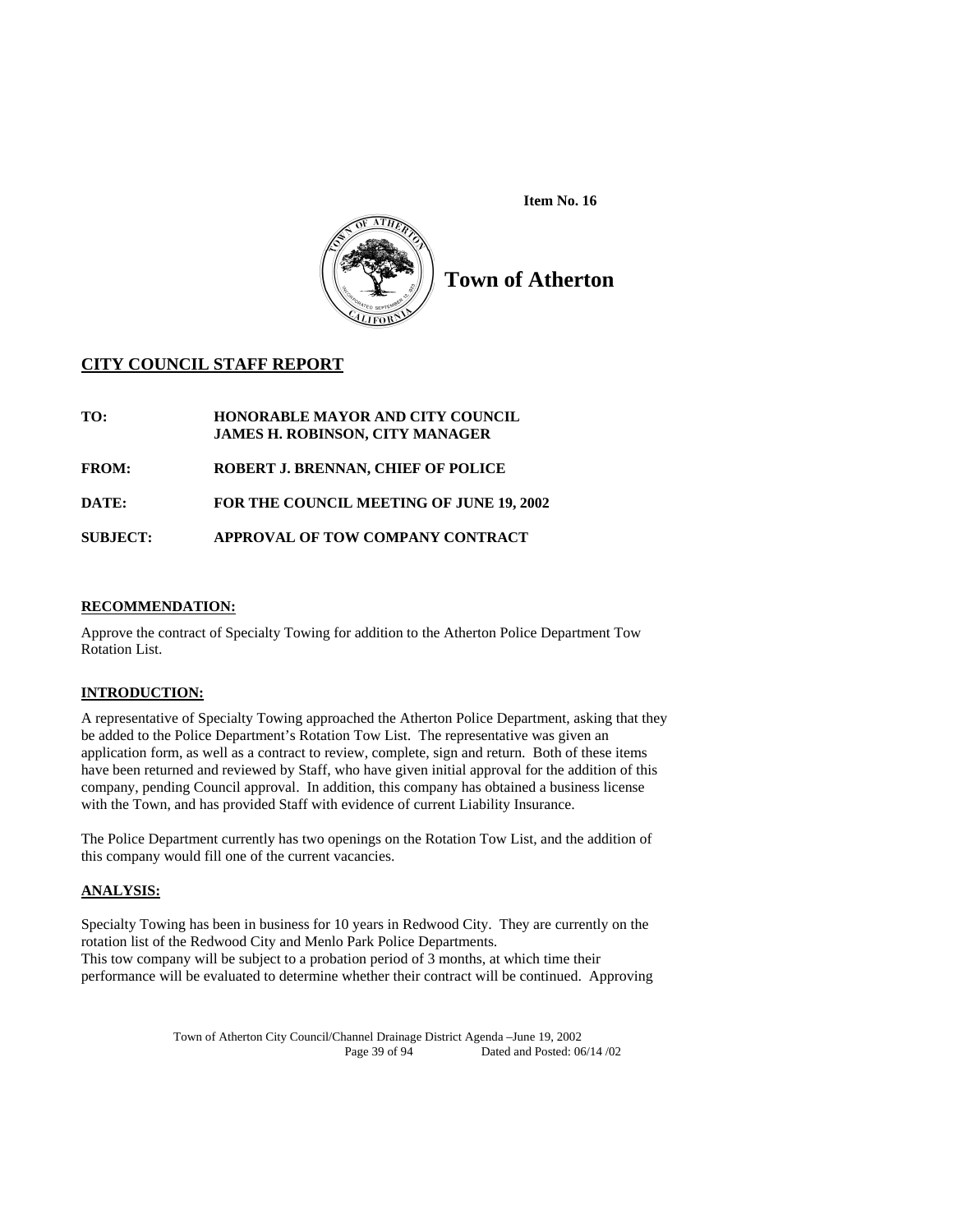**Item No. 16**

# Town of Atherton

## CITY COUNCIL STAFF REPORT

**TO:** HONORABLE MAYOR AND CITY COUNCIL
JAMES H. ROBINSON, CITY MANAGER

**FROM:** ROBERT J. BRENNAN, CHIEF OF POLICE

**DATE:** FOR THE COUNCIL MEETING OF JUNE 19, 2002

**SUBJECT:** APPROVAL OF TOW COMPANY CONTRACT

### RECOMMENDATION:

Approve the contract of Specialty Towing for addition to the Atherton Police Department Tow Rotation List.

### INTRODUCTION:

A representative of Specialty Towing approached the Atherton Police Department, asking that they be added to the Police Department's Rotation Tow List. The representative was given an application form, as well as a contract to review, complete, sign and return. Both of these items have been returned and reviewed by Staff, who have given initial approval for the addition of this company, pending Council approval. In addition, this company has obtained a business license with the Town, and has provided Staff with evidence of current Liability Insurance.

The Police Department currently has two openings on the Rotation Tow List, and the addition of this company would fill one of the current vacancies.

### ANALYSIS:

Specialty Towing has been in business for 10 years in Redwood City. They are currently on the rotation list of the Redwood City and Menlo Park Police Departments.
This tow company will be subject to a probation period of 3 months, at which time their performance will be evaluated to determine whether their contract will be continued. Approving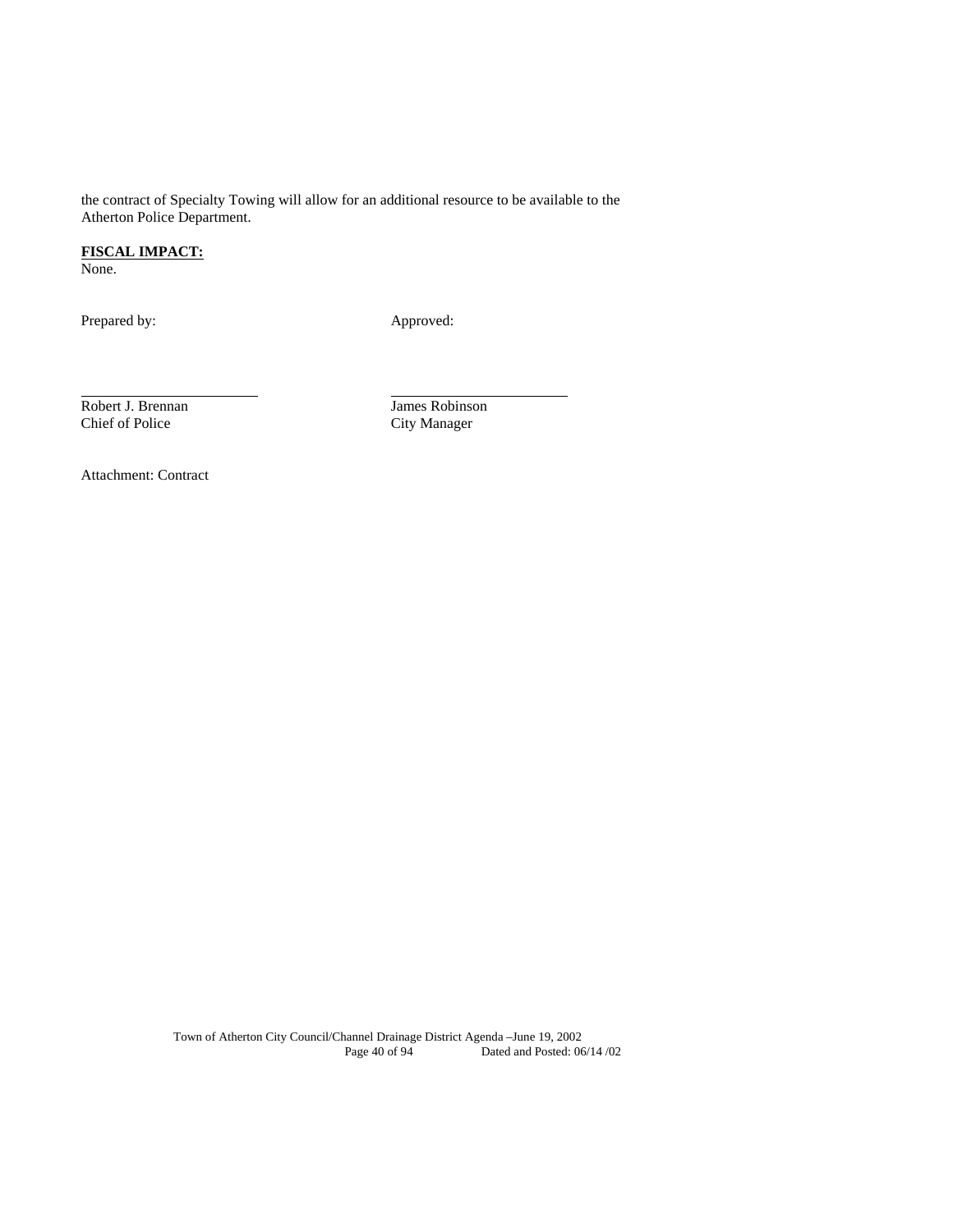the contract of Specialty Towing will allow for an additional resource to be available to the Atherton Police Department.

**FISCAL IMPACT:**

None.

Prepared by: Approved:

Robert J. Brennan
Chief of Police

James Robinson
City Manager

Attachment: Contract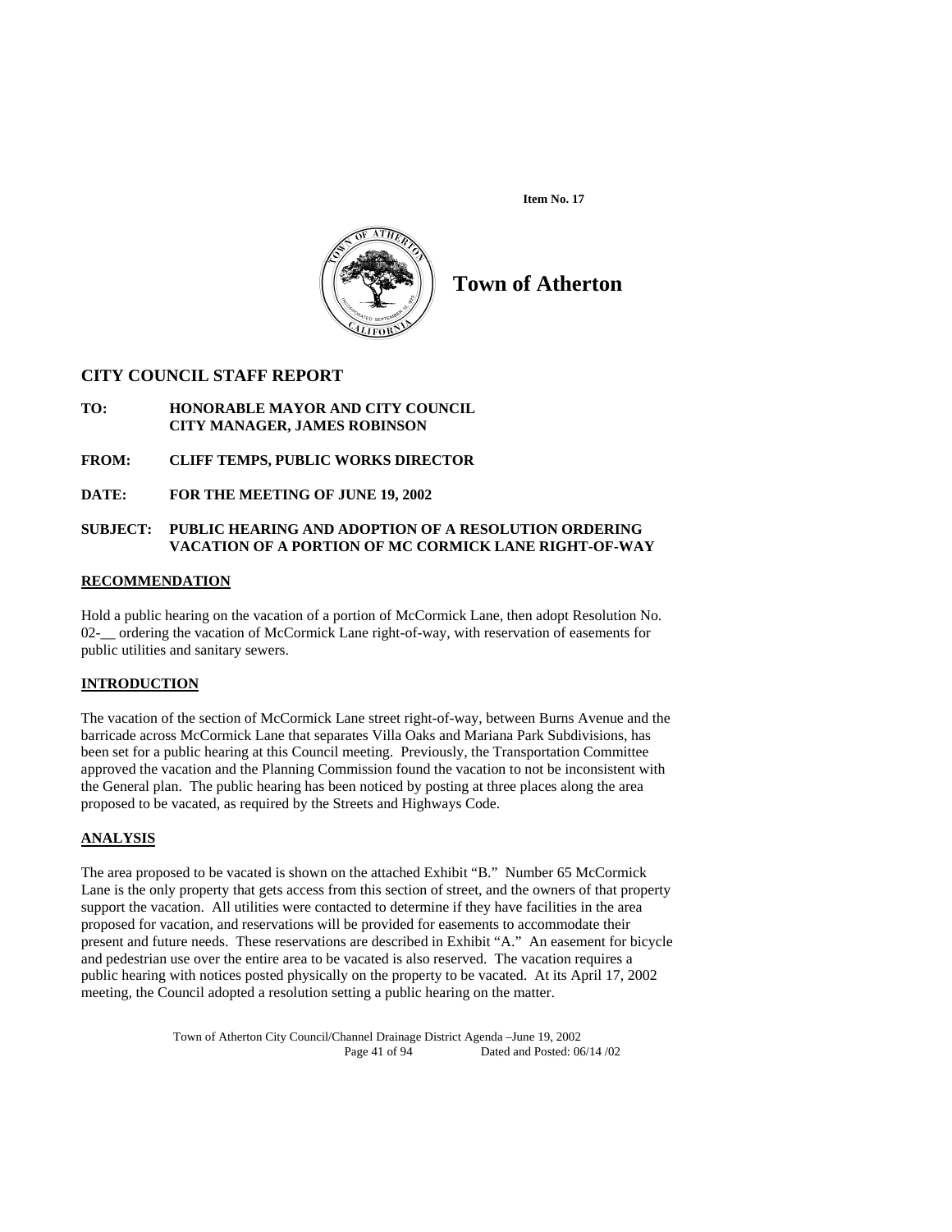**Item No. 17**

# Town of Atherton

## CITY COUNCIL STAFF REPORT

**TO:** **HONORABLE MAYOR AND CITY COUNCIL**
**CITY MANAGER, JAMES ROBINSON**

**FROM:** **CLIFF TEMPS, PUBLIC WORKS DIRECTOR**

**DATE:** **FOR THE MEETING OF JUNE 19, 2002**

**SUBJECT:** **PUBLIC HEARING AND ADOPTION OF A RESOLUTION ORDERING VACATION OF A PORTION OF MC CORMICK LANE RIGHT-OF-WAY**

### RECOMMENDATION

Hold a public hearing on the vacation of a portion of McCormick Lane, then adopt Resolution No. 02-__ ordering the vacation of McCormick Lane right-of-way, with reservation of easements for public utilities and sanitary sewers.

### INTRODUCTION

The vacation of the section of McCormick Lane street right-of-way, between Burns Avenue and the barricade across McCormick Lane that separates Villa Oaks and Mariana Park Subdivisions, has been set for a public hearing at this Council meeting. Previously, the Transportation Committee approved the vacation and the Planning Commission found the vacation to not be inconsistent with the General plan. The public hearing has been noticed by posting at three places along the area proposed to be vacated, as required by the Streets and Highways Code.

### ANALYSIS

The area proposed to be vacated is shown on the attached Exhibit "B." Number 65 McCormick Lane is the only property that gets access from this section of street, and the owners of that property support the vacation. All utilities were contacted to determine if they have facilities in the area proposed for vacation, and reservations will be provided for easements to accommodate their present and future needs. These reservations are described in Exhibit "A." An easement for bicycle and pedestrian use over the entire area to be vacated is also reserved. The vacation requires a public hearing with notices posted physically on the property to be vacated. At its April 17, 2002 meeting, the Council adopted a resolution setting a public hearing on the matter.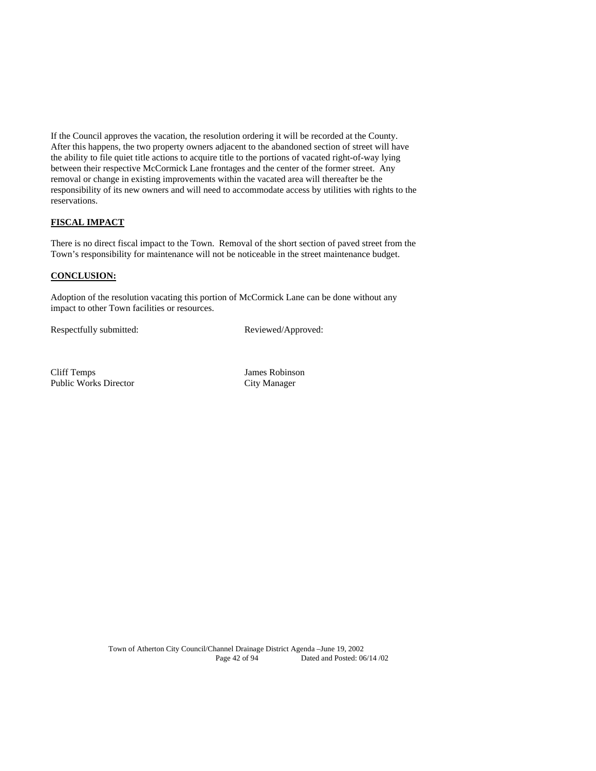If the Council approves the vacation, the resolution ordering it will be recorded at the County. After this happens, the two property owners adjacent to the abandoned section of street will have the ability to file quiet title actions to acquire title to the portions of vacated right-of-way lying between their respective McCormick Lane frontages and the center of the former street. Any removal or change in existing improvements within the vacated area will thereafter be the responsibility of its new owners and will need to accommodate access by utilities with rights to the reservations.

**FISCAL IMPACT**

There is no direct fiscal impact to the Town. Removal of the short section of paved street from the Town's responsibility for maintenance will not be noticeable in the street maintenance budget.

**CONCLUSION:**

Adoption of the resolution vacating this portion of McCormick Lane can be done without any impact to other Town facilities or resources.

Respectfully submitted:

Cliff Temps
Public Works Director

Reviewed/Approved:

James Robinson
City Manager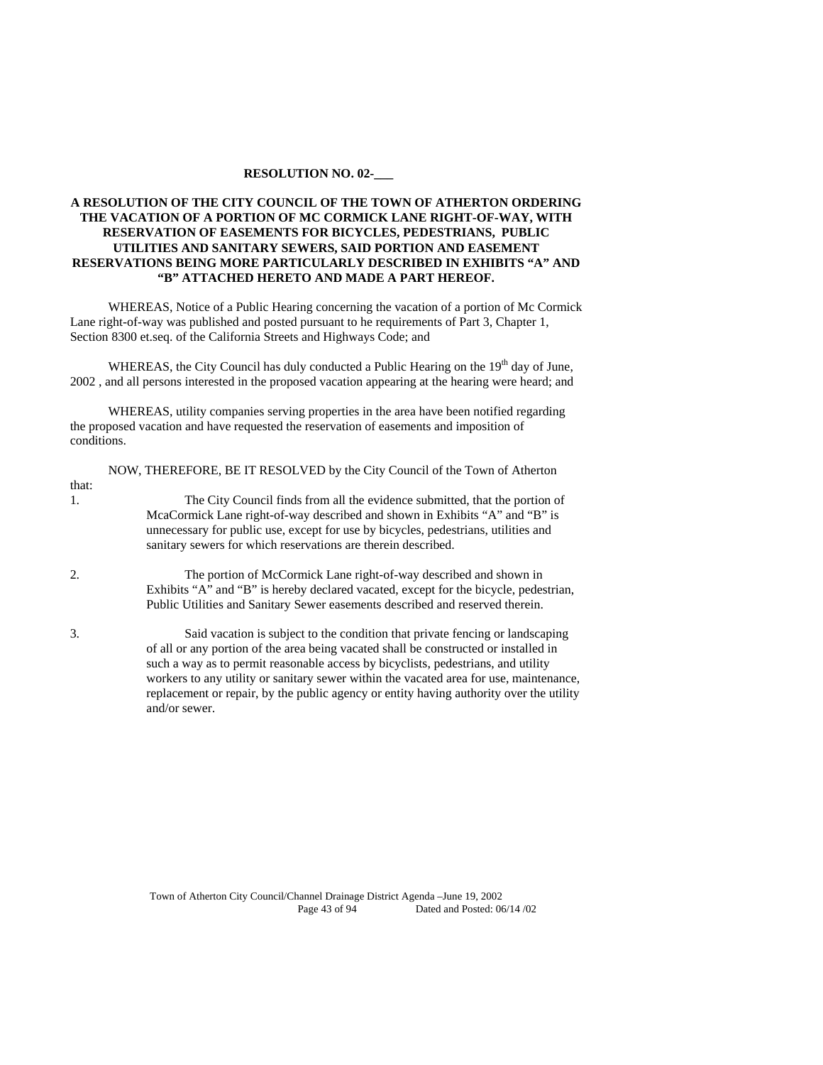**RESOLUTION NO. 02-\_\_\_**

**A RESOLUTION OF THE CITY COUNCIL OF THE TOWN OF ATHERTON ORDERING THE VACATION OF A PORTION OF MC CORMICK LANE RIGHT-OF-WAY, WITH RESERVATION OF EASEMENTS FOR BICYCLES, PEDESTRIANS, PUBLIC UTILITIES AND SANITARY SEWERS, SAID PORTION AND EASEMENT RESERVATIONS BEING MORE PARTICULARLY DESCRIBED IN EXHIBITS "A" AND "B" ATTACHED HERETO AND MADE A PART HEREOF.**

WHEREAS, Notice of a Public Hearing concerning the vacation of a portion of Mc Cormick Lane right-of-way was published and posted pursuant to he requirements of Part 3, Chapter 1, Section 8300 et.seq. of the California Streets and Highways Code; and

WHEREAS, the City Council has duly conducted a Public Hearing on the 19th day of June, 2002 , and all persons interested in the proposed vacation appearing at the hearing were heard; and

WHEREAS, utility companies serving properties in the area have been notified regarding the proposed vacation and have requested the reservation of easements and imposition of conditions.

NOW, THEREFORE, BE IT RESOLVED by the City Council of the Town of Atherton that:

1. The City Council finds from all the evidence submitted, that the portion of McaCormick Lane right-of-way described and shown in Exhibits "A" and "B" is unnecessary for public use, except for use by bicycles, pedestrians, utilities and sanitary sewers for which reservations are therein described.

2. The portion of McCormick Lane right-of-way described and shown in Exhibits "A" and "B" is hereby declared vacated, except for the bicycle, pedestrian, Public Utilities and Sanitary Sewer easements described and reserved therein.

3. Said vacation is subject to the condition that private fencing or landscaping of all or any portion of the area being vacated shall be constructed or installed in such a way as to permit reasonable access by bicyclists, pedestrians, and utility workers to any utility or sanitary sewer within the vacated area for use, maintenance, replacement or repair, by the public agency or entity having authority over the utility and/or sewer.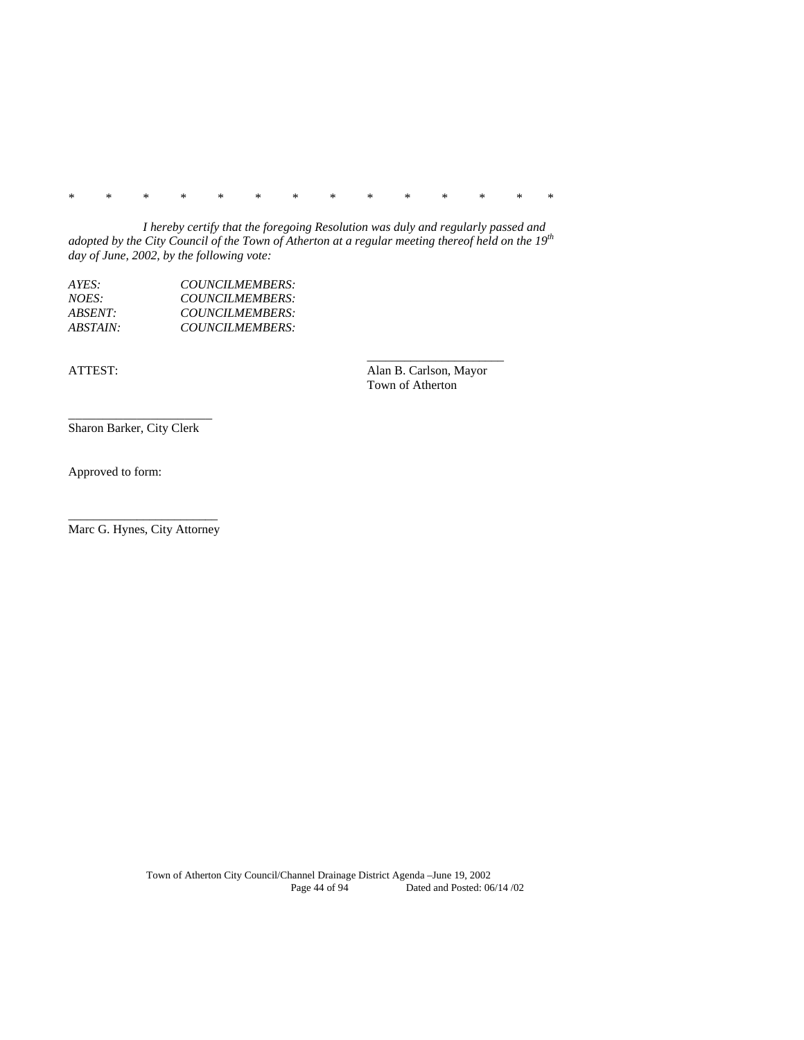\*       \*       \*       \*       \*       \*       \*       \*       \*       \*       \*       \*       \*       \*

*I hereby certify that the foregoing Resolution was duly and regularly passed and adopted by the City Council of the Town of Atherton at a regular meeting thereof held on the 19th day of June, 2002, by the following vote:*

*AYES: COUNCILMEMBERS:*
*NOES: COUNCILMEMBERS:*
*ABSENT: COUNCILMEMBERS:*
*ABSTAIN: COUNCILMEMBERS:*

ATTEST:

______________________
Alan B. Carlson, Mayor
Town of Atherton

______________________
Sharon Barker, City Clerk

Approved to form:

______________________
Marc G. Hynes, City Attorney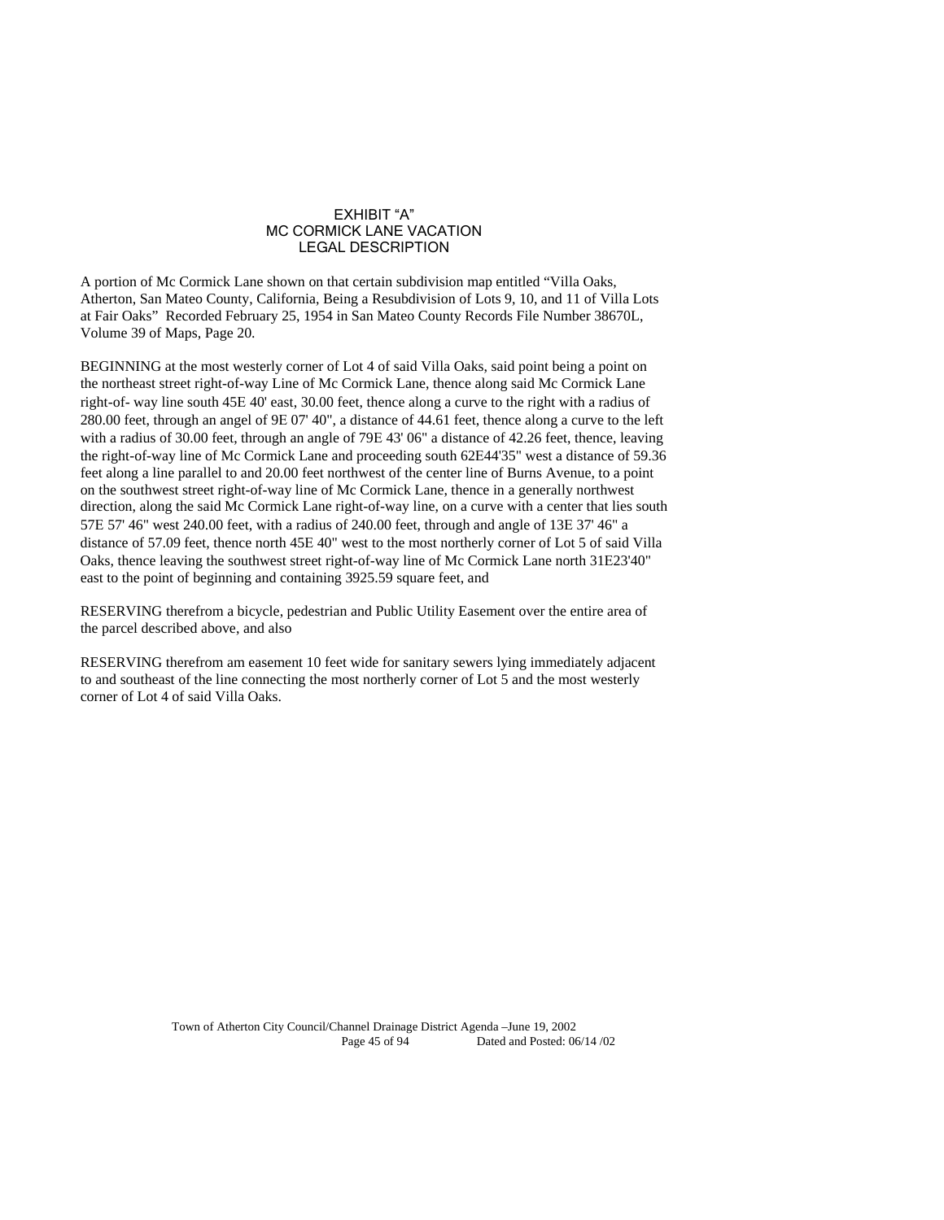# EXHIBIT "A"
# MC CORMICK LANE VACATION
# LEGAL DESCRIPTION

A portion of Mc Cormick Lane shown on that certain subdivision map entitled "Villa Oaks, Atherton, San Mateo County, California, Being a Resubdivision of Lots 9, 10, and 11 of Villa Lots at Fair Oaks" Recorded February 25, 1954 in San Mateo County Records File Number 38670L, Volume 39 of Maps, Page 20.

BEGINNING at the most westerly corner of Lot 4 of said Villa Oaks, said point being a point on the northeast street right-of-way Line of Mc Cormick Lane, thence along said Mc Cormick Lane right-of- way line south 45E 40' east, 30.00 feet, thence along a curve to the right with a radius of 280.00 feet, through an angel of 9E 07' 40", a distance of 44.61 feet, thence along a curve to the left with a radius of 30.00 feet, through an angle of 79E 43' 06" a distance of 42.26 feet, thence, leaving the right-of-way line of Mc Cormick Lane and proceeding south 62E44'35" west a distance of 59.36 feet along a line parallel to and 20.00 feet northwest of the center line of Burns Avenue, to a point on the southwest street right-of-way line of Mc Cormick Lane, thence in a generally northwest direction, along the said Mc Cormick Lane right-of-way line, on a curve with a center that lies south 57E 57' 46" west 240.00 feet, with a radius of 240.00 feet, through and angle of 13E 37' 46" a distance of 57.09 feet, thence north 45E 40" west to the most northerly corner of Lot 5 of said Villa Oaks, thence leaving the southwest street right-of-way line of Mc Cormick Lane north 31E23'40" east to the point of beginning and containing 3925.59 square feet, and

RESERVING therefrom a bicycle, pedestrian and Public Utility Easement over the entire area of the parcel described above, and also

RESERVING therefrom am easement 10 feet wide for sanitary sewers lying immediately adjacent to and southeast of the line connecting the most northerly corner of Lot 5 and the most westerly corner of Lot 4 of said Villa Oaks.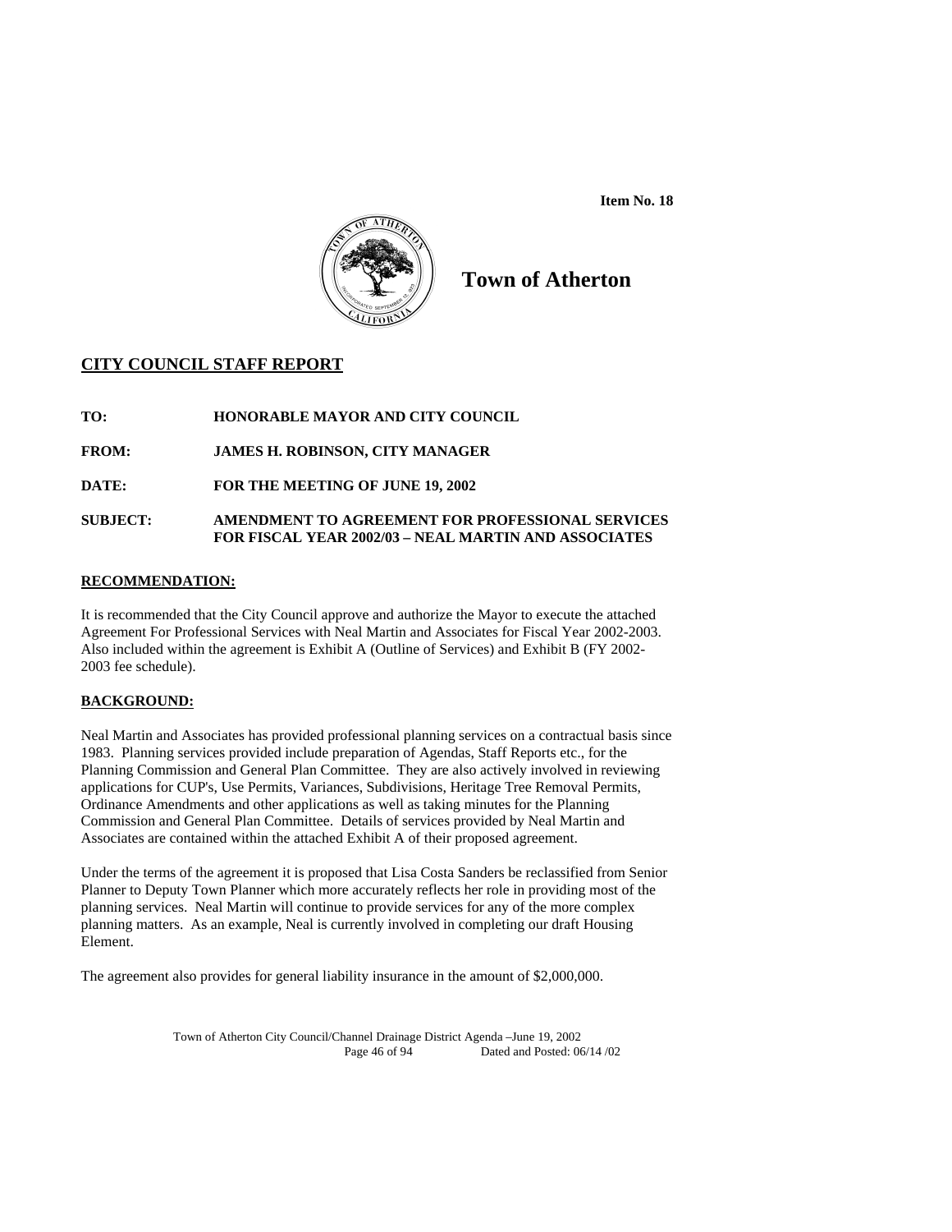**Item No. 18**

# Town of Atherton

## CITY COUNCIL STAFF REPORT

**TO:** HONORABLE MAYOR AND CITY COUNCIL

**FROM:** JAMES H. ROBINSON, CITY MANAGER

**DATE:** FOR THE MEETING OF JUNE 19, 2002

**SUBJECT:** AMENDMENT TO AGREEMENT FOR PROFESSIONAL SERVICES FOR FISCAL YEAR 2002/03 – NEAL MARTIN AND ASSOCIATES

### RECOMMENDATION:

It is recommended that the City Council approve and authorize the Mayor to execute the attached Agreement For Professional Services with Neal Martin and Associates for Fiscal Year 2002-2003. Also included within the agreement is Exhibit A (Outline of Services) and Exhibit B (FY 2002-2003 fee schedule).

### BACKGROUND:

Neal Martin and Associates has provided professional planning services on a contractual basis since 1983. Planning services provided include preparation of Agendas, Staff Reports etc., for the Planning Commission and General Plan Committee. They are also actively involved in reviewing applications for CUP's, Use Permits, Variances, Subdivisions, Heritage Tree Removal Permits, Ordinance Amendments and other applications as well as taking minutes for the Planning Commission and General Plan Committee. Details of services provided by Neal Martin and Associates are contained within the attached Exhibit A of their proposed agreement.

Under the terms of the agreement it is proposed that Lisa Costa Sanders be reclassified from Senior Planner to Deputy Town Planner which more accurately reflects her role in providing most of the planning services. Neal Martin will continue to provide services for any of the more complex planning matters. As an example, Neal is currently involved in completing our draft Housing Element.

The agreement also provides for general liability insurance in the amount of $2,000,000.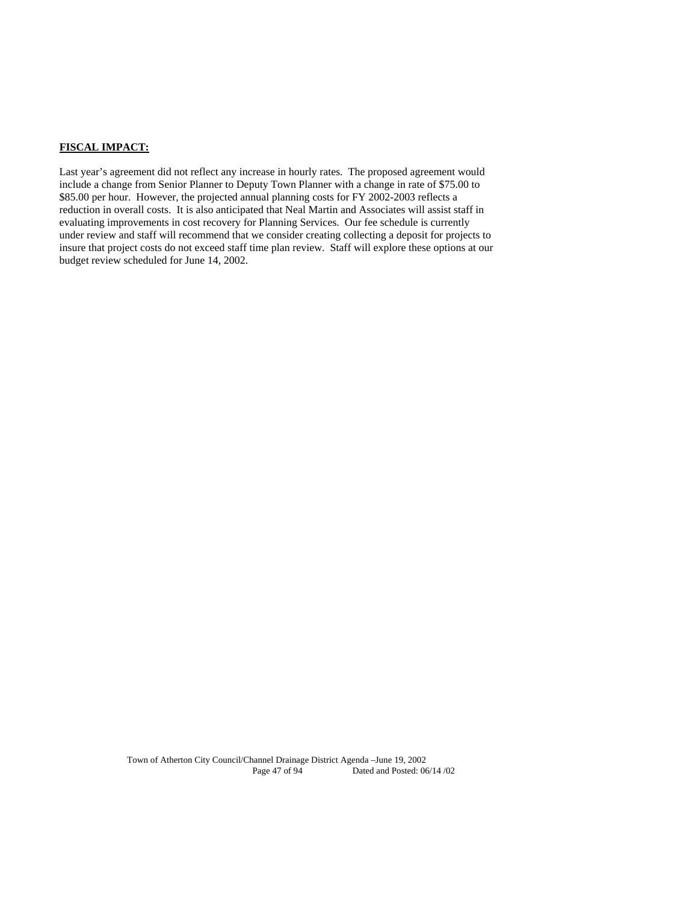**FISCAL IMPACT:**

Last year's agreement did not reflect any increase in hourly rates. The proposed agreement would include a change from Senior Planner to Deputy Town Planner with a change in rate of $75.00 to $85.00 per hour. However, the projected annual planning costs for FY 2002-2003 reflects a reduction in overall costs. It is also anticipated that Neal Martin and Associates will assist staff in evaluating improvements in cost recovery for Planning Services. Our fee schedule is currently under review and staff will recommend that we consider creating collecting a deposit for projects to insure that project costs do not exceed staff time plan review. Staff will explore these options at our budget review scheduled for June 14, 2002.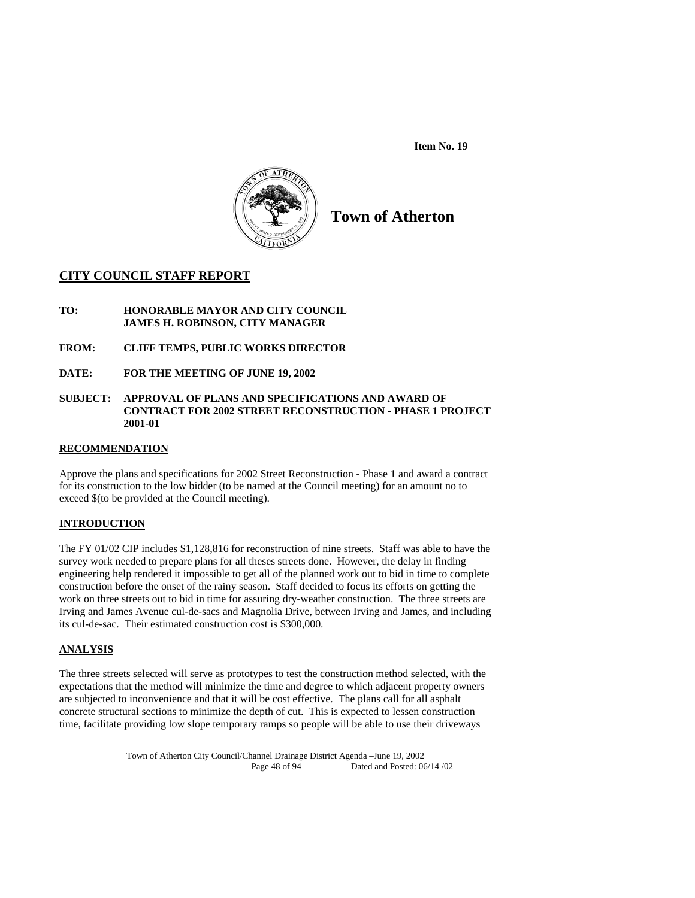**Item No. 19**

# Town of Atherton

## CITY COUNCIL STAFF REPORT

**TO:** **HONORABLE MAYOR AND CITY COUNCIL**
**JAMES H. ROBINSON, CITY MANAGER**

**FROM:** **CLIFF TEMPS, PUBLIC WORKS DIRECTOR**

**DATE:** **FOR THE MEETING OF JUNE 19, 2002**

**SUBJECT:** **APPROVAL OF PLANS AND SPECIFICATIONS AND AWARD OF CONTRACT FOR 2002 STREET RECONSTRUCTION - PHASE 1 PROJECT 2001-01**

### RECOMMENDATION

Approve the plans and specifications for 2002 Street Reconstruction - Phase 1 and award a contract for its construction to the low bidder (to be named at the Council meeting) for an amount no to exceed $(to be provided at the Council meeting).

### INTRODUCTION

The FY 01/02 CIP includes $1,128,816 for reconstruction of nine streets. Staff was able to have the survey work needed to prepare plans for all theses streets done. However, the delay in finding engineering help rendered it impossible to get all of the planned work out to bid in time to complete construction before the onset of the rainy season. Staff decided to focus its efforts on getting the work on three streets out to bid in time for assuring dry-weather construction. The three streets are Irving and James Avenue cul-de-sacs and Magnolia Drive, between Irving and James, and including its cul-de-sac. Their estimated construction cost is $300,000.

### ANALYSIS

The three streets selected will serve as prototypes to test the construction method selected, with the expectations that the method will minimize the time and degree to which adjacent property owners are subjected to inconvenience and that it will be cost effective. The plans call for all asphalt concrete structural sections to minimize the depth of cut. This is expected to lessen construction time, facilitate providing low slope temporary ramps so people will be able to use their driveways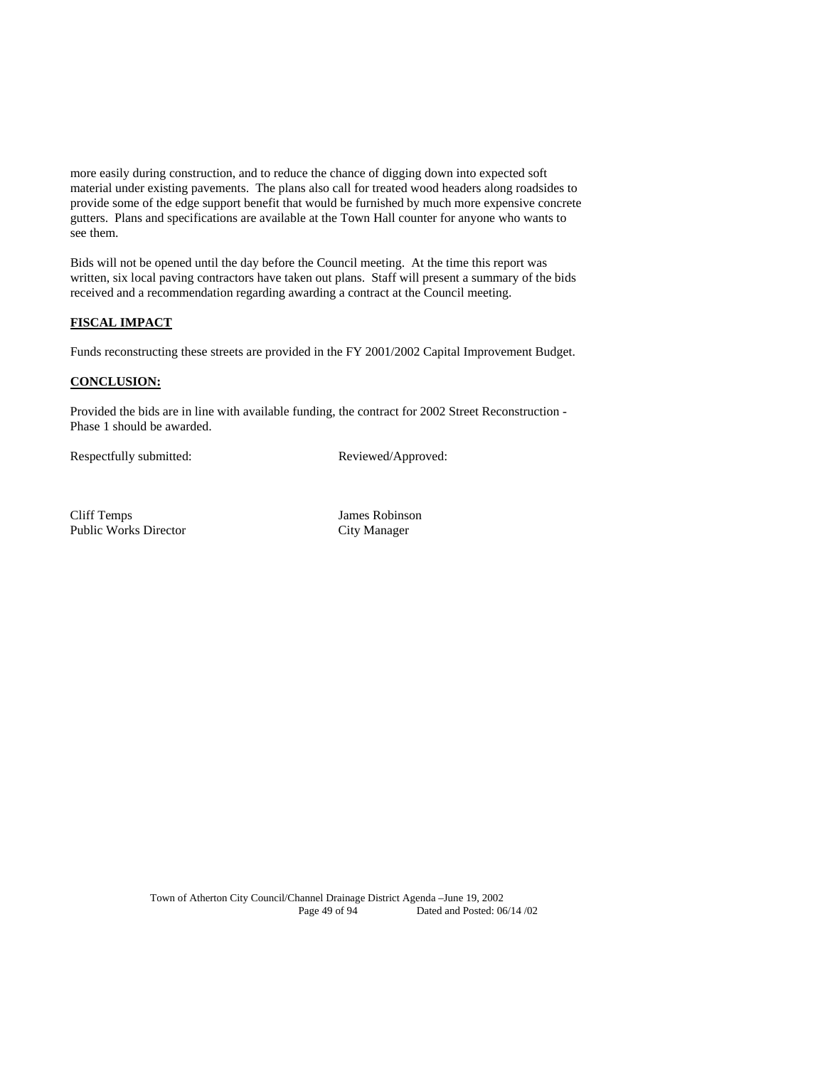more easily during construction, and to reduce the chance of digging down into expected soft material under existing pavements. The plans also call for treated wood headers along roadsides to provide some of the edge support benefit that would be furnished by much more expensive concrete gutters. Plans and specifications are available at the Town Hall counter for anyone who wants to see them.

Bids will not be opened until the day before the Council meeting. At the time this report was written, six local paving contractors have taken out plans. Staff will present a summary of the bids received and a recommendation regarding awarding a contract at the Council meeting.

**FISCAL IMPACT**

Funds reconstructing these streets are provided in the FY 2001/2002 Capital Improvement Budget.

**CONCLUSION:**

Provided the bids are in line with available funding, the contract for 2002 Street Reconstruction - Phase 1 should be awarded.

| Respectfully submitted: | Reviewed/Approved: |
|---|---|
| Cliff Temps<br>Public Works Director | James Robinson<br>City Manager |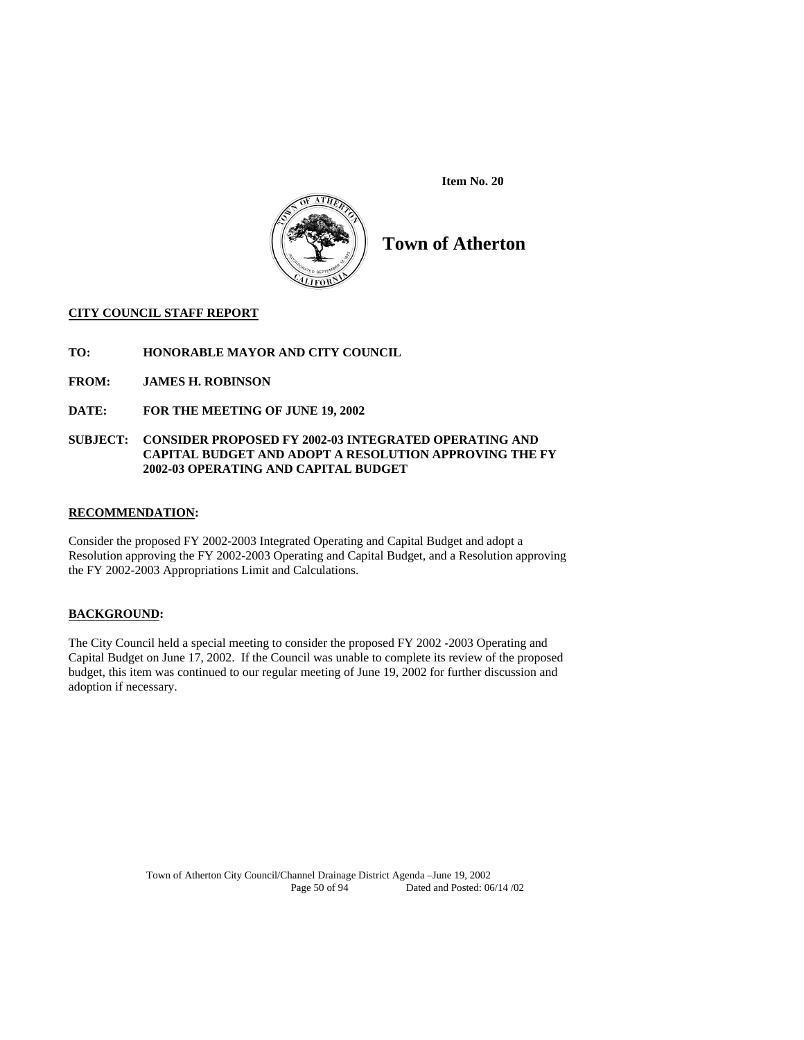**Item No. 20**

# Town of Atherton

**CITY COUNCIL STAFF REPORT**

**TO:** HONORABLE MAYOR AND CITY COUNCIL

**FROM:** JAMES H. ROBINSON

**DATE:** FOR THE MEETING OF JUNE 19, 2002

**SUBJECT:** CONSIDER PROPOSED FY 2002-03 INTEGRATED OPERATING AND CAPITAL BUDGET AND ADOPT A RESOLUTION APPROVING THE FY 2002-03 OPERATING AND CAPITAL BUDGET

**RECOMMENDATION:**

Consider the proposed FY 2002-2003 Integrated Operating and Capital Budget and adopt a Resolution approving the FY 2002-2003 Operating and Capital Budget, and a Resolution approving the FY 2002-2003 Appropriations Limit and Calculations.

**BACKGROUND:**

The City Council held a special meeting to consider the proposed FY 2002 -2003 Operating and Capital Budget on June 17, 2002. If the Council was unable to complete its review of the proposed budget, this item was continued to our regular meeting of June 19, 2002 for further discussion and adoption if necessary.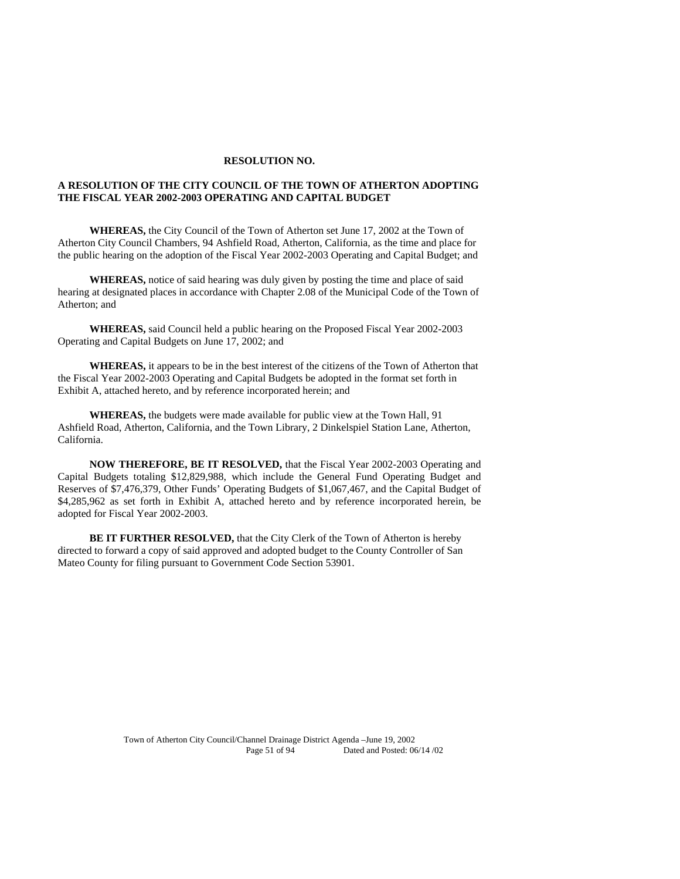**RESOLUTION NO.**

**A RESOLUTION OF THE CITY COUNCIL OF THE TOWN OF ATHERTON ADOPTING THE FISCAL YEAR 2002-2003 OPERATING AND CAPITAL BUDGET**

**WHEREAS,** the City Council of the Town of Atherton set June 17, 2002 at the Town of Atherton City Council Chambers, 94 Ashfield Road, Atherton, California, as the time and place for the public hearing on the adoption of the Fiscal Year 2002-2003 Operating and Capital Budget; and

**WHEREAS,** notice of said hearing was duly given by posting the time and place of said hearing at designated places in accordance with Chapter 2.08 of the Municipal Code of the Town of Atherton; and

**WHEREAS,** said Council held a public hearing on the Proposed Fiscal Year 2002-2003 Operating and Capital Budgets on June 17, 2002; and

**WHEREAS,** it appears to be in the best interest of the citizens of the Town of Atherton that the Fiscal Year 2002-2003 Operating and Capital Budgets be adopted in the format set forth in Exhibit A, attached hereto, and by reference incorporated herein; and

**WHEREAS,** the budgets were made available for public view at the Town Hall, 91 Ashfield Road, Atherton, California, and the Town Library, 2 Dinkelspiel Station Lane, Atherton, California.

**NOW THEREFORE, BE IT RESOLVED,** that the Fiscal Year 2002-2003 Operating and Capital Budgets totaling $12,829,988, which include the General Fund Operating Budget and Reserves of $7,476,379, Other Funds' Operating Budgets of $1,067,467, and the Capital Budget of $4,285,962 as set forth in Exhibit A, attached hereto and by reference incorporated herein, be adopted for Fiscal Year 2002-2003.

**BE IT FURTHER RESOLVED,** that the City Clerk of the Town of Atherton is hereby directed to forward a copy of said approved and adopted budget to the County Controller of San Mateo County for filing pursuant to Government Code Section 53901.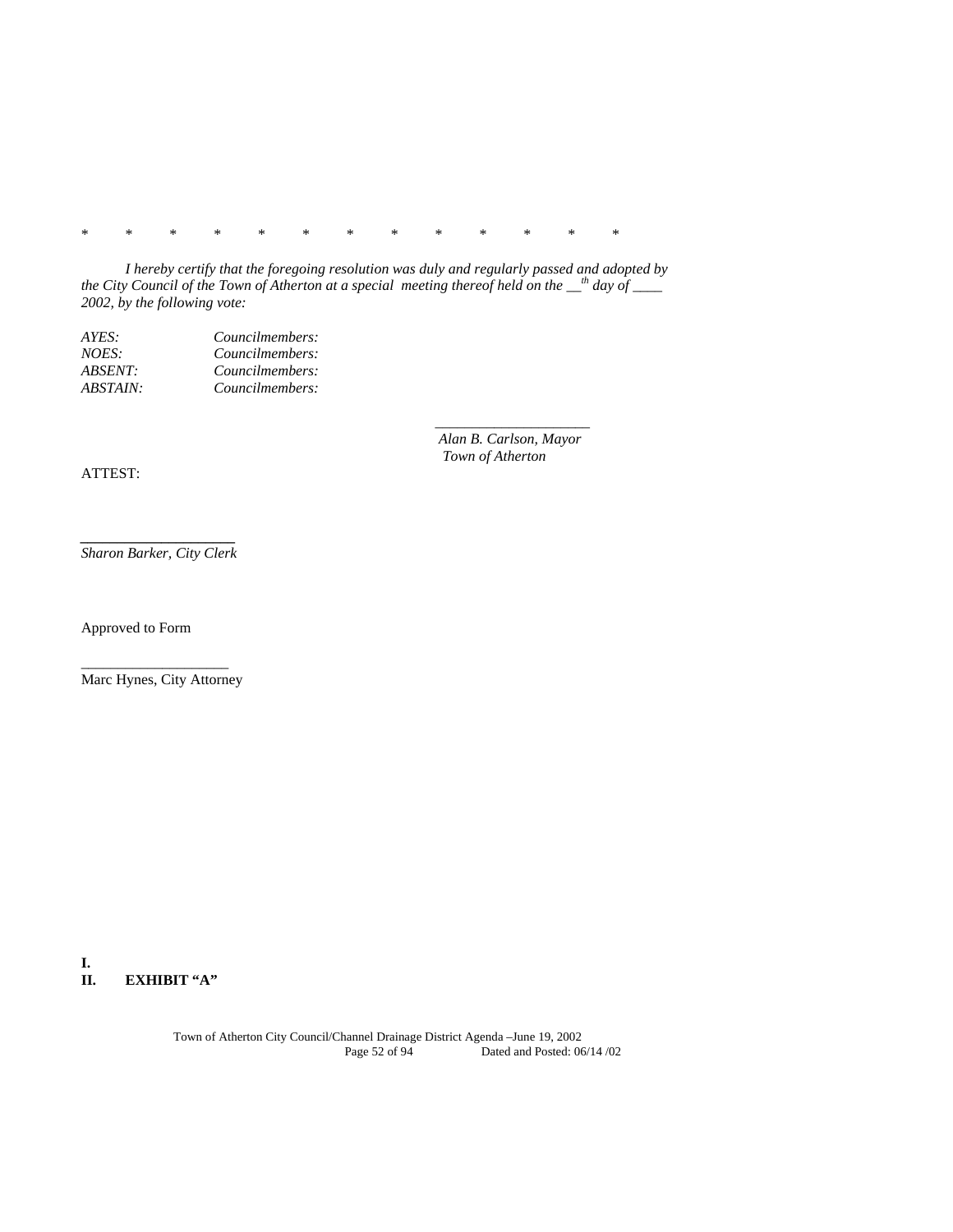\*        \*        \*        \*        \*        \*        \*        \*        \*        \*        \*        \*        \*

*I hereby certify that the foregoing resolution was duly and regularly passed and adopted by the City Council of the Town of Atherton at a special meeting thereof held on the __th day of ____ 2002, by the following vote:*

| | |
|---|---|
| *AYES:* | *Councilmembers:* |
| *NOES:* | *Councilmembers:* |
| *ABSENT:* | *Councilmembers:* |
| *ABSTAIN:* | *Councilmembers:* |

____________________
*Alan B. Carlson, Mayor*
*Town of Atherton*

ATTEST:

____________________
*Sharon Barker, City Clerk*

Approved to Form

____________________
Marc Hynes, City Attorney

**I.**

**II. EXHIBIT "A"**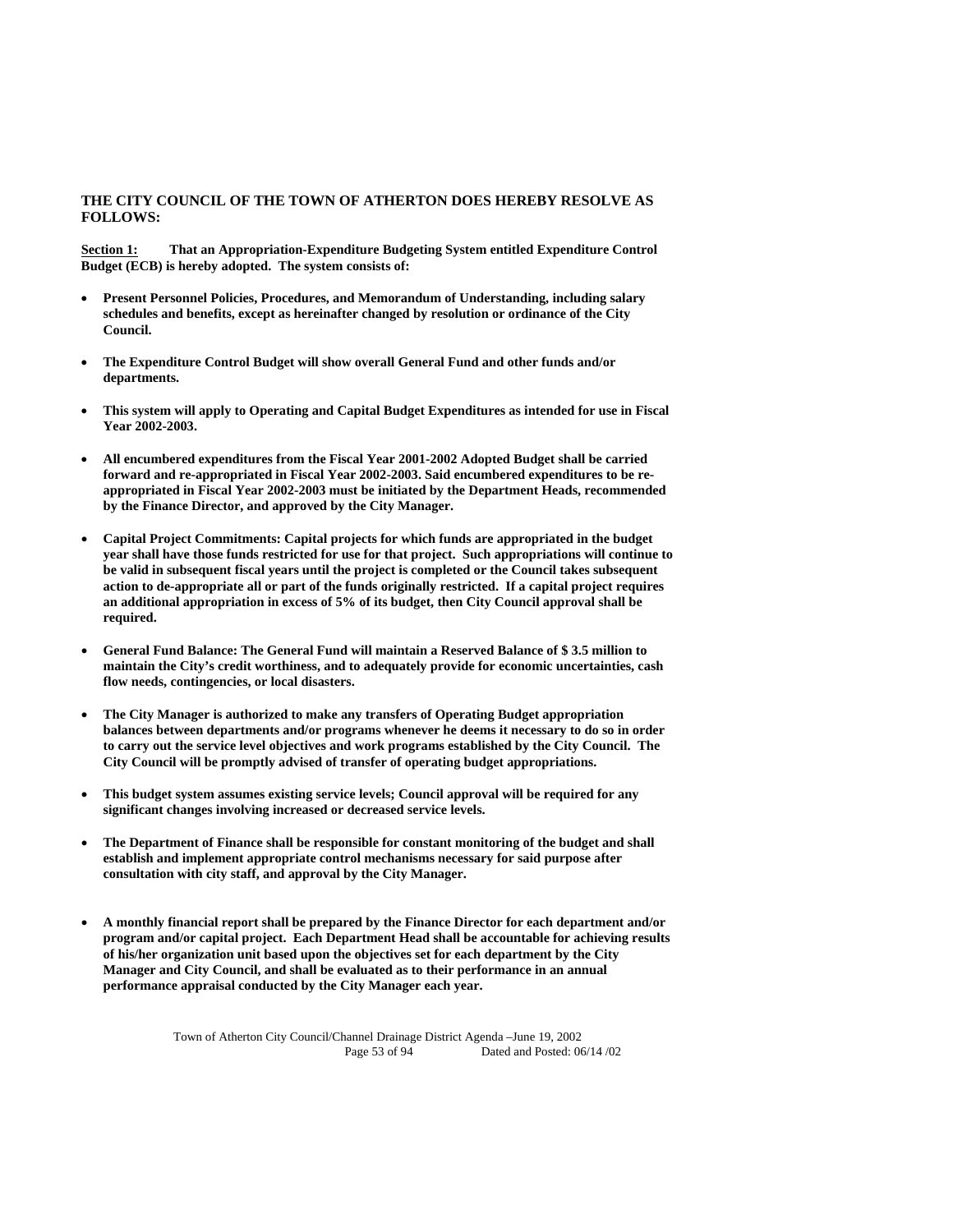**THE CITY COUNCIL OF THE TOWN OF ATHERTON DOES HEREBY RESOLVE AS FOLLOWS:**

**<u>Section 1:</u> That an Appropriation-Expenditure Budgeting System entitled Expenditure Control Budget (ECB) is hereby adopted. The system consists of:**

- **Present Personnel Policies, Procedures, and Memorandum of Understanding, including salary schedules and benefits, except as hereinafter changed by resolution or ordinance of the City Council.**

- **The Expenditure Control Budget will show overall General Fund and other funds and/or departments.**

- **This system will apply to Operating and Capital Budget Expenditures as intended for use in Fiscal Year 2002-2003.**

- **All encumbered expenditures from the Fiscal Year 2001-2002 Adopted Budget shall be carried forward and re-appropriated in Fiscal Year 2002-2003. Said encumbered expenditures to be re-appropriated in Fiscal Year 2002-2003 must be initiated by the Department Heads, recommended by the Finance Director, and approved by the City Manager.**

- **Capital Project Commitments: Capital projects for which funds are appropriated in the budget year shall have those funds restricted for use for that project. Such appropriations will continue to be valid in subsequent fiscal years until the project is completed or the Council takes subsequent action to de-appropriate all or part of the funds originally restricted. If a capital project requires an additional appropriation in excess of 5% of its budget, then City Council approval shall be required.**

- **General Fund Balance: The General Fund will maintain a Reserved Balance of $ 3.5 million to maintain the City's credit worthiness, and to adequately provide for economic uncertainties, cash flow needs, contingencies, or local disasters.**

- **The City Manager is authorized to make any transfers of Operating Budget appropriation balances between departments and/or programs whenever he deems it necessary to do so in order to carry out the service level objectives and work programs established by the City Council. The City Council will be promptly advised of transfer of operating budget appropriations.**

- **This budget system assumes existing service levels; Council approval will be required for any significant changes involving increased or decreased service levels.**

- **The Department of Finance shall be responsible for constant monitoring of the budget and shall establish and implement appropriate control mechanisms necessary for said purpose after consultation with city staff, and approval by the City Manager.**

- **A monthly financial report shall be prepared by the Finance Director for each department and/or program and/or capital project. Each Department Head shall be accountable for achieving results of his/her organization unit based upon the objectives set for each department by the City Manager and City Council, and shall be evaluated as to their performance in an annual performance appraisal conducted by the City Manager each year.**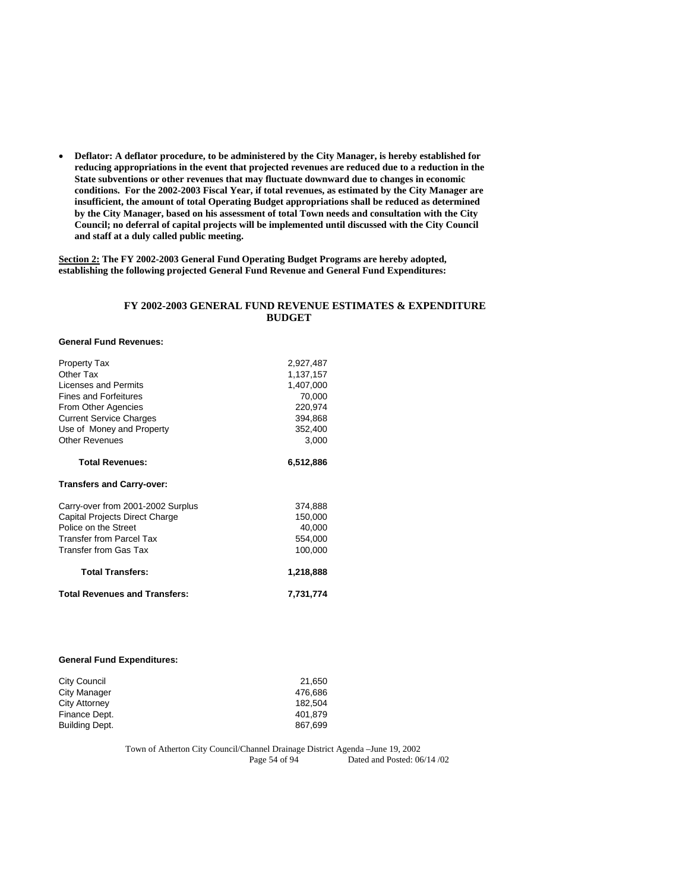- **Deflator: A deflator procedure, to be administered by the City Manager, is hereby established for reducing appropriations in the event that projected revenues are reduced due to a reduction in the State subventions or other revenues that may fluctuate downward due to changes in economic conditions. For the 2002-2003 Fiscal Year, if total revenues, as estimated by the City Manager are insufficient, the amount of total Operating Budget appropriations shall be reduced as determined by the City Manager, based on his assessment of total Town needs and consultation with the City Council; no deferral of capital projects will be implemented until discussed with the City Council and staff at a duly called public meeting.**

**Section 2: The FY 2002-2003 General Fund Operating Budget Programs are hereby adopted, establishing the following projected General Fund Revenue and General Fund Expenditures:**

## FY 2002-2003 GENERAL FUND REVENUE ESTIMATES & EXPENDITURE BUDGET

**General Fund Revenues:**

| | |
|---|---|
| Property Tax | 2,927,487 |
| Other Tax | 1,137,157 |
| Licenses and Permits | 1,407,000 |
| Fines and Forfeitures | 70,000 |
| From Other Agencies | 220,974 |
| Current Service Charges | 394,868 |
| Use of Money and Property | 352,400 |
| Other Revenues | 3,000 |
| **Total Revenues:** | **6,512,886** |

**Transfers and Carry-over:**

| | |
|---|---|
| Carry-over from 2001-2002 Surplus | 374,888 |
| Capital Projects Direct Charge | 150,000 |
| Police on the Street | 40,000 |
| Transfer from Parcel Tax | 554,000 |
| Transfer from Gas Tax | 100,000 |
| **Total Transfers:** | **1,218,888** |
| **Total Revenues and Transfers:** | **7,731,774** |

**General Fund Expenditures:**

| | |
|---|---|
| City Council | 21,650 |
| City Manager | 476,686 |
| City Attorney | 182,504 |
| Finance Dept. | 401,879 |
| Building Dept. | 867,699 |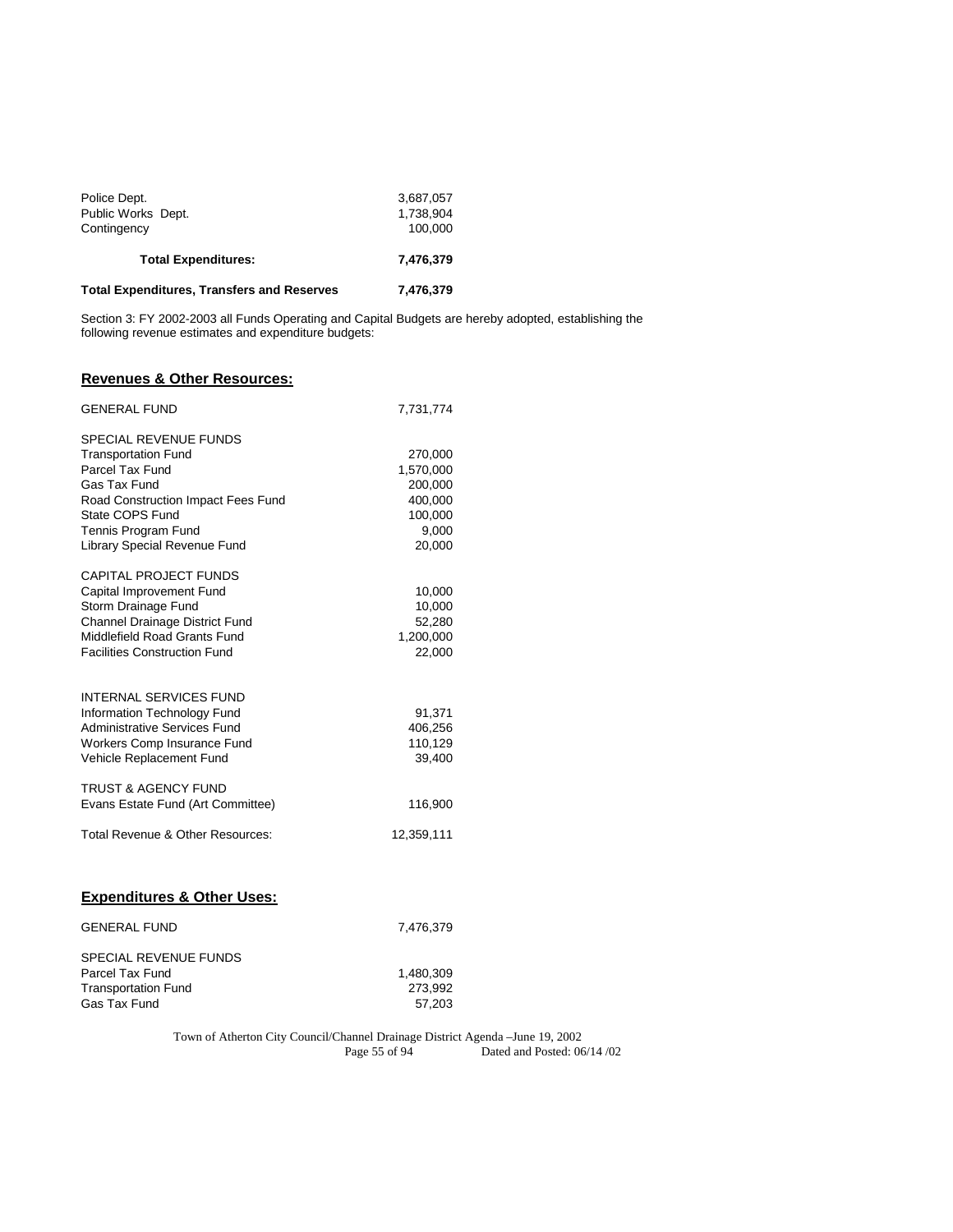| | |
|---|---|
| Police Dept. | 3,687,057 |
| Public Works Dept. | 1,738,904 |
| Contingency | 100,000 |
| **Total Expenditures:** | **7,476,379** |
| **Total Expenditures, Transfers and Reserves** | **7,476,379** |

Section 3: FY 2002-2003 all Funds Operating and Capital Budgets are hereby adopted, establishing the following revenue estimates and expenditure budgets:

## Revenues & Other Resources:

| | |
|---|---|
| GENERAL FUND | 7,731,774 |
| SPECIAL REVENUE FUNDS | |
| Transportation Fund | 270,000 |
| Parcel Tax Fund | 1,570,000 |
| Gas Tax Fund | 200,000 |
| Road Construction Impact Fees Fund | 400,000 |
| State COPS Fund | 100,000 |
| Tennis Program Fund | 9,000 |
| Library Special Revenue Fund | 20,000 |
| CAPITAL PROJECT FUNDS | |
| Capital Improvement Fund | 10,000 |
| Storm Drainage Fund | 10,000 |
| Channel Drainage District Fund | 52,280 |
| Middlefield Road Grants Fund | 1,200,000 |
| Facilities Construction Fund | 22,000 |
| INTERNAL SERVICES FUND | |
| Information Technology Fund | 91,371 |
| Administrative Services Fund | 406,256 |
| Workers Comp Insurance Fund | 110,129 |
| Vehicle Replacement Fund | 39,400 |
| TRUST & AGENCY FUND | |
| Evans Estate Fund (Art Committee) | 116,900 |
| Total Revenue & Other Resources: | 12,359,111 |

## Expenditures & Other Uses:

| | |
|---|---|
| GENERAL FUND | 7,476,379 |
| SPECIAL REVENUE FUNDS | |
| Parcel Tax Fund | 1,480,309 |
| Transportation Fund | 273,992 |
| Gas Tax Fund | 57,203 |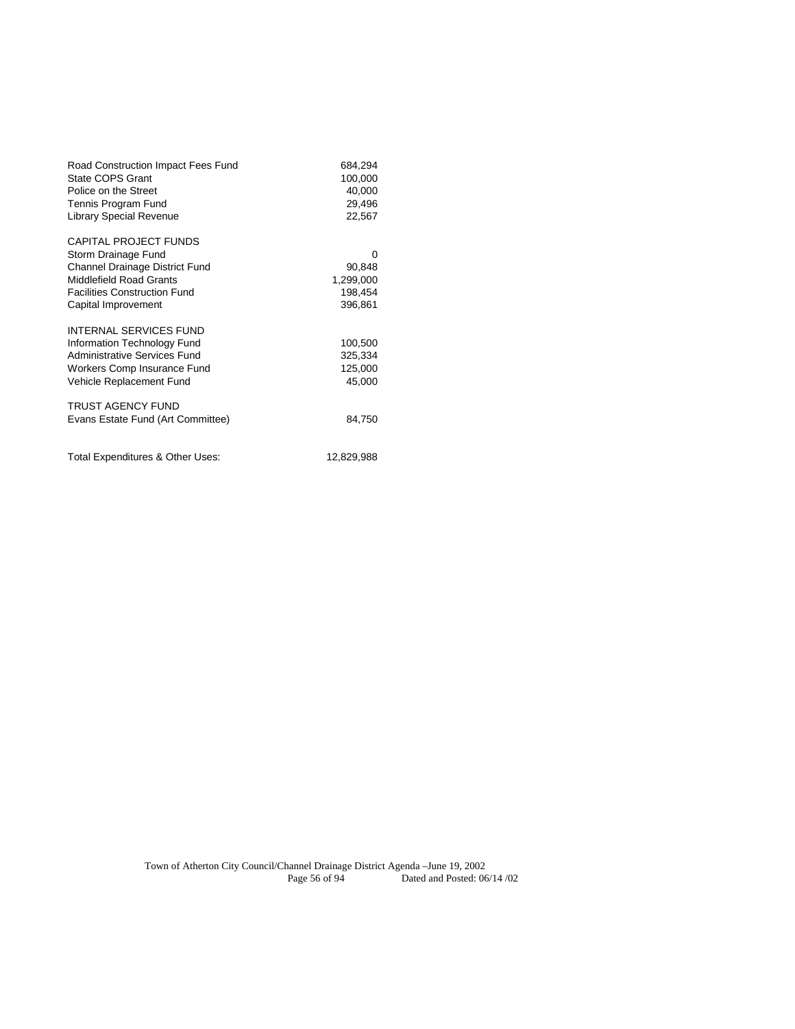| | |
|---|---|
| Road Construction Impact Fees Fund | 684,294 |
| State COPS Grant | 100,000 |
| Police on the Street | 40,000 |
| Tennis Program Fund | 29,496 |
| Library Special Revenue | 22,567 |
| | |
| CAPITAL PROJECT FUNDS | |
| Storm Drainage Fund | 0 |
| Channel Drainage District Fund | 90,848 |
| Middlefield Road Grants | 1,299,000 |
| Facilities Construction Fund | 198,454 |
| Capital Improvement | 396,861 |
| | |
| INTERNAL SERVICES FUND | |
| Information Technology Fund | 100,500 |
| Administrative Services Fund | 325,334 |
| Workers Comp Insurance Fund | 125,000 |
| Vehicle Replacement Fund | 45,000 |
| | |
| TRUST AGENCY FUND | |
| Evans Estate Fund (Art Committee) | 84,750 |
| | |
| Total Expenditures & Other Uses: | 12,829,988 |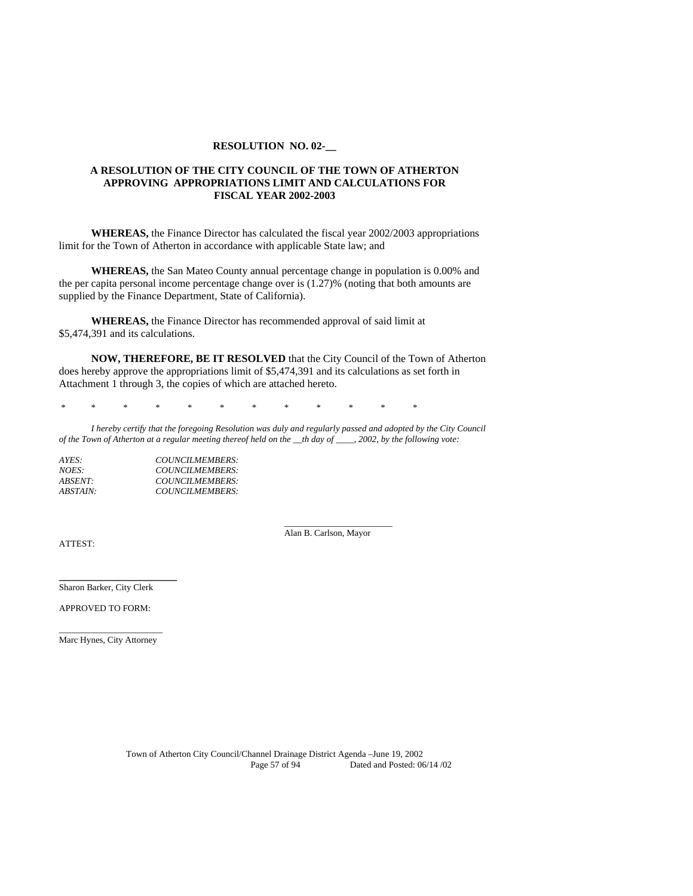**RESOLUTION NO. 02-__**

**A RESOLUTION OF THE CITY COUNCIL OF THE TOWN OF ATHERTON APPROVING APPROPRIATIONS LIMIT AND CALCULATIONS FOR FISCAL YEAR 2002-2003**

**WHEREAS,** the Finance Director has calculated the fiscal year 2002/2003 appropriations limit for the Town of Atherton in accordance with applicable State law; and

**WHEREAS,** the San Mateo County annual percentage change in population is 0.00% and the per capita personal income percentage change over is (1.27)% (noting that both amounts are supplied by the Finance Department, State of California).

**WHEREAS,** the Finance Director has recommended approval of said limit at $5,474,391 and its calculations.

**NOW, THEREFORE, BE IT RESOLVED** that the City Council of the Town of Atherton does hereby approve the appropriations limit of $5,474,391 and its calculations as set forth in Attachment 1 through 3, the copies of which are attached hereto.

\* \* \* \* \* \* \* \* \* \* \* \*

*I hereby certify that the foregoing Resolution was duly and regularly passed and adopted by the City Council of the Town of Atherton at a regular meeting thereof held on the __th day of ____, 2002, by the following vote:*

*AYES:* *COUNCILMEMBERS:*
*NOES:* *COUNCILMEMBERS:*
*ABSENT:* *COUNCILMEMBERS:*
*ABSTAIN:* *COUNCILMEMBERS:*

______________________
Alan B. Carlson, Mayor

ATTEST:

______________________
Sharon Barker, City Clerk

APPROVED TO FORM:

______________________
Marc Hynes, City Attorney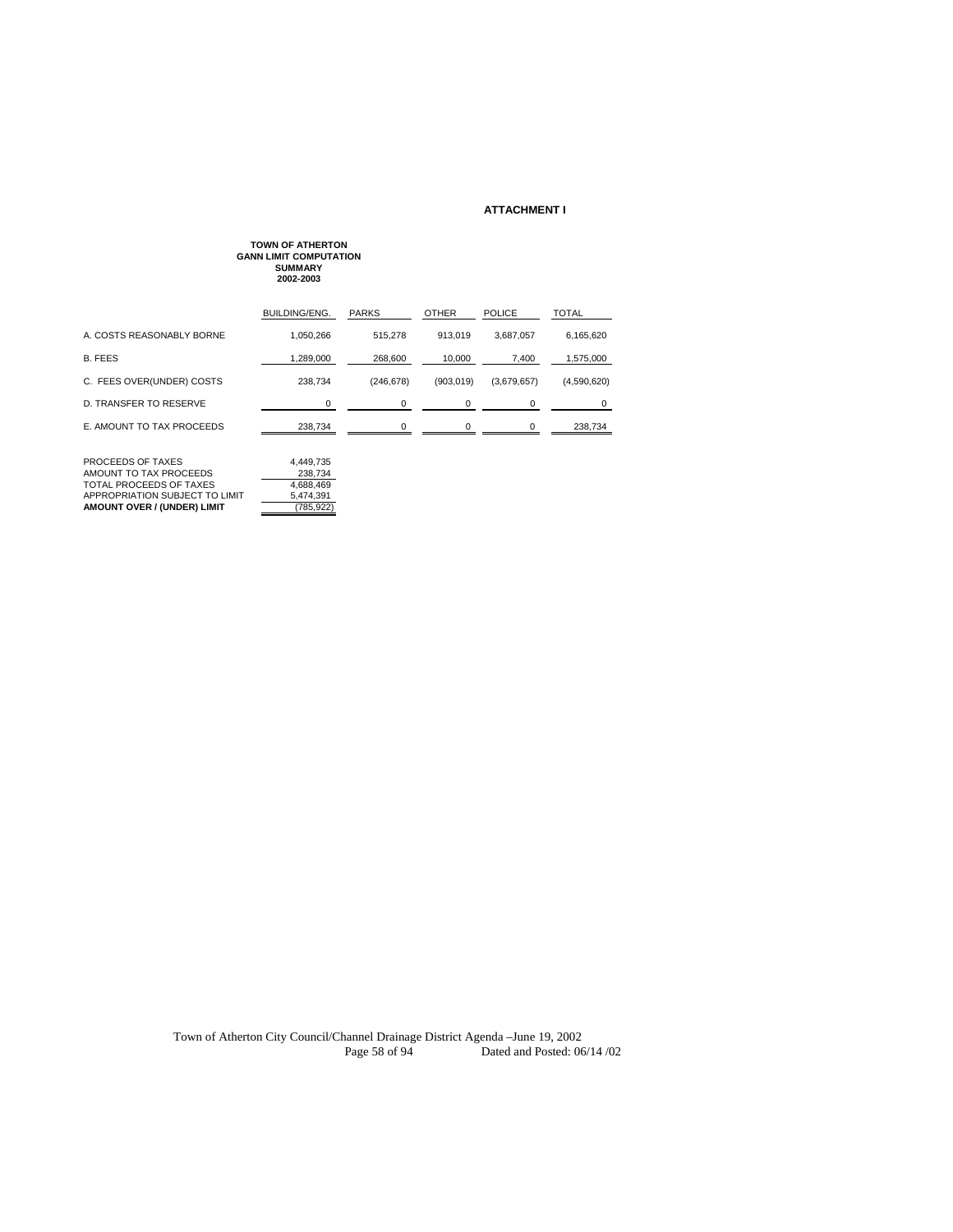**ATTACHMENT I**

**TOWN OF ATHERTON**
**GANN LIMIT COMPUTATION**
**SUMMARY**
**2002-2003**

| | BUILDING/ENG. | PARKS | OTHER | POLICE | TOTAL |
|---|---|---|---|---|---|
| A. COSTS REASONABLY BORNE | 1,050,266 | 515,278 | 913,019 | 3,687,057 | 6,165,620 |
| B. FEES | 1,289,000 | 268,600 | 10,000 | 7,400 | 1,575,000 |
| C. FEES OVER(UNDER) COSTS | 238,734 | (246,678) | (903,019) | (3,679,657) | (4,590,620) |
| D. TRANSFER TO RESERVE | 0 | 0 | 0 | 0 | 0 |
| E. AMOUNT TO TAX PROCEEDS | 238,734 | 0 | 0 | 0 | 238,734 |

| | |
|---|---|
| PROCEEDS OF TAXES | 4,449,735 |
| AMOUNT TO TAX PROCEEDS | 238,734 |
| TOTAL PROCEEDS OF TAXES | 4,688,469 |
| APPROPRIATION SUBJECT TO LIMIT | 5,474,391 |
| **AMOUNT OVER / (UNDER) LIMIT** | (785,922) |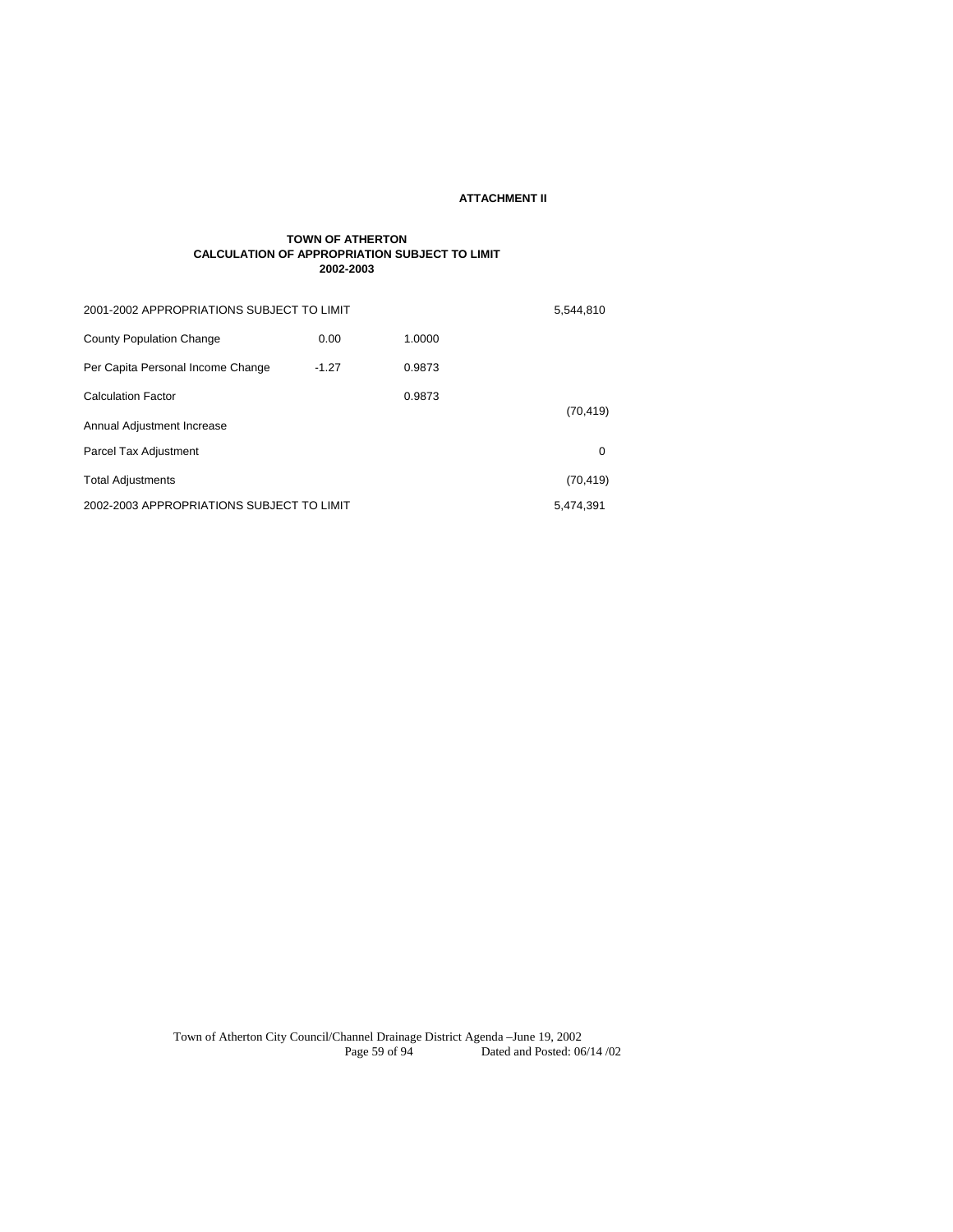**ATTACHMENT II**

**TOWN OF ATHERTON**
**CALCULATION OF APPROPRIATION SUBJECT TO LIMIT**
**2002-2003**

| | | | |
|---|---|---|---|
| 2001-2002 APPROPRIATIONS SUBJECT TO LIMIT | | | 5,544,810 |
| County Population Change | 0.00 | 1.0000 | |
| Per Capita Personal Income Change | -1.27 | 0.9873 | |
| Calculation Factor | | 0.9873 | |
| Annual Adjustment Increase | | | (70,419) |
| Parcel Tax Adjustment | | | 0 |
| Total Adjustments | | | (70,419) |
| 2002-2003 APPROPRIATIONS SUBJECT TO LIMIT | | | 5,474,391 |

Town of Atherton City Council/Channel Drainage District Agenda –June 19, 2002
Dated and Posted: 06/14 /02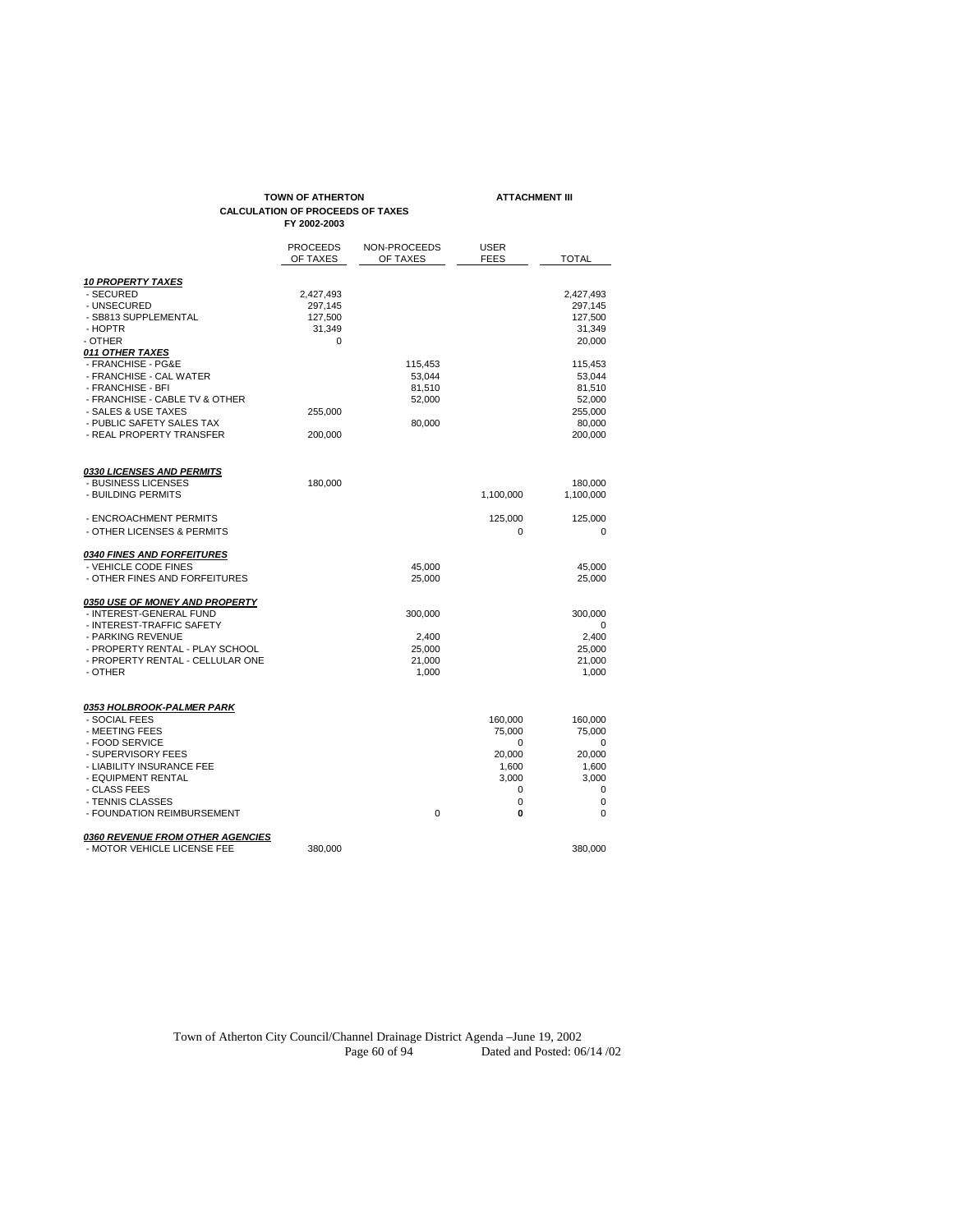**TOWN OF ATHERTON** **ATTACHMENT III**

**CALCULATION OF PROCEEDS OF TAXES**

**FY 2002-2003**

| | PROCEEDS OF TAXES | NON-PROCEEDS OF TAXES | USER FEES | TOTAL |
|---|---|---|---|---|
| ***10 PROPERTY TAXES*** | | | | |
| - SECURED | 2,427,493 | | | 2,427,493 |
| - UNSECURED | 297,145 | | | 297,145 |
| - SB813 SUPPLEMENTAL | 127,500 | | | 127,500 |
| - HOPTR | 31,349 | | | 31,349 |
| - OTHER | 0 | | | 20,000 |
| ***011 OTHER TAXES*** | | | | |
| - FRANCHISE - PG&E | | 115,453 | | 115,453 |
| - FRANCHISE - CAL WATER | | 53,044 | | 53,044 |
| - FRANCHISE - BFI | | 81,510 | | 81,510 |
| - FRANCHISE - CABLE TV & OTHER | | 52,000 | | 52,000 |
| - SALES & USE TAXES | 255,000 | | | 255,000 |
| - PUBLIC SAFETY SALES TAX | | 80,000 | | 80,000 |
| - REAL PROPERTY TRANSFER | 200,000 | | | 200,000 |
| ***0330 LICENSES AND PERMITS*** | | | | |
| - BUSINESS LICENSES | 180,000 | | | 180,000 |
| - BUILDING PERMITS | | | 1,100,000 | 1,100,000 |
| - ENCROACHMENT PERMITS | | | 125,000 | 125,000 |
| - OTHER LICENSES & PERMITS | | | 0 | 0 |
| ***0340 FINES AND FORFEITURES*** | | | | |
| - VEHICLE CODE FINES | | 45,000 | | 45,000 |
| - OTHER FINES AND FORFEITURES | | 25,000 | | 25,000 |
| ***0350 USE OF MONEY AND PROPERTY*** | | | | |
| - INTEREST-GENERAL FUND | | 300,000 | | 300,000 |
| - INTEREST-TRAFFIC SAFETY | | | | 0 |
| - PARKING REVENUE | | 2,400 | | 2,400 |
| - PROPERTY RENTAL - PLAY SCHOOL | | 25,000 | | 25,000 |
| - PROPERTY RENTAL - CELLULAR ONE | | 21,000 | | 21,000 |
| - OTHER | | 1,000 | | 1,000 |
| ***0353 HOLBROOK-PALMER PARK*** | | | | |
| - SOCIAL FEES | | | 160,000 | 160,000 |
| - MEETING FEES | | | 75,000 | 75,000 |
| - FOOD SERVICE | | | 0 | 0 |
| - SUPERVISORY FEES | | | 20,000 | 20,000 |
| - LIABILITY INSURANCE FEE | | | 1,600 | 1,600 |
| - EQUIPMENT RENTAL | | | 3,000 | 3,000 |
| - CLASS FEES | | | 0 | 0 |
| - TENNIS CLASSES | | | 0 | 0 |
| - FOUNDATION REIMBURSEMENT | | 0 | **0** | 0 |
| ***0360 REVENUE FROM OTHER AGENCIES*** | | | | |
| - MOTOR VEHICLE LICENSE FEE | 380,000 | | | 380,000 |

Town of Atherton City Council/Channel Drainage District Agenda –June 19, 2002
Dated and Posted: 06/14 /02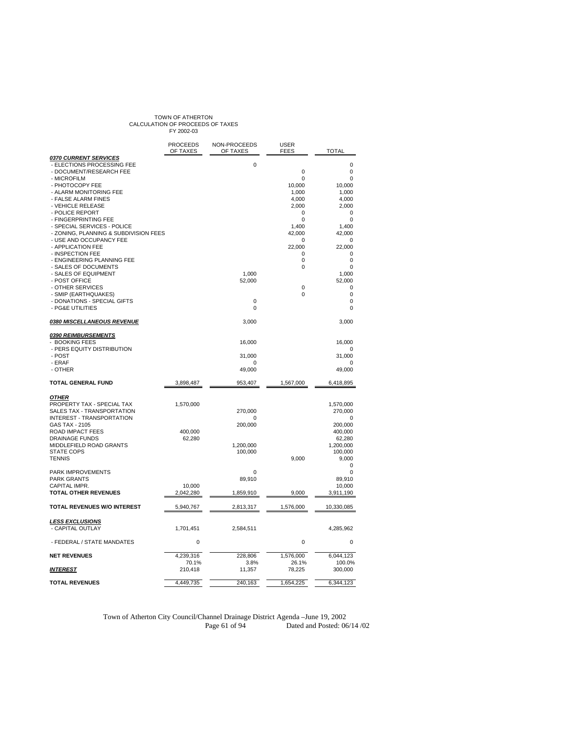TOWN OF ATHERTON
CALCULATION OF PROCEEDS OF TAXES
FY 2002-03

| | PROCEEDS OF TAXES | NON-PROCEEDS OF TAXES | USER FEES | TOTAL |
|---|---|---|---|---|
| ***0370 CURRENT SERVICES*** | | | | |
| - ELECTIONS PROCESSING FEE | | 0 | | 0 |
| - DOCUMENT/RESEARCH FEE | | | 0 | 0 |
| - MICROFILM | | | 0 | 0 |
| - PHOTOCOPY FEE | | | 10,000 | 10,000 |
| - ALARM MONITORING FEE | | | 1,000 | 1,000 |
| - FALSE ALARM FINES | | | 4,000 | 4,000 |
| - VEHICLE RELEASE | | | 2,000 | 2,000 |
| - POLICE REPORT | | | 0 | 0 |
| - FINGERPRINTING FEE | | | 0 | 0 |
| - SPECIAL SERVICES - POLICE | | | 1,400 | 1,400 |
| - ZONING, PLANNING & SUBDIVISION FEES | | | 42,000 | 42,000 |
| - USE AND OCCUPANCY FEE | | | 0 | 0 |
| - APPLICATION FEE | | | 22,000 | 22,000 |
| - INSPECTION FEE | | | 0 | 0 |
| - ENGINEERING PLANNING FEE | | | 0 | 0 |
| - SALES OF DOCUMENTS | | | 0 | 0 |
| - SALES OF EQUIPMENT | | 1,000 | | 1,000 |
| - POST OFFICE | | 52,000 | | 52,000 |
| - OTHER SERVICES | | | 0 | 0 |
| - SMIP (EARTHQUAKES) | | | 0 | 0 |
| - DONATIONS - SPECIAL GIFTS | | 0 | | 0 |
| - PG&E UTILITIES | | 0 | | 0 |
| ***0380 MISCELLANEOUS REVENUE*** | | 3,000 | | 3,000 |
| ***0390 REIMBURSEMENTS*** | | | | |
| - BOOKING FEES | | 16,000 | | 16,000 |
| - PERS EQUITY DISTRIBUTION | | | | 0 |
| - POST | | 31,000 | | 31,000 |
| - ERAF | | 0 | | 0 |
| - OTHER | | 49,000 | | 49,000 |
| **TOTAL GENERAL FUND** | 3,898,487 | 953,407 | 1,567,000 | 6,418,895 |
| ***OTHER*** | | | | |
| PROPERTY TAX - SPECIAL TAX | 1,570,000 | | | 1,570,000 |
| SALES TAX - TRANSPORTATION | | 270,000 | | 270,000 |
| INTEREST - TRANSPORTATION | | 0 | | 0 |
| GAS TAX - 2105 | | 200,000 | | 200,000 |
| ROAD IMPACT FEES | 400,000 | | | 400,000 |
| DRAINAGE FUNDS | 62,280 | | | 62,280 |
| MIDDLEFIELD ROAD GRANTS | | 1,200,000 | | 1,200,000 |
| STATE COPS | | 100,000 | | 100,000 |
| TENNIS | | | 9,000 | 9,000 |
| | | | | 0 |
| PARK IMPROVEMENTS | | 0 | | 0 |
| PARK GRANTS | | 89,910 | | 89,910 |
| CAPITAL IMPR. | 10,000 | | | 10,000 |
| **TOTAL OTHER REVENUES** | 2,042,280 | 1,859,910 | 9,000 | 3,911,190 |
| **TOTAL REVENUES W/O INTEREST** | 5,940,767 | 2,813,317 | 1,576,000 | 10,330,085 |
| ***LESS EXCLUSIONS*** | | | | |
| - CAPITAL OUTLAY | 1,701,451 | 2,584,511 | | 4,285,962 |
| - FEDERAL / STATE MANDATES | 0 | | 0 | 0 |
| **NET REVENUES** | 4,239,316 | 228,806 | 1,576,000 | 6,044,123 |
| | 70.1% | 3.8% | 26.1% | 100.0% |
| ***INTEREST*** | 210,418 | 11,357 | 78,225 | 300,000 |
| **TOTAL REVENUES** | 4,449,735 | 240,163 | 1,654,225 | 6,344,123 |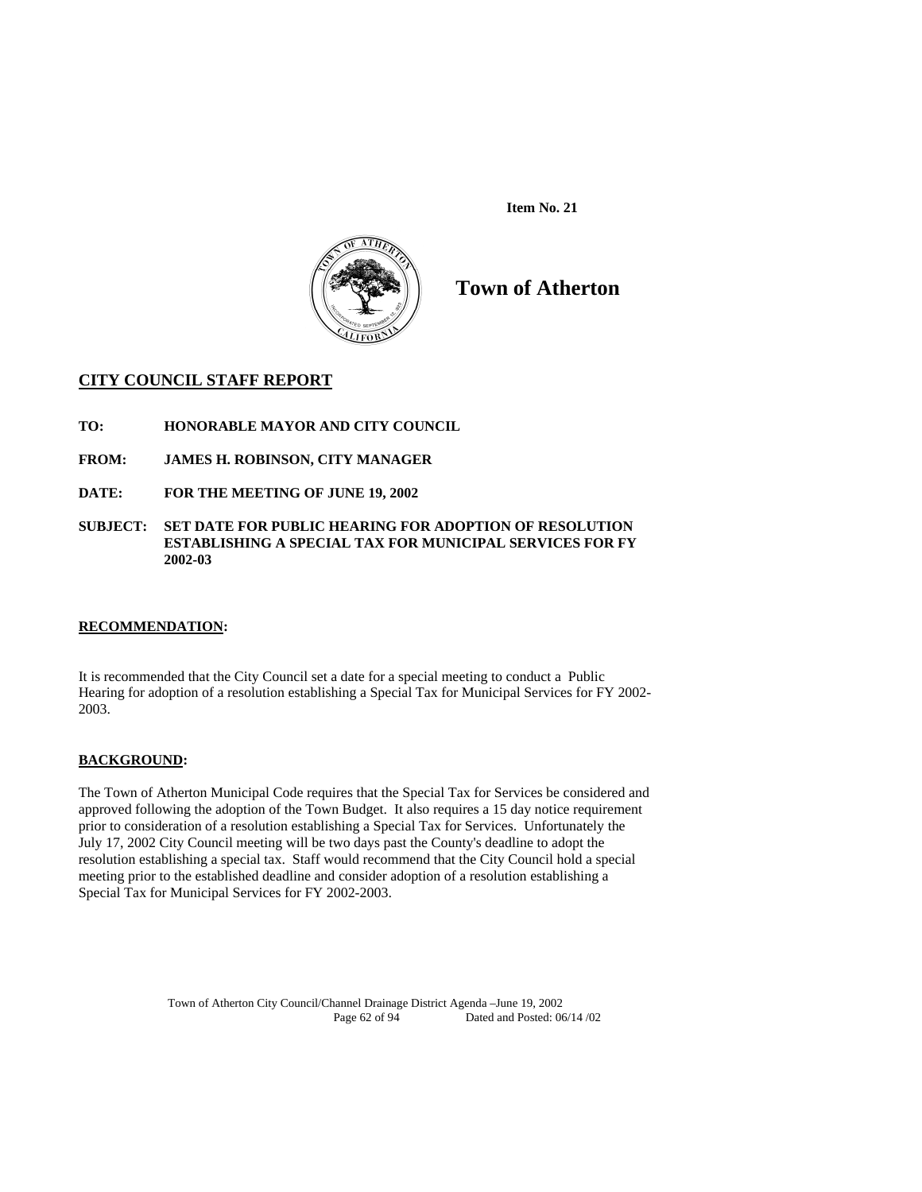**Item No. 21**

# Town of Atherton

## CITY COUNCIL STAFF REPORT

**TO:** HONORABLE MAYOR AND CITY COUNCIL

**FROM:** JAMES H. ROBINSON, CITY MANAGER

**DATE:** FOR THE MEETING OF JUNE 19, 2002

**SUBJECT:** SET DATE FOR PUBLIC HEARING FOR ADOPTION OF RESOLUTION ESTABLISHING A SPECIAL TAX FOR MUNICIPAL SERVICES FOR FY 2002-03

### RECOMMENDATION:

It is recommended that the City Council set a date for a special meeting to conduct a Public Hearing for adoption of a resolution establishing a Special Tax for Municipal Services for FY 2002-2003.

### BACKGROUND:

The Town of Atherton Municipal Code requires that the Special Tax for Services be considered and approved following the adoption of the Town Budget. It also requires a 15 day notice requirement prior to consideration of a resolution establishing a Special Tax for Services. Unfortunately the July 17, 2002 City Council meeting will be two days past the County's deadline to adopt the resolution establishing a special tax. Staff would recommend that the City Council hold a special meeting prior to the established deadline and consider adoption of a resolution establishing a Special Tax for Municipal Services for FY 2002-2003.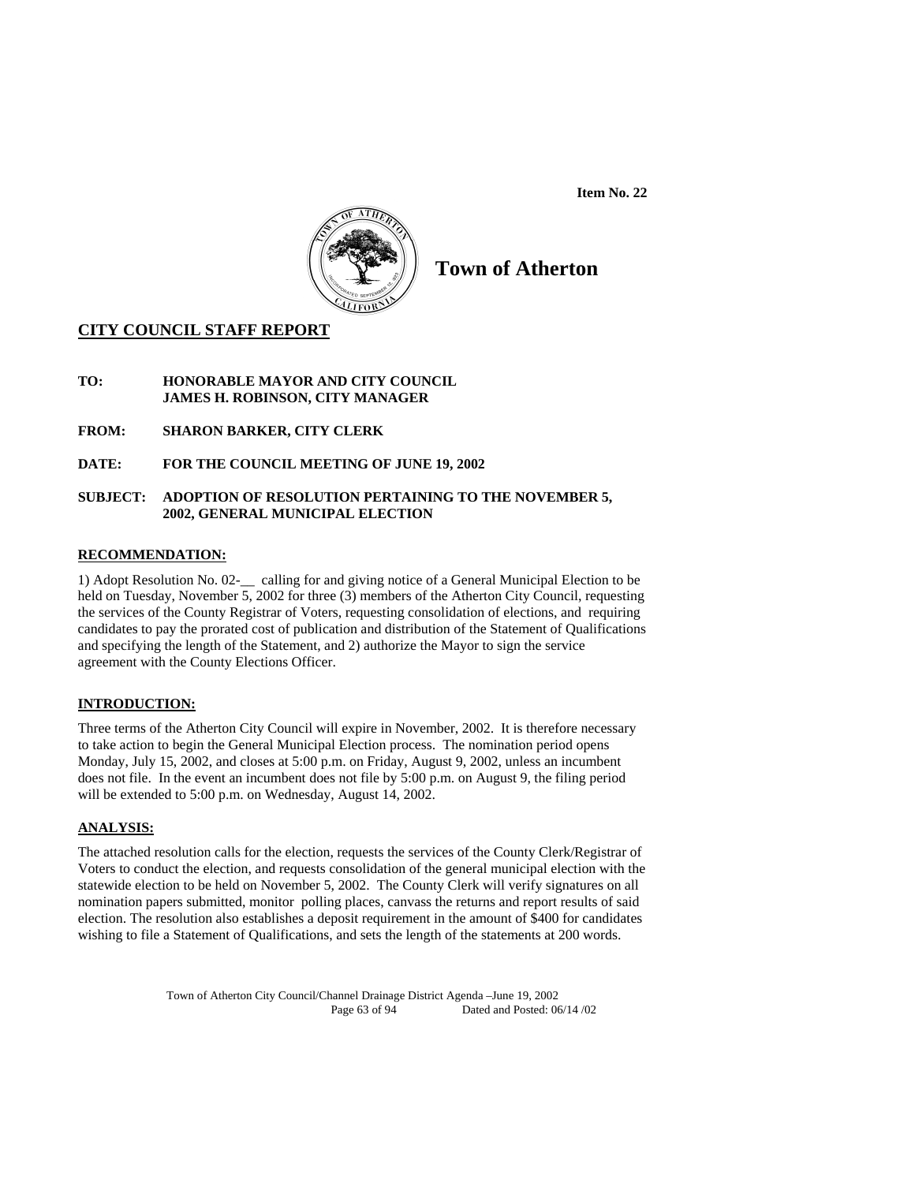**Item No. 22**

# Town of Atherton

## CITY COUNCIL STAFF REPORT

**TO:** **HONORABLE MAYOR AND CITY COUNCIL**
**JAMES H. ROBINSON, CITY MANAGER**

**FROM:** **SHARON BARKER, CITY CLERK**

**DATE:** **FOR THE COUNCIL MEETING OF JUNE 19, 2002**

**SUBJECT:** **ADOPTION OF RESOLUTION PERTAINING TO THE NOVEMBER 5, 2002, GENERAL MUNICIPAL ELECTION**

### RECOMMENDATION:

1) Adopt Resolution No. 02-__ calling for and giving notice of a General Municipal Election to be held on Tuesday, November 5, 2002 for three (3) members of the Atherton City Council, requesting the services of the County Registrar of Voters, requesting consolidation of elections, and requiring candidates to pay the prorated cost of publication and distribution of the Statement of Qualifications and specifying the length of the Statement, and 2) authorize the Mayor to sign the service agreement with the County Elections Officer.

### INTRODUCTION:

Three terms of the Atherton City Council will expire in November, 2002. It is therefore necessary to take action to begin the General Municipal Election process. The nomination period opens Monday, July 15, 2002, and closes at 5:00 p.m. on Friday, August 9, 2002, unless an incumbent does not file. In the event an incumbent does not file by 5:00 p.m. on August 9, the filing period will be extended to 5:00 p.m. on Wednesday, August 14, 2002.

### ANALYSIS:

The attached resolution calls for the election, requests the services of the County Clerk/Registrar of Voters to conduct the election, and requests consolidation of the general municipal election with the statewide election to be held on November 5, 2002. The County Clerk will verify signatures on all nomination papers submitted, monitor polling places, canvass the returns and report results of said election. The resolution also establishes a deposit requirement in the amount of $400 for candidates wishing to file a Statement of Qualifications, and sets the length of the statements at 200 words.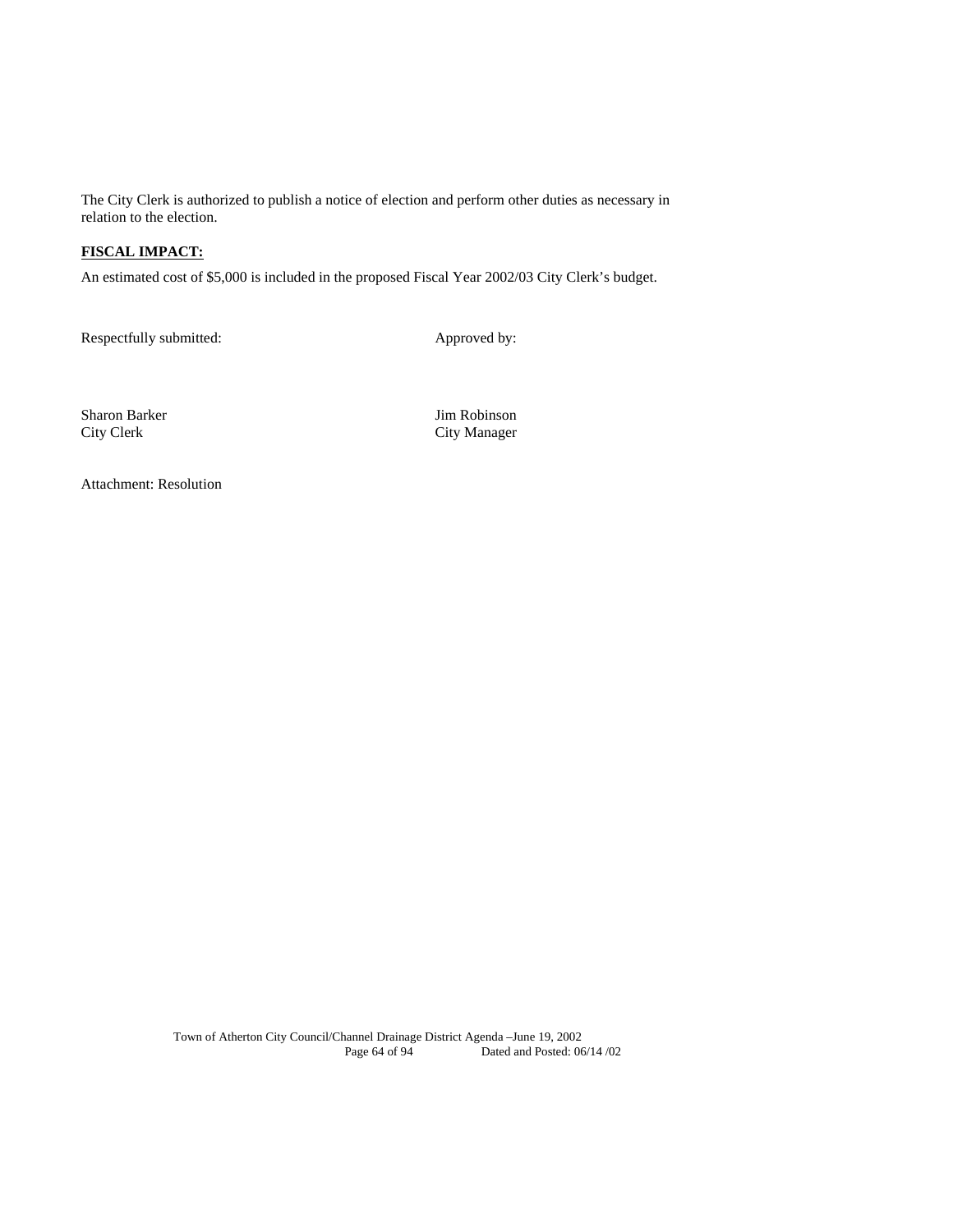The City Clerk is authorized to publish a notice of election and perform other duties as necessary in relation to the election.

**FISCAL IMPACT:**

An estimated cost of $5,000 is included in the proposed Fiscal Year 2002/03 City Clerk's budget.

Respectfully submitted: Approved by:

Sharon Barker
City Clerk

Jim Robinson
City Manager

Attachment: Resolution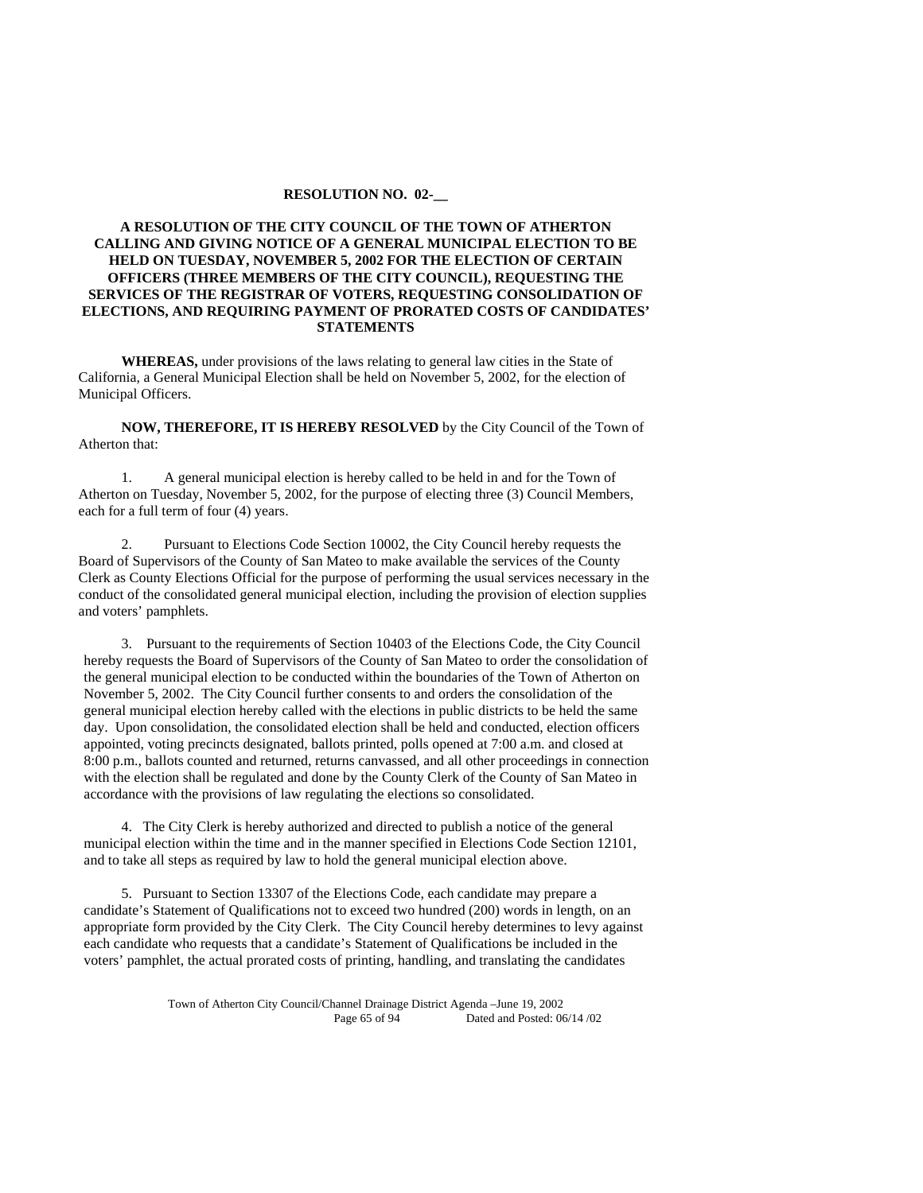**RESOLUTION NO. 02-__**

**A RESOLUTION OF THE CITY COUNCIL OF THE TOWN OF ATHERTON CALLING AND GIVING NOTICE OF A GENERAL MUNICIPAL ELECTION TO BE HELD ON TUESDAY, NOVEMBER 5, 2002 FOR THE ELECTION OF CERTAIN OFFICERS (THREE MEMBERS OF THE CITY COUNCIL), REQUESTING THE SERVICES OF THE REGISTRAR OF VOTERS, REQUESTING CONSOLIDATION OF ELECTIONS, AND REQUIRING PAYMENT OF PRORATED COSTS OF CANDIDATES' STATEMENTS**

**WHEREAS,** under provisions of the laws relating to general law cities in the State of California, a General Municipal Election shall be held on November 5, 2002, for the election of Municipal Officers.

**NOW, THEREFORE, IT IS HEREBY RESOLVED** by the City Council of the Town of Atherton that:

1. A general municipal election is hereby called to be held in and for the Town of Atherton on Tuesday, November 5, 2002, for the purpose of electing three (3) Council Members, each for a full term of four (4) years.

2. Pursuant to Elections Code Section 10002, the City Council hereby requests the Board of Supervisors of the County of San Mateo to make available the services of the County Clerk as County Elections Official for the purpose of performing the usual services necessary in the conduct of the consolidated general municipal election, including the provision of election supplies and voters' pamphlets.

3. Pursuant to the requirements of Section 10403 of the Elections Code, the City Council hereby requests the Board of Supervisors of the County of San Mateo to order the consolidation of the general municipal election to be conducted within the boundaries of the Town of Atherton on November 5, 2002. The City Council further consents to and orders the consolidation of the general municipal election hereby called with the elections in public districts to be held the same day. Upon consolidation, the consolidated election shall be held and conducted, election officers appointed, voting precincts designated, ballots printed, polls opened at 7:00 a.m. and closed at 8:00 p.m., ballots counted and returned, returns canvassed, and all other proceedings in connection with the election shall be regulated and done by the County Clerk of the County of San Mateo in accordance with the provisions of law regulating the elections so consolidated.

4. The City Clerk is hereby authorized and directed to publish a notice of the general municipal election within the time and in the manner specified in Elections Code Section 12101, and to take all steps as required by law to hold the general municipal election above.

5. Pursuant to Section 13307 of the Elections Code, each candidate may prepare a candidate's Statement of Qualifications not to exceed two hundred (200) words in length, on an appropriate form provided by the City Clerk. The City Council hereby determines to levy against each candidate who requests that a candidate's Statement of Qualifications be included in the voters' pamphlet, the actual prorated costs of printing, handling, and translating the candidates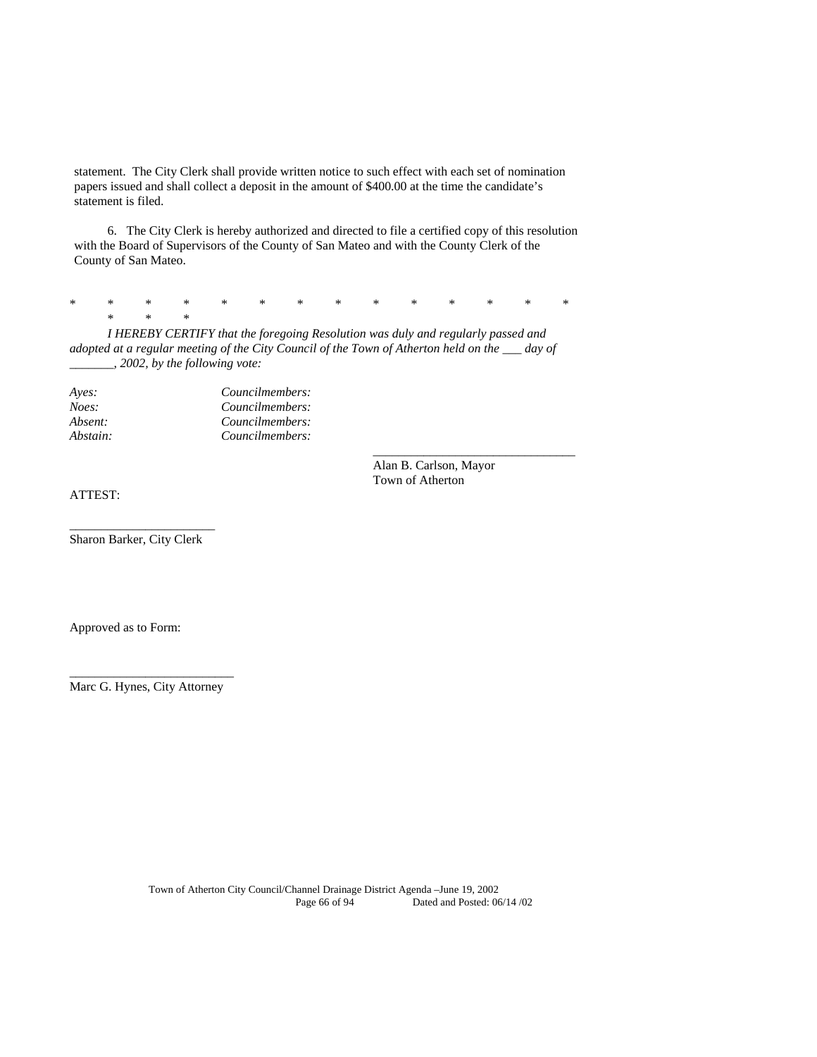statement. The City Clerk shall provide written notice to such effect with each set of nomination papers issued and shall collect a deposit in the amount of $400.00 at the time the candidate's statement is filed.

6. The City Clerk is hereby authorized and directed to file a certified copy of this resolution with the Board of Supervisors of the County of San Mateo and with the County Clerk of the County of San Mateo.

\* \* \* \* \* \* \* \* \* \* \* \* \* \* \* \* \*

*I HEREBY CERTIFY that the foregoing Resolution was duly and regularly passed and adopted at a regular meeting of the City Council of the Town of Atherton held on the ___ day of _______, 2002, by the following vote:*

*Ayes:* *Councilmembers:*
*Noes:* *Councilmembers:*
*Absent:* *Councilmembers:*
*Abstain:* *Councilmembers:*

_______________________________
Alan B. Carlson, Mayor
Town of Atherton

ATTEST:

_______________________
Sharon Barker, City Clerk

Approved as to Form:

__________________________
Marc G. Hynes, City Attorney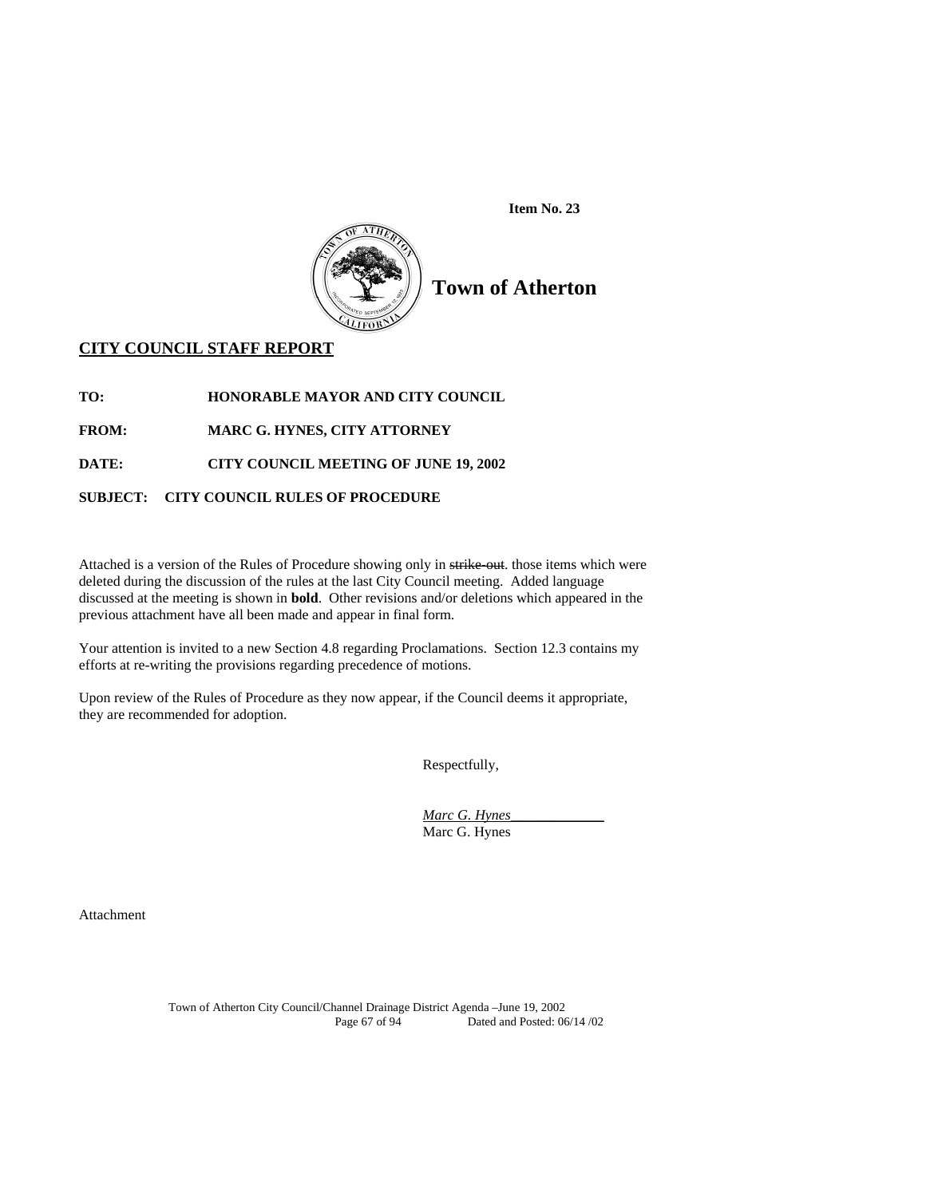**Item No. 23**

# Town of Atherton

## CITY COUNCIL STAFF REPORT

**TO:** HONORABLE MAYOR AND CITY COUNCIL

**FROM:** MARC G. HYNES, CITY ATTORNEY

**DATE:** CITY COUNCIL MEETING OF JUNE 19, 2002

**SUBJECT:** CITY COUNCIL RULES OF PROCEDURE

Attached is a version of the Rules of Procedure showing only in ~~strike-out~~. those items which were deleted during the discussion of the rules at the last City Council meeting. Added language discussed at the meeting is shown in **bold**. Other revisions and/or deletions which appeared in the previous attachment have all been made and appear in final form.

Your attention is invited to a new Section 4.8 regarding Proclamations. Section 12.3 contains my efforts at re-writing the provisions regarding precedence of motions.

Upon review of the Rules of Procedure as they now appear, if the Council deems it appropriate, they are recommended for adoption.

Respectfully,

*Marc G. Hynes*
Marc G. Hynes

Attachment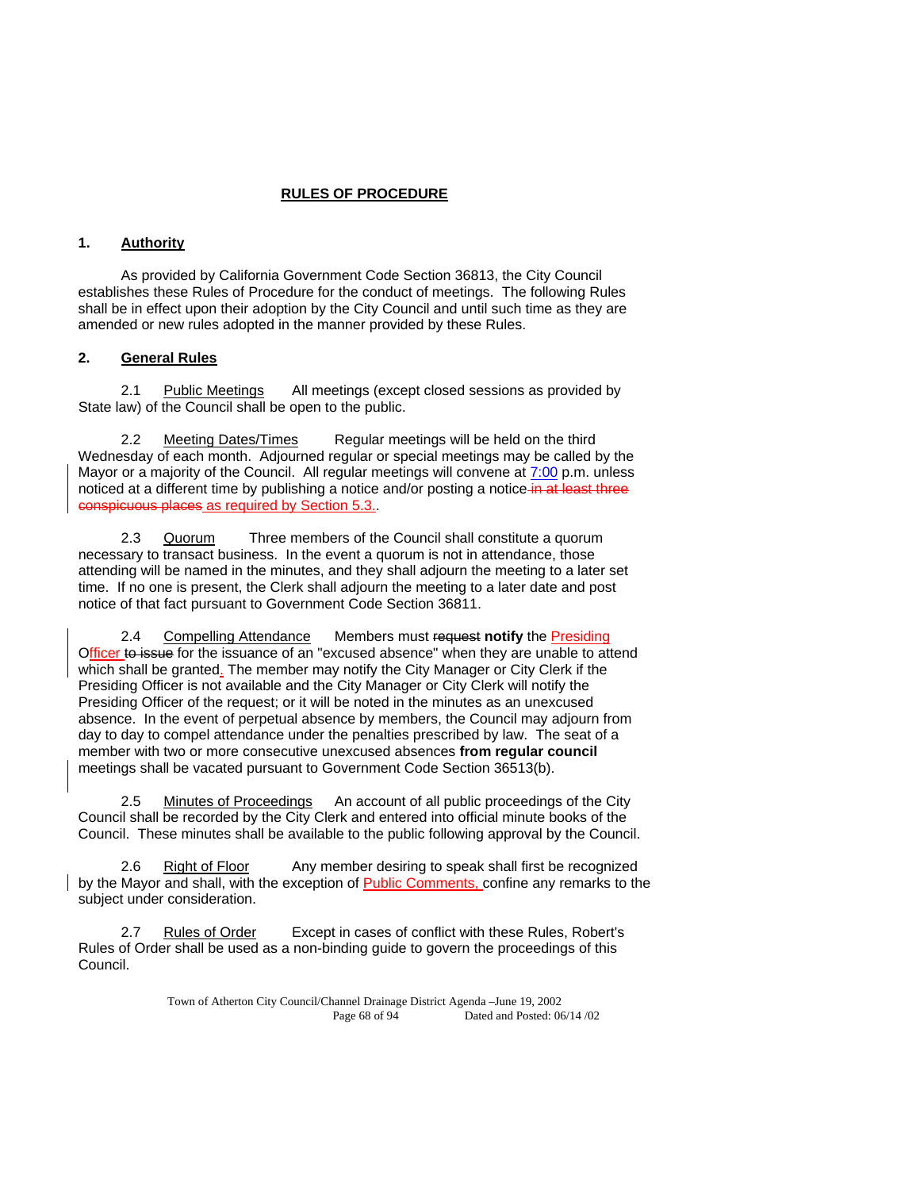## RULES OF PROCEDURE

### 1. Authority

As provided by California Government Code Section 36813, the City Council establishes these Rules of Procedure for the conduct of meetings. The following Rules shall be in effect upon their adoption by the City Council and until such time as they are amended or new rules adopted in the manner provided by these Rules.

### 2. General Rules

2.1 Public Meetings All meetings (except closed sessions as provided by State law) of the Council shall be open to the public.

2.2 Meeting Dates/Times Regular meetings will be held on the third Wednesday of each month. Adjourned regular or special meetings may be called by the Mayor or a majority of the Council. All regular meetings will convene at 7:00 p.m. unless noticed at a different time by publishing a notice and/or posting a notice ~~in at least three conspicuous places~~ as required by Section 5.3..

2.3 Quorum Three members of the Council shall constitute a quorum necessary to transact business. In the event a quorum is not in attendance, those attending will be named in the minutes, and they shall adjourn the meeting to a later set time. If no one is present, the Clerk shall adjourn the meeting to a later date and post notice of that fact pursuant to Government Code Section 36811.

2.4 Compelling Attendance Members must ~~request~~ **notify** the Presiding Officer ~~to issue~~ for the issuance of an "excused absence" when they are unable to attend which shall be granted. The member may notify the City Manager or City Clerk if the Presiding Officer is not available and the City Manager or City Clerk will notify the Presiding Officer of the request; or it will be noted in the minutes as an unexcused absence. In the event of perpetual absence by members, the Council may adjourn from day to day to compel attendance under the penalties prescribed by law. The seat of a member with two or more consecutive unexcused absences **from regular council** meetings shall be vacated pursuant to Government Code Section 36513(b).

2.5 Minutes of Proceedings An account of all public proceedings of the City Council shall be recorded by the City Clerk and entered into official minute books of the Council. These minutes shall be available to the public following approval by the Council.

2.6 Right of Floor Any member desiring to speak shall first be recognized by the Mayor and shall, with the exception of Public Comments, confine any remarks to the subject under consideration.

2.7 Rules of Order Except in cases of conflict with these Rules, Robert's Rules of Order shall be used as a non-binding guide to govern the proceedings of this Council.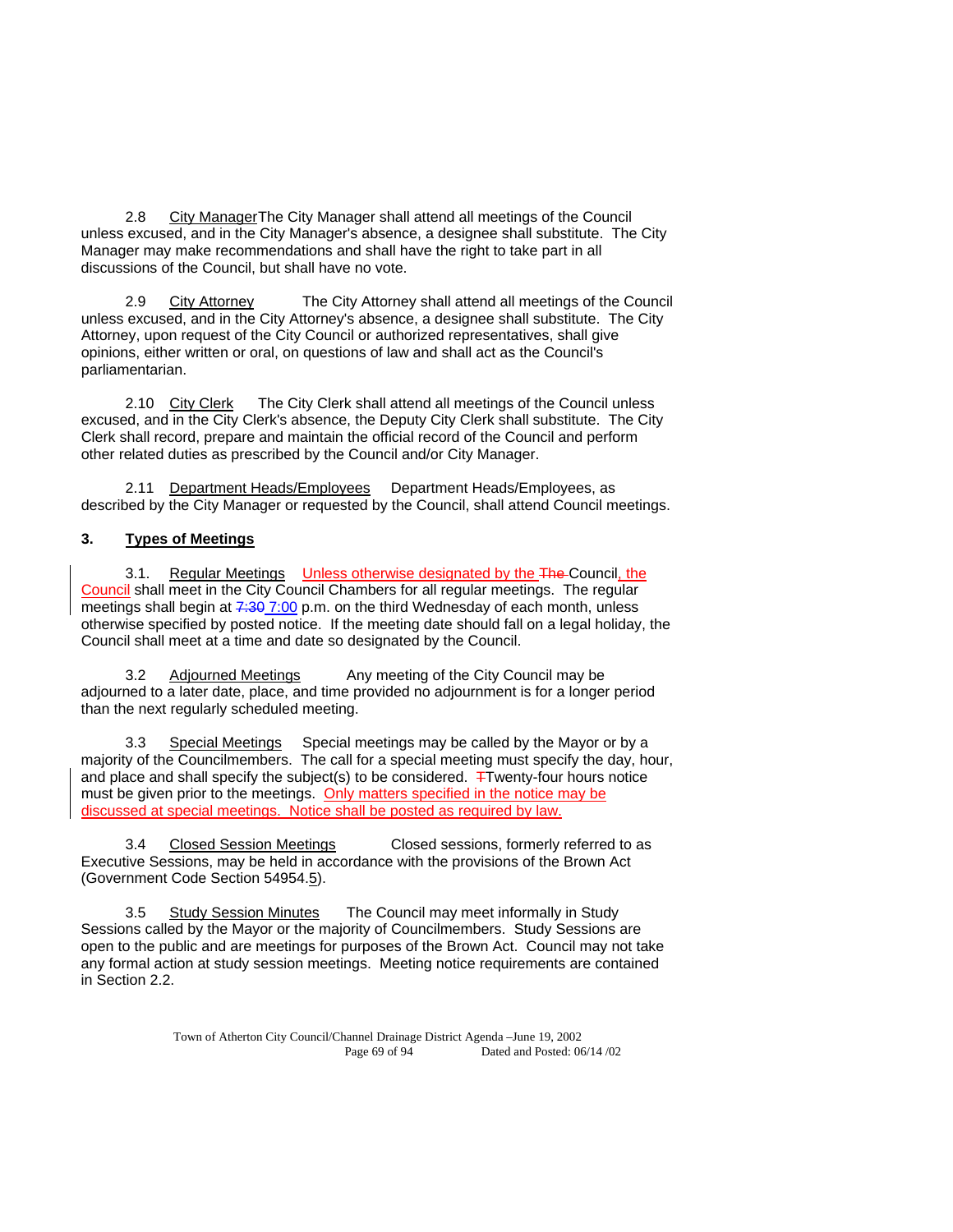2.8 City ManagerThe City Manager shall attend all meetings of the Council unless excused, and in the City Manager's absence, a designee shall substitute. The City Manager may make recommendations and shall have the right to take part in all discussions of the Council, but shall have no vote.

2.9 City Attorney The City Attorney shall attend all meetings of the Council unless excused, and in the City Attorney's absence, a designee shall substitute. The City Attorney, upon request of the City Council or authorized representatives, shall give opinions, either written or oral, on questions of law and shall act as the Council's parliamentarian.

2.10 City Clerk The City Clerk shall attend all meetings of the Council unless excused, and in the City Clerk's absence, the Deputy City Clerk shall substitute. The City Clerk shall record, prepare and maintain the official record of the Council and perform other related duties as prescribed by the Council and/or City Manager.

2.11 Department Heads/Employees Department Heads/Employees, as described by the City Manager or requested by the Council, shall attend Council meetings.

**3. Types of Meetings**

3.1. Regular Meetings Unless otherwise designated by the ~~The~~ Council, the Council shall meet in the City Council Chambers for all regular meetings. The regular meetings shall begin at ~~7:30~~ 7:00 p.m. on the third Wednesday of each month, unless otherwise specified by posted notice. If the meeting date should fall on a legal holiday, the Council shall meet at a time and date so designated by the Council.

3.2 Adjourned Meetings Any meeting of the City Council may be adjourned to a later date, place, and time provided no adjournment is for a longer period than the next regularly scheduled meeting.

3.3 Special Meetings Special meetings may be called by the Mayor or by a majority of the Councilmembers. The call for a special meeting must specify the day, hour, and place and shall specify the subject(s) to be considered. ~~T~~Twenty-four hours notice must be given prior to the meetings. Only matters specified in the notice may be discussed at special meetings. Notice shall be posted as required by law.

3.4 Closed Session Meetings Closed sessions, formerly referred to as Executive Sessions, may be held in accordance with the provisions of the Brown Act (Government Code Section 54954.5).

3.5 Study Session Minutes The Council may meet informally in Study Sessions called by the Mayor or the majority of Councilmembers. Study Sessions are open to the public and are meetings for purposes of the Brown Act. Council may not take any formal action at study session meetings. Meeting notice requirements are contained in Section 2.2.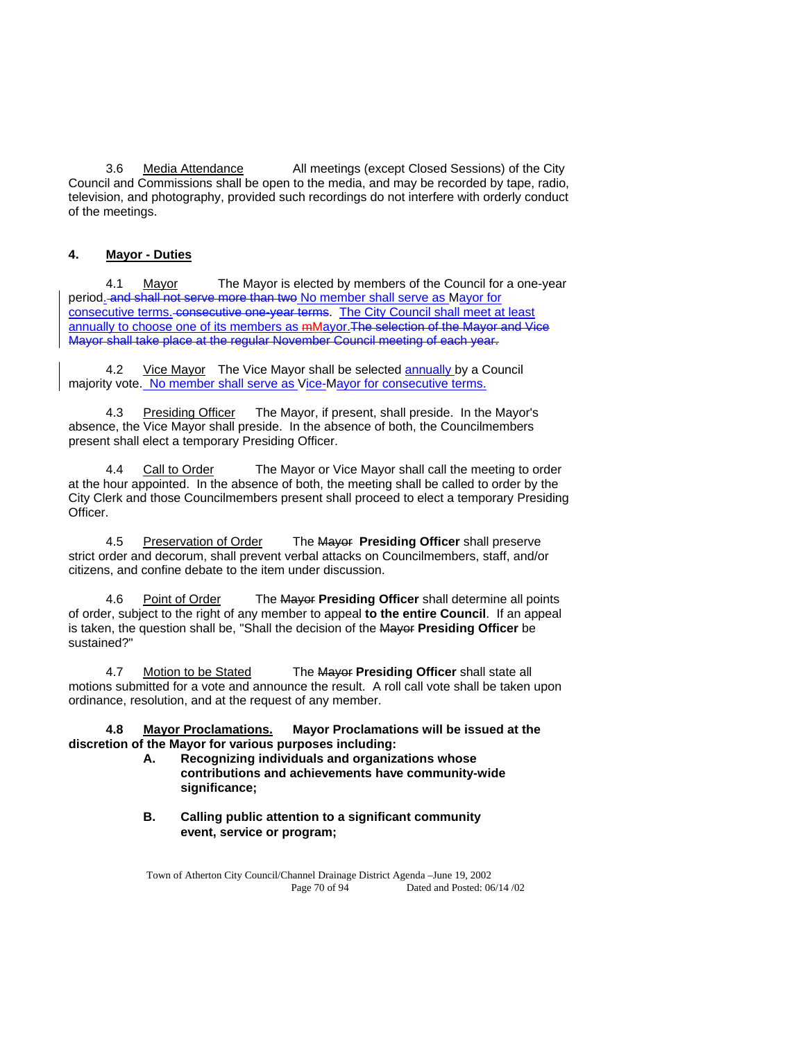3.6 Media Attendance All meetings (except Closed Sessions) of the City Council and Commissions shall be open to the media, and may be recorded by tape, radio, television, and photography, provided such recordings do not interfere with orderly conduct of the meetings.

### 4. Mayor - Duties

4.1 Mayor The Mayor is elected by members of the Council for a one-year period. ~~and shall not serve more than two~~ No member shall serve as Mayor for consecutive terms. ~~consecutive one-year terms~~. The City Council shall meet at least annually to choose one of its members as ~~m~~Mayor.~~The selection of the Mayor and Vice Mayor shall take place at the regular November Council meeting of each year.~~

4.2 Vice Mayor The Vice Mayor shall be selected annually by a Council majority vote. No member shall serve as Vice-Mayor for consecutive terms.

4.3 Presiding Officer The Mayor, if present, shall preside. In the Mayor's absence, the Vice Mayor shall preside. In the absence of both, the Councilmembers present shall elect a temporary Presiding Officer.

4.4 Call to Order The Mayor or Vice Mayor shall call the meeting to order at the hour appointed. In the absence of both, the meeting shall be called to order by the City Clerk and those Councilmembers present shall proceed to elect a temporary Presiding Officer.

4.5 Preservation of Order The ~~Mayor~~ **Presiding Officer** shall preserve strict order and decorum, shall prevent verbal attacks on Councilmembers, staff, and/or citizens, and confine debate to the item under discussion.

4.6 Point of Order The ~~Mayor~~ **Presiding Officer** shall determine all points of order, subject to the right of any member to appeal **to the entire Council**. If an appeal is taken, the question shall be, "Shall the decision of the ~~Mayor~~ **Presiding Officer** be sustained?"

4.7 Motion to be Stated The ~~Mayor~~ **Presiding Officer** shall state all motions submitted for a vote and announce the result. A roll call vote shall be taken upon ordinance, resolution, and at the request of any member.

**4.8 Mayor Proclamations. Mayor Proclamations will be issued at the discretion of the Mayor for various purposes including:**

**A. Recognizing individuals and organizations whose contributions and achievements have community-wide significance;**

**B. Calling public attention to a significant community event, service or program;**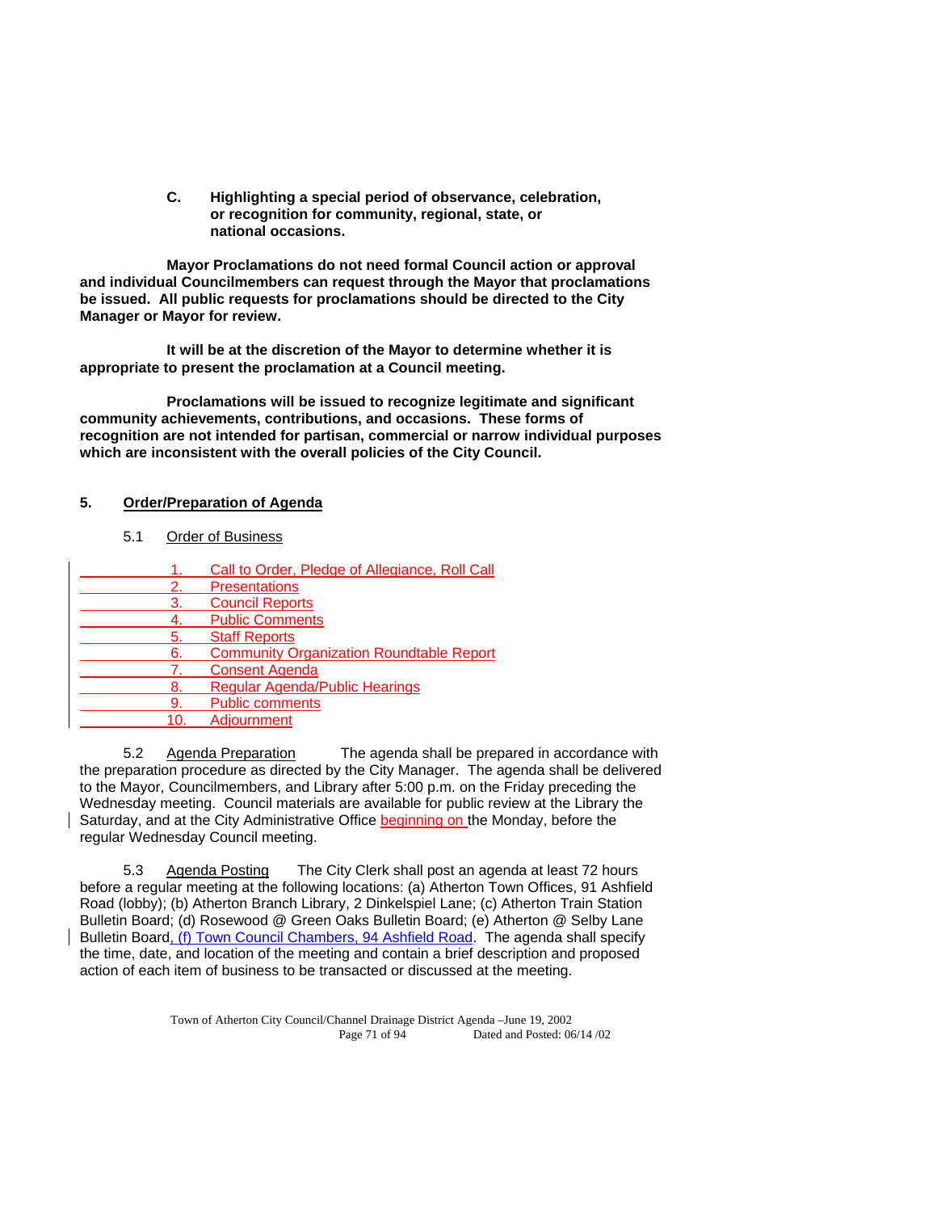**C. Highlighting a special period of observance, celebration, or recognition for community, regional, state, or national occasions.**

**Mayor Proclamations do not need formal Council action or approval and individual Councilmembers can request through the Mayor that proclamations be issued. All public requests for proclamations should be directed to the City Manager or Mayor for review.**

**It will be at the discretion of the Mayor to determine whether it is appropriate to present the proclamation at a Council meeting.**

**Proclamations will be issued to recognize legitimate and significant community achievements, contributions, and occasions. These forms of recognition are not intended for partisan, commercial or narrow individual purposes which are inconsistent with the overall policies of the City Council.**

## 5. Order/Preparation of Agenda

### 5.1 Order of Business

1. Call to Order, Pledge of Allegiance, Roll Call
2. Presentations
3. Council Reports
4. Public Comments
5. Staff Reports
6. Community Organization Roundtable Report
7. Consent Agenda
8. Regular Agenda/Public Hearings
9. Public comments
10. Adjournment

5.2 Agenda Preparation The agenda shall be prepared in accordance with the preparation procedure as directed by the City Manager. The agenda shall be delivered to the Mayor, Councilmembers, and Library after 5:00 p.m. on the Friday preceding the Wednesday meeting. Council materials are available for public review at the Library the Saturday, and at the City Administrative Office beginning on the Monday, before the regular Wednesday Council meeting.

5.3 Agenda Posting The City Clerk shall post an agenda at least 72 hours before a regular meeting at the following locations: (a) Atherton Town Offices, 91 Ashfield Road (lobby); (b) Atherton Branch Library, 2 Dinkelspiel Lane; (c) Atherton Train Station Bulletin Board; (d) Rosewood @ Green Oaks Bulletin Board; (e) Atherton @ Selby Lane Bulletin Board, (f) Town Council Chambers, 94 Ashfield Road. The agenda shall specify the time, date, and location of the meeting and contain a brief description and proposed action of each item of business to be transacted or discussed at the meeting.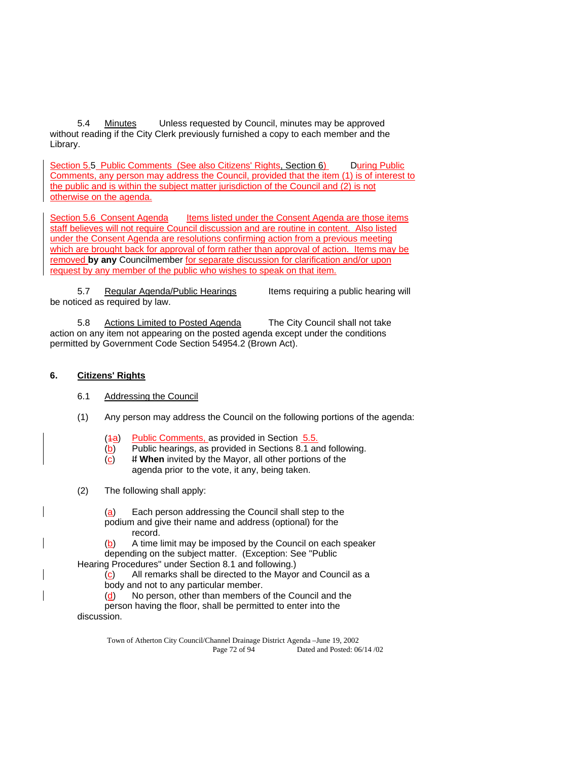5.4 Minutes Unless requested by Council, minutes may be approved without reading if the City Clerk previously furnished a copy to each member and the Library.

Section 5.5 Public Comments (See also Citizens' Rights, Section 6) During Public Comments, any person may address the Council, provided that the item (1) is of interest to the public and is within the subject matter jurisdiction of the Council and (2) is not otherwise on the agenda.

Section 5.6 Consent Agenda Items listed under the Consent Agenda are those items staff believes will not require Council discussion and are routine in content. Also listed under the Consent Agenda are resolutions confirming action from a previous meeting which are brought back for approval of form rather than approval of action. Items may be removed **by any** Councilmember for separate discussion for clarification and/or upon request by any member of the public who wishes to speak on that item.

5.7 Regular Agenda/Public Hearings Items requiring a public hearing will be noticed as required by law.

5.8 Actions Limited to Posted Agenda The City Council shall not take action on any item not appearing on the posted agenda except under the conditions permitted by Government Code Section 54954.2 (Brown Act).

## 6. Citizens' Rights

6.1 Addressing the Council

(1) Any person may address the Council on the following portions of the agenda:

- (~~1~~a) Public Comments, as provided in Section 5.5.
- (b) Public hearings, as provided in Sections 8.1 and following.
- (c) ~~If~~ **When** invited by the Mayor, all other portions of the agenda prior to the vote, it any, being taken.

(2) The following shall apply:

- (a) Each person addressing the Council shall step to the podium and give their name and address (optional) for the record.
- (b) A time limit may be imposed by the Council on each speaker depending on the subject matter. (Exception: See "Public Hearing Procedures" under Section 8.1 and following.)
- (c) All remarks shall be directed to the Mayor and Council as a body and not to any particular member.
- (d) No person, other than members of the Council and the person having the floor, shall be permitted to enter into the discussion.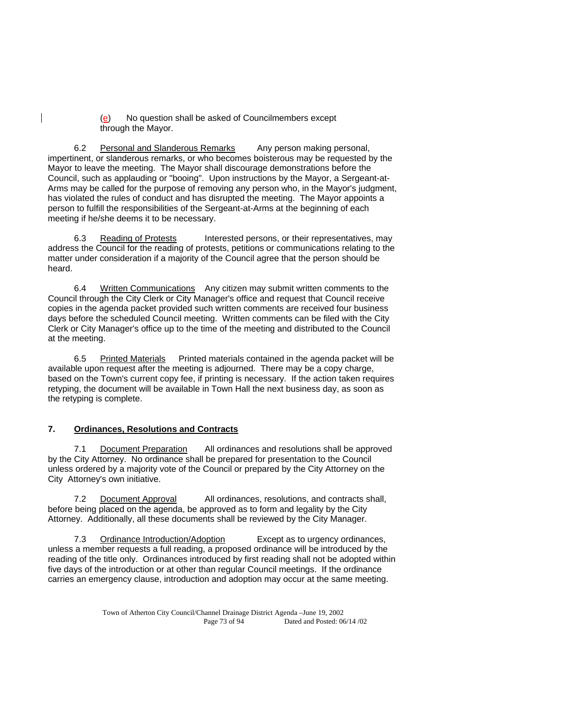(e) No question shall be asked of Councilmembers except through the Mayor.

6.2 Personal and Slanderous Remarks Any person making personal, impertinent, or slanderous remarks, or who becomes boisterous may be requested by the Mayor to leave the meeting. The Mayor shall discourage demonstrations before the Council, such as applauding or "booing". Upon instructions by the Mayor, a Sergeant-at-Arms may be called for the purpose of removing any person who, in the Mayor's judgment, has violated the rules of conduct and has disrupted the meeting. The Mayor appoints a person to fulfill the responsibilities of the Sergeant-at-Arms at the beginning of each meeting if he/she deems it to be necessary.

6.3 Reading of Protests Interested persons, or their representatives, may address the Council for the reading of protests, petitions or communications relating to the matter under consideration if a majority of the Council agree that the person should be heard.

6.4 Written Communications Any citizen may submit written comments to the Council through the City Clerk or City Manager's office and request that Council receive copies in the agenda packet provided such written comments are received four business days before the scheduled Council meeting. Written comments can be filed with the City Clerk or City Manager's office up to the time of the meeting and distributed to the Council at the meeting.

6.5 Printed Materials Printed materials contained in the agenda packet will be available upon request after the meeting is adjourned. There may be a copy charge, based on the Town's current copy fee, if printing is necessary. If the action taken requires retyping, the document will be available in Town Hall the next business day, as soon as the retyping is complete.

## 7. Ordinances, Resolutions and Contracts

7.1 Document Preparation All ordinances and resolutions shall be approved by the City Attorney. No ordinance shall be prepared for presentation to the Council unless ordered by a majority vote of the Council or prepared by the City Attorney on the City Attorney's own initiative.

7.2 Document Approval All ordinances, resolutions, and contracts shall, before being placed on the agenda, be approved as to form and legality by the City Attorney. Additionally, all these documents shall be reviewed by the City Manager.

7.3 Ordinance Introduction/Adoption Except as to urgency ordinances, unless a member requests a full reading, a proposed ordinance will be introduced by the reading of the title only. Ordinances introduced by first reading shall not be adopted within five days of the introduction or at other than regular Council meetings. If the ordinance carries an emergency clause, introduction and adoption may occur at the same meeting.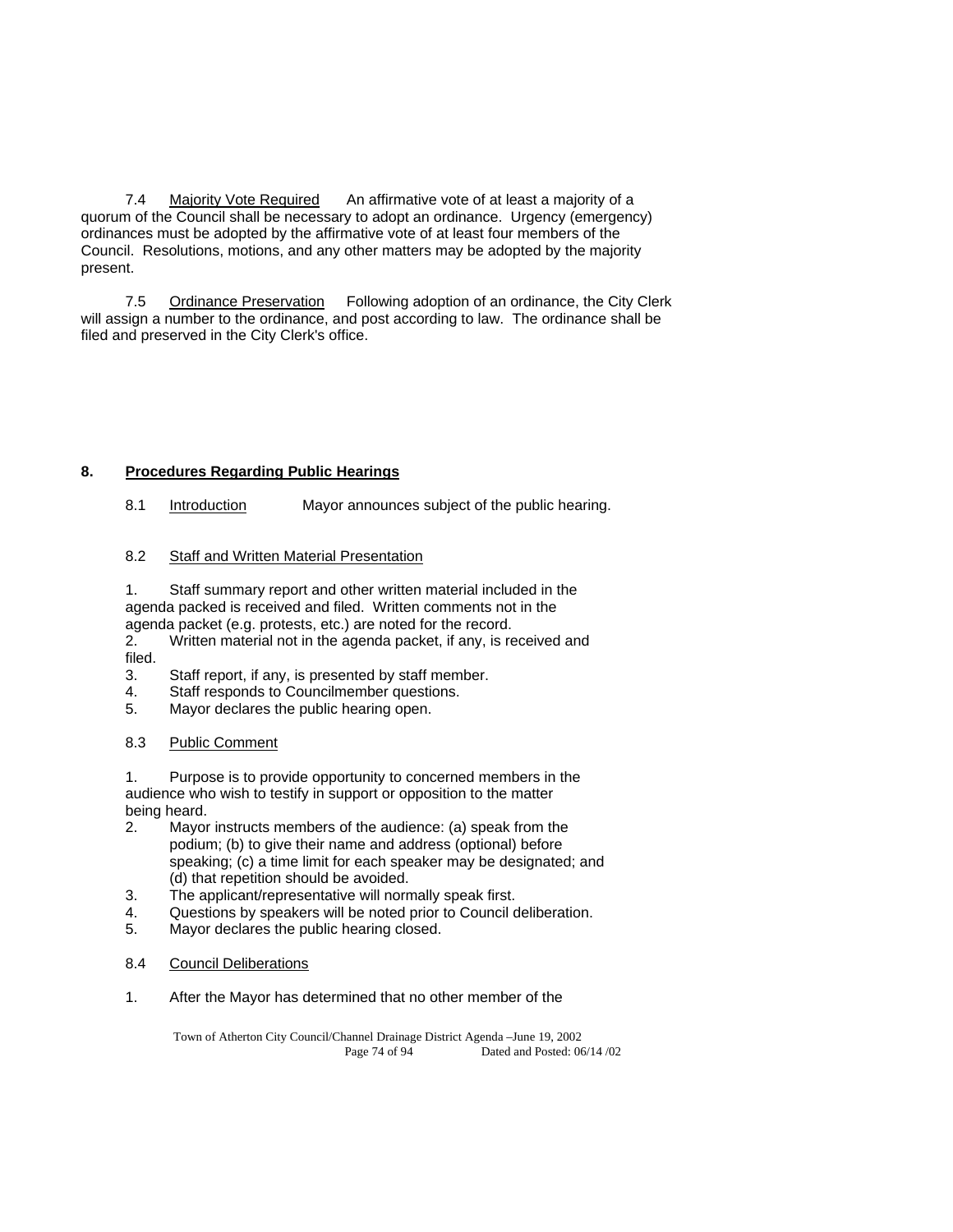7.4 Majority Vote Required An affirmative vote of at least a majority of a quorum of the Council shall be necessary to adopt an ordinance. Urgency (emergency) ordinances must be adopted by the affirmative vote of at least four members of the Council. Resolutions, motions, and any other matters may be adopted by the majority present.

7.5 Ordinance Preservation Following adoption of an ordinance, the City Clerk will assign a number to the ordinance, and post according to law. The ordinance shall be filed and preserved in the City Clerk's office.

## 8. Procedures Regarding Public Hearings

8.1 Introduction Mayor announces subject of the public hearing.

8.2 Staff and Written Material Presentation

1. Staff summary report and other written material included in the agenda packed is received and filed. Written comments not in the agenda packet (e.g. protests, etc.) are noted for the record.
2. Written material not in the agenda packet, if any, is received and filed.
3. Staff report, if any, is presented by staff member.
4. Staff responds to Councilmember questions.
5. Mayor declares the public hearing open.

8.3 Public Comment

1. Purpose is to provide opportunity to concerned members in the audience who wish to testify in support or opposition to the matter being heard.
2. Mayor instructs members of the audience: (a) speak from the podium; (b) to give their name and address (optional) before speaking; (c) a time limit for each speaker may be designated; and (d) that repetition should be avoided.
3. The applicant/representative will normally speak first.
4. Questions by speakers will be noted prior to Council deliberation.
5. Mayor declares the public hearing closed.

8.4 Council Deliberations

1. After the Mayor has determined that no other member of the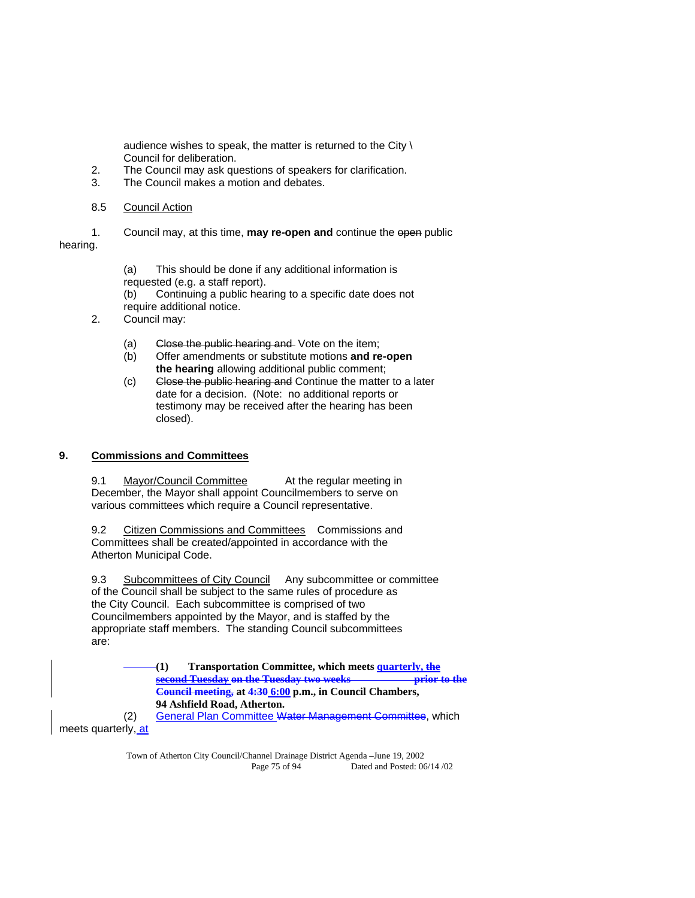audience wishes to speak, the matter is returned to the City \ Council for deliberation.

2. The Council may ask questions of speakers for clarification.
3. The Council makes a motion and debates.

8.5 Council Action

1. Council may, at this time, **may re-open and** continue the ~~open~~ public hearing.

   (a) This should be done if any additional information is requested (e.g. a staff report).
   (b) Continuing a public hearing to a specific date does not require additional notice.

2. Council may:

   (a) ~~Close the public hearing and~~ Vote on the item;
   (b) Offer amendments or substitute motions **and re-open the hearing** allowing additional public comment;
   (c) ~~Close the public hearing and~~ Continue the matter to a later date for a decision. (Note: no additional reports or testimony may be received after the hearing has been closed).

## 9. Commissions and Committees

9.1 Mayor/Council Committee  At the regular meeting in December, the Mayor shall appoint Councilmembers to serve on various committees which require a Council representative.

9.2 Citizen Commissions and Committees  Commissions and Committees shall be created/appointed in accordance with the Atherton Municipal Code.

9.3 Subcommittees of City Council  Any subcommittee or committee of the Council shall be subject to the same rules of procedure as the City Council. Each subcommittee is comprised of two Councilmembers appointed by the Mayor, and is staffed by the appropriate staff members. The standing Council subcommittees are:

**(1) Transportation Committee, which meets quarterly, ~~the second Tuesday~~ ~~on the Tuesday two weeks prior to the Council meeting,~~ at ~~4:30~~ 6:00 p.m., in Council Chambers, 94 Ashfield Road, Atherton.**

(2) General Plan Committee ~~Water Management Committee~~, which meets quarterly, at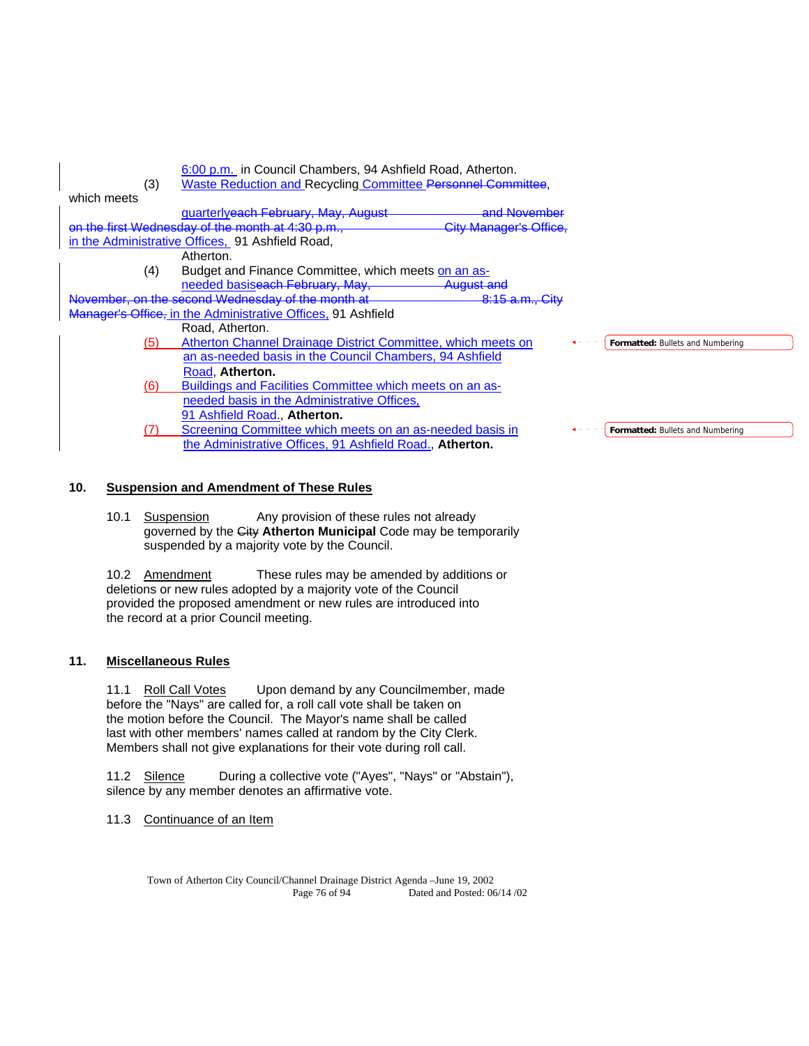6:00 p.m. in Council Chambers, 94 Ashfield Road, Atherton.

(3) Waste Reduction and Recycling Committee ~~Personnel Committee~~, which meets quarterly~~each February, May, August and November on the first Wednesday of the month at 4:30 p.m., City Manager's Office,~~ in the Administrative Offices, 91 Ashfield Road, Atherton.

(4) Budget and Finance Committee, which meets on an as-needed basis~~each February, May, August and November, on the second Wednesday of the month at 8:15 a.m., City Manager's Office,~~ in the Administrative Offices, 91 Ashfield Road, Atherton.

(5) Atherton Channel Drainage District Committee, which meets on an as-needed basis in the Council Chambers, 94 Ashfield Road, **Atherton.**

(6) Buildings and Facilities Committee which meets on an as-needed basis in the Administrative Offices, 91 Ashfield Road., **Atherton.**

(7) Screening Committee which meets on an as-needed basis in the Administrative Offices, 91 Ashfield Road., **Atherton.**

## 10. Suspension and Amendment of These Rules

10.1 Suspension Any provision of these rules not already governed by the ~~City~~ **Atherton Municipal** Code may be temporarily suspended by a majority vote by the Council.

10.2 Amendment These rules may be amended by additions or deletions or new rules adopted by a majority vote of the Council provided the proposed amendment or new rules are introduced into the record at a prior Council meeting.

## 11. Miscellaneous Rules

11.1 Roll Call Votes Upon demand by any Councilmember, made before the "Nays" are called for, a roll call vote shall be taken on the motion before the Council. The Mayor's name shall be called last with other members' names called at random by the City Clerk. Members shall not give explanations for their vote during roll call.

11.2 Silence During a collective vote ("Ayes", "Nays" or "Abstain"), silence by any member denotes an affirmative vote.

11.3 Continuance of an Item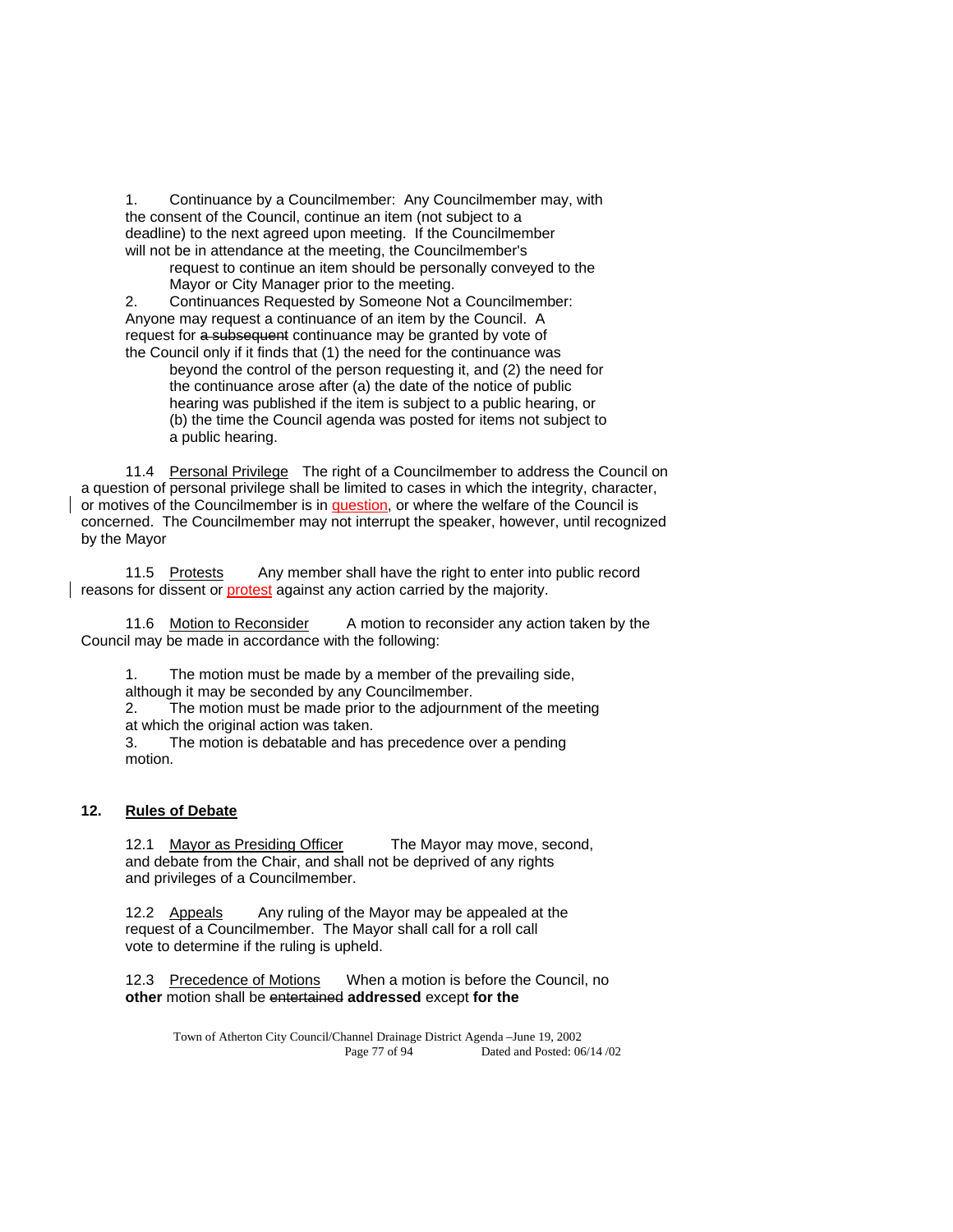1. Continuance by a Councilmember: Any Councilmember may, with the consent of the Council, continue an item (not subject to a deadline) to the next agreed upon meeting. If the Councilmember will not be in attendance at the meeting, the Councilmember's request to continue an item should be personally conveyed to the Mayor or City Manager prior to the meeting.
2. Continuances Requested by Someone Not a Councilmember: Anyone may request a continuance of an item by the Council. A request for ~~a subsequent~~ continuance may be granted by vote of the Council only if it finds that (1) the need for the continuance was beyond the control of the person requesting it, and (2) the need for the continuance arose after (a) the date of the notice of public hearing was published if the item is subject to a public hearing, or (b) the time the Council agenda was posted for items not subject to a public hearing.

11.4 <u>Personal Privilege</u> The right of a Councilmember to address the Council on a question of personal privilege shall be limited to cases in which the integrity, character, or motives of the Councilmember is in <u>question</u>, or where the welfare of the Council is concerned. The Councilmember may not interrupt the speaker, however, until recognized by the Mayor

11.5 <u>Protests</u> Any member shall have the right to enter into public record reasons for dissent or <u>protest</u> against any action carried by the majority.

11.6 <u>Motion to Reconsider</u> A motion to reconsider any action taken by the Council may be made in accordance with the following:

1. The motion must be made by a member of the prevailing side, although it may be seconded by any Councilmember.
2. The motion must be made prior to the adjournment of the meeting at which the original action was taken.
3. The motion is debatable and has precedence over a pending motion.

## 12. <u>Rules of Debate</u>

12.1 <u>Mayor as Presiding Officer</u> The Mayor may move, second, and debate from the Chair, and shall not be deprived of any rights and privileges of a Councilmember.

12.2 <u>Appeals</u> Any ruling of the Mayor may be appealed at the request of a Councilmember. The Mayor shall call for a roll call vote to determine if the ruling is upheld.

12.3 <u>Precedence of Motions</u> When a motion is before the Council, no **other** motion shall be ~~entertained~~ **addressed** except **for the**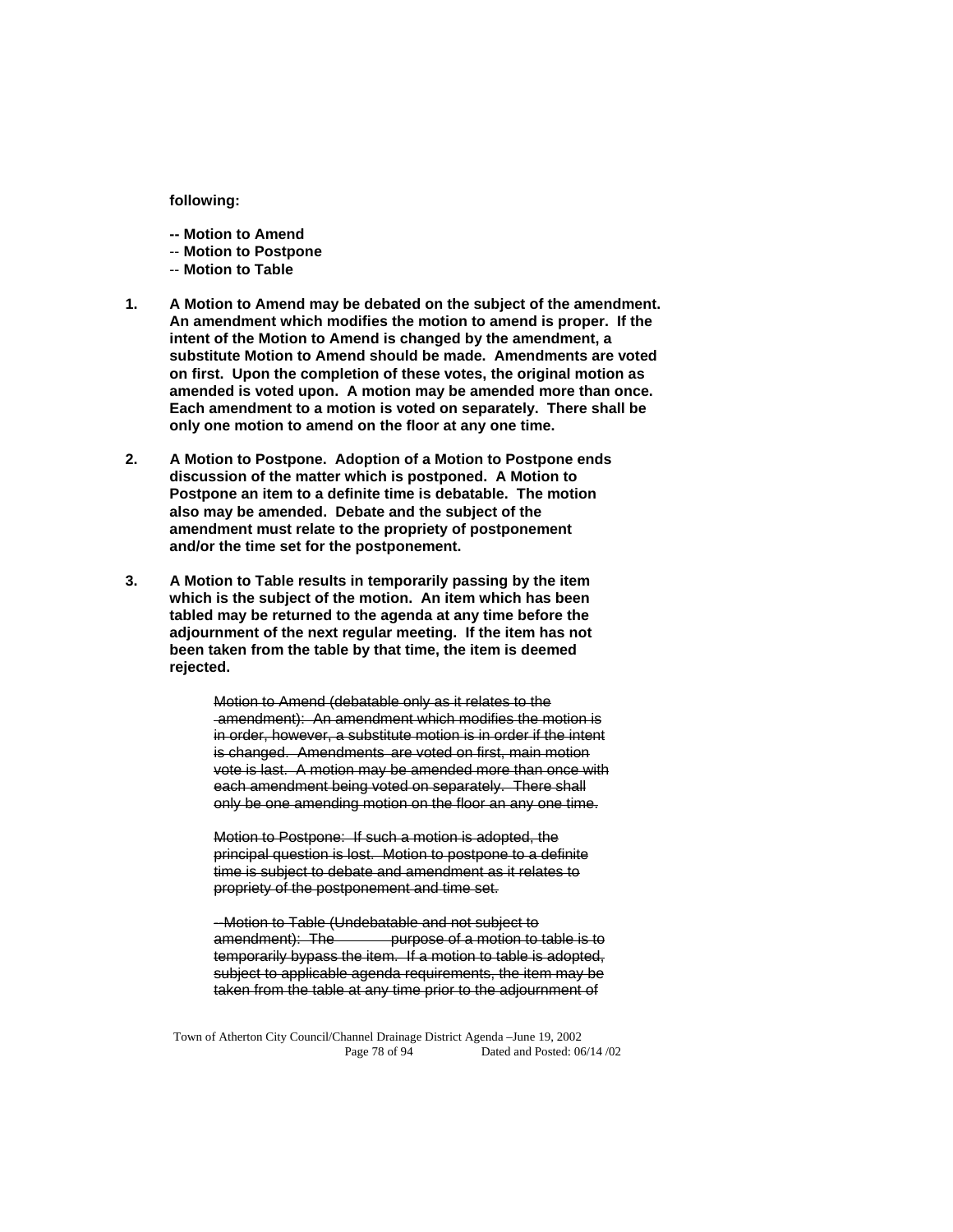**following:**

**-- Motion to Amend**
**-- Motion to Postpone**
**-- Motion to Table**

1. **A Motion to Amend may be debated on the subject of the amendment. An amendment which modifies the motion to amend is proper. If the intent of the Motion to Amend is changed by the amendment, a substitute Motion to Amend should be made. Amendments are voted on first. Upon the completion of these votes, the original motion as amended is voted upon. A motion may be amended more than once. Each amendment to a motion is voted on separately. There shall be only one motion to amend on the floor at any one time.**

2. **A Motion to Postpone. Adoption of a Motion to Postpone ends discussion of the matter which is postponed. A Motion to Postpone an item to a definite time is debatable. The motion also may be amended. Debate and the subject of the amendment must relate to the propriety of postponement and/or the time set for the postponement.**

3. **A Motion to Table results in temporarily passing by the item which is the subject of the motion. An item which has been tabled may be returned to the agenda at any time before the adjournment of the next regular meeting. If the item has not been taken from the table by that time, the item is deemed rejected.**

~~Motion to Amend (debatable only as it relates to the amendment): An amendment which modifies the motion is in order, however, a substitute motion is in order if the intent is changed. Amendments are voted on first, main motion vote is last. A motion may be amended more than once with each amendment being voted on separately. There shall only be one amending motion on the floor an any one time.~~

~~Motion to Postpone: If such a motion is adopted, the principal question is lost. Motion to postpone to a definite time is subject to debate and amendment as it relates to propriety of the postponement and time set.~~

~~-Motion to Table (Undebatable and not subject to amendment): The purpose of a motion to table is to temporarily bypass the item. If a motion to table is adopted, subject to applicable agenda requirements, the item may be taken from the table at any time prior to the adjournment of~~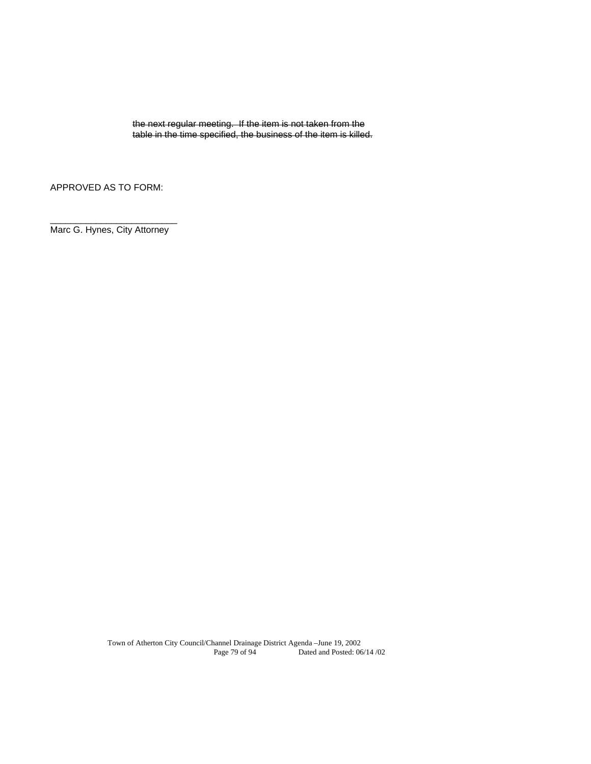~~the next regular meeting. If the item is not taken from the table in the time specified, the business of the item is killed.~~

APPROVED AS TO FORM:

\_\_\_\_\_\_\_\_\_\_\_\_\_\_\_\_\_\_\_\_\_\_\_\_\_\_

Marc G. Hynes, City Attorney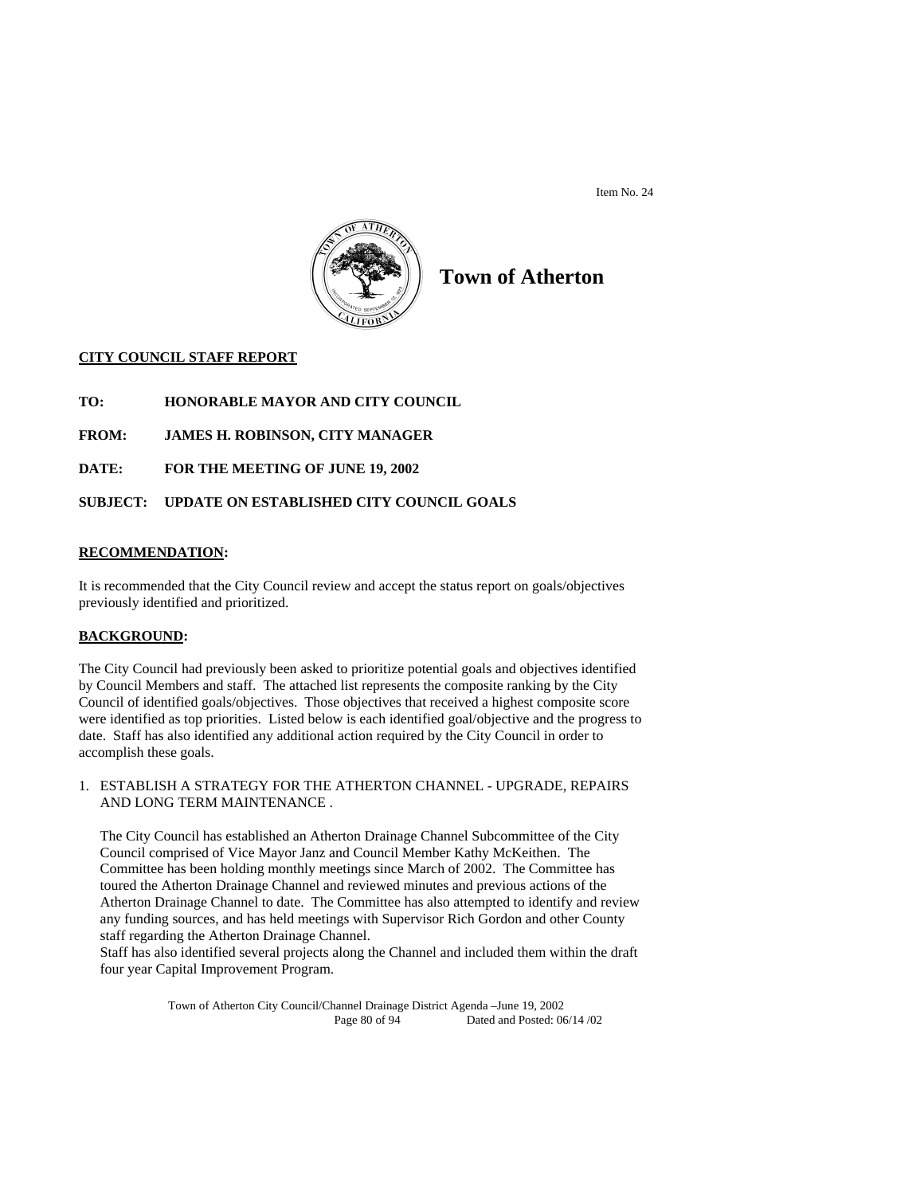Item No. 24

# Town of Atherton

**CITY COUNCIL STAFF REPORT**

**TO:** HONORABLE MAYOR AND CITY COUNCIL

**FROM:** JAMES H. ROBINSON, CITY MANAGER

**DATE:** FOR THE MEETING OF JUNE 19, 2002

**SUBJECT:** UPDATE ON ESTABLISHED CITY COUNCIL GOALS

**RECOMMENDATION:**

It is recommended that the City Council review and accept the status report on goals/objectives previously identified and prioritized.

**BACKGROUND:**

The City Council had previously been asked to prioritize potential goals and objectives identified by Council Members and staff. The attached list represents the composite ranking by the City Council of identified goals/objectives. Those objectives that received a highest composite score were identified as top priorities. Listed below is each identified goal/objective and the progress to date. Staff has also identified any additional action required by the City Council in order to accomplish these goals.

1. ESTABLISH A STRATEGY FOR THE ATHERTON CHANNEL - UPGRADE, REPAIRS AND LONG TERM MAINTENANCE .

   The City Council has established an Atherton Drainage Channel Subcommittee of the City Council comprised of Vice Mayor Janz and Council Member Kathy McKeithen. The Committee has been holding monthly meetings since March of 2002. The Committee has toured the Atherton Drainage Channel and reviewed minutes and previous actions of the Atherton Drainage Channel to date. The Committee has also attempted to identify and review any funding sources, and has held meetings with Supervisor Rich Gordon and other County staff regarding the Atherton Drainage Channel.
   Staff has also identified several projects along the Channel and included them within the draft four year Capital Improvement Program.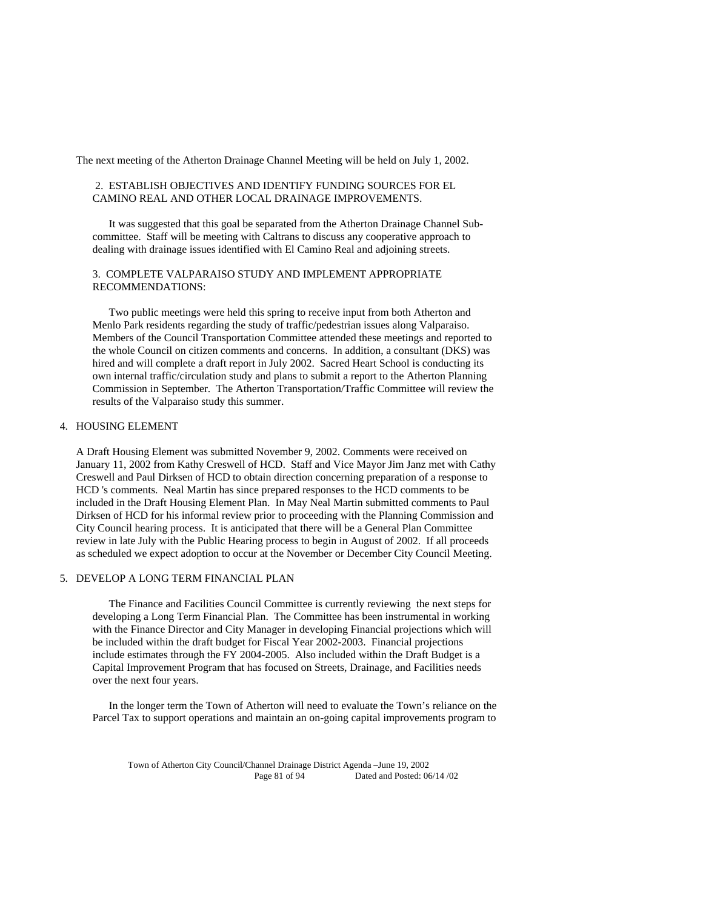The next meeting of the Atherton Drainage Channel Meeting will be held on July 1, 2002.

2. ESTABLISH OBJECTIVES AND IDENTIFY FUNDING SOURCES FOR EL CAMINO REAL AND OTHER LOCAL DRAINAGE IMPROVEMENTS.

It was suggested that this goal be separated from the Atherton Drainage Channel Sub-committee. Staff will be meeting with Caltrans to discuss any cooperative approach to dealing with drainage issues identified with El Camino Real and adjoining streets.

3. COMPLETE VALPARAISO STUDY AND IMPLEMENT APPROPRIATE RECOMMENDATIONS:

Two public meetings were held this spring to receive input from both Atherton and Menlo Park residents regarding the study of traffic/pedestrian issues along Valparaiso. Members of the Council Transportation Committee attended these meetings and reported to the whole Council on citizen comments and concerns. In addition, a consultant (DKS) was hired and will complete a draft report in July 2002. Sacred Heart School is conducting its own internal traffic/circulation study and plans to submit a report to the Atherton Planning Commission in September. The Atherton Transportation/Traffic Committee will review the results of the Valparaiso study this summer.

4. HOUSING ELEMENT

A Draft Housing Element was submitted November 9, 2002. Comments were received on January 11, 2002 from Kathy Creswell of HCD. Staff and Vice Mayor Jim Janz met with Cathy Creswell and Paul Dirksen of HCD to obtain direction concerning preparation of a response to HCD 's comments. Neal Martin has since prepared responses to the HCD comments to be included in the Draft Housing Element Plan. In May Neal Martin submitted comments to Paul Dirksen of HCD for his informal review prior to proceeding with the Planning Commission and City Council hearing process. It is anticipated that there will be a General Plan Committee review in late July with the Public Hearing process to begin in August of 2002. If all proceeds as scheduled we expect adoption to occur at the November or December City Council Meeting.

5. DEVELOP A LONG TERM FINANCIAL PLAN

The Finance and Facilities Council Committee is currently reviewing the next steps for developing a Long Term Financial Plan. The Committee has been instrumental in working with the Finance Director and City Manager in developing Financial projections which will be included within the draft budget for Fiscal Year 2002-2003. Financial projections include estimates through the FY 2004-2005. Also included within the Draft Budget is a Capital Improvement Program that has focused on Streets, Drainage, and Facilities needs over the next four years.

In the longer term the Town of Atherton will need to evaluate the Town's reliance on the Parcel Tax to support operations and maintain an on-going capital improvements program to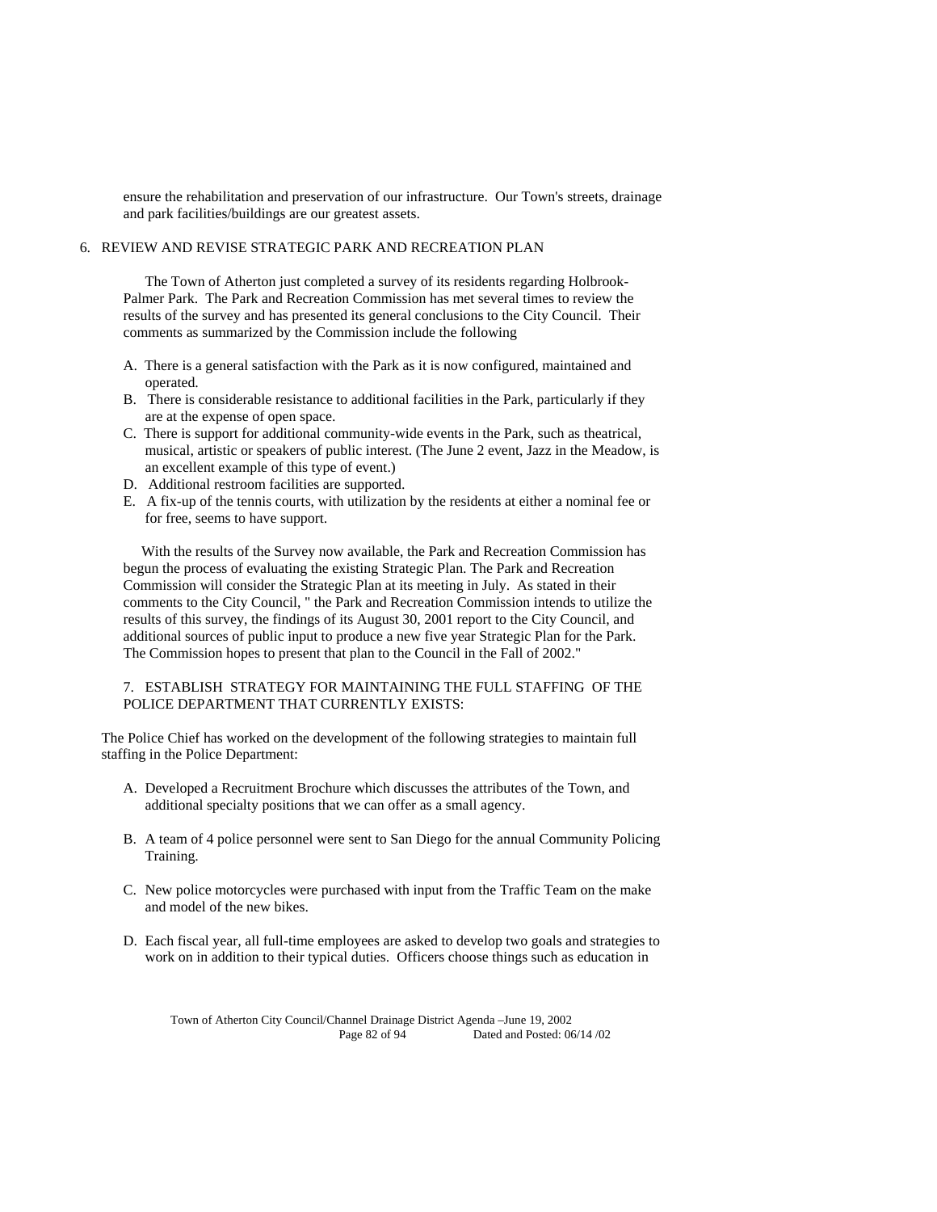ensure the rehabilitation and preservation of our infrastructure. Our Town's streets, drainage and park facilities/buildings are our greatest assets.

6. REVIEW AND REVISE STRATEGIC PARK AND RECREATION PLAN

The Town of Atherton just completed a survey of its residents regarding Holbrook-Palmer Park. The Park and Recreation Commission has met several times to review the results of the survey and has presented its general conclusions to the City Council. Their comments as summarized by the Commission include the following

A. There is a general satisfaction with the Park as it is now configured, maintained and operated.
B. There is considerable resistance to additional facilities in the Park, particularly if they are at the expense of open space.
C. There is support for additional community-wide events in the Park, such as theatrical, musical, artistic or speakers of public interest. (The June 2 event, Jazz in the Meadow, is an excellent example of this type of event.)
D. Additional restroom facilities are supported.
E. A fix-up of the tennis courts, with utilization by the residents at either a nominal fee or for free, seems to have support.

With the results of the Survey now available, the Park and Recreation Commission has begun the process of evaluating the existing Strategic Plan. The Park and Recreation Commission will consider the Strategic Plan at its meeting in July. As stated in their comments to the City Council, " the Park and Recreation Commission intends to utilize the results of this survey, the findings of its August 30, 2001 report to the City Council, and additional sources of public input to produce a new five year Strategic Plan for the Park. The Commission hopes to present that plan to the Council in the Fall of 2002."

7. ESTABLISH STRATEGY FOR MAINTAINING THE FULL STAFFING OF THE POLICE DEPARTMENT THAT CURRENTLY EXISTS:

The Police Chief has worked on the development of the following strategies to maintain full staffing in the Police Department:

A. Developed a Recruitment Brochure which discusses the attributes of the Town, and additional specialty positions that we can offer as a small agency.

B. A team of 4 police personnel were sent to San Diego for the annual Community Policing Training.

C. New police motorcycles were purchased with input from the Traffic Team on the make and model of the new bikes.

D. Each fiscal year, all full-time employees are asked to develop two goals and strategies to work on in addition to their typical duties. Officers choose things such as education in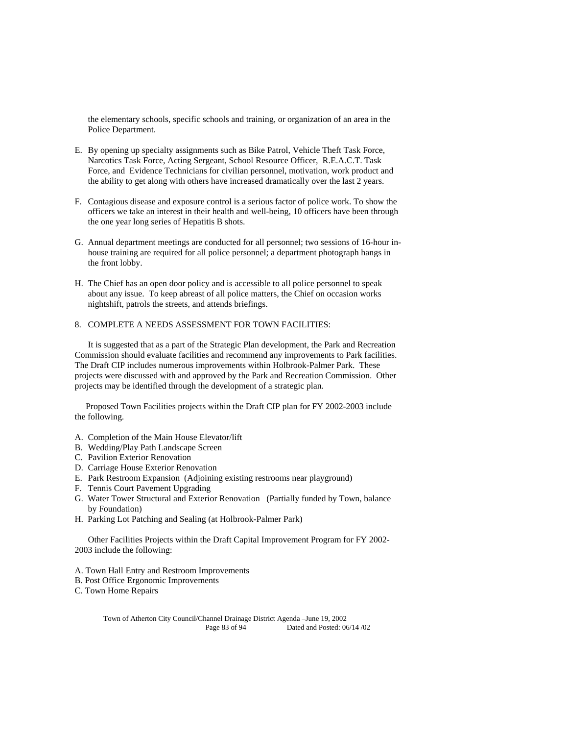the elementary schools, specific schools and training, or organization of an area in the Police Department.

E. By opening up specialty assignments such as Bike Patrol, Vehicle Theft Task Force, Narcotics Task Force, Acting Sergeant, School Resource Officer, R.E.A.C.T. Task Force, and Evidence Technicians for civilian personnel, motivation, work product and the ability to get along with others have increased dramatically over the last 2 years.

F. Contagious disease and exposure control is a serious factor of police work. To show the officers we take an interest in their health and well-being, 10 officers have been through the one year long series of Hepatitis B shots.

G. Annual department meetings are conducted for all personnel; two sessions of 16-hour in-house training are required for all police personnel; a department photograph hangs in the front lobby.

H. The Chief has an open door policy and is accessible to all police personnel to speak about any issue. To keep abreast of all police matters, the Chief on occasion works nightshift, patrols the streets, and attends briefings.

8. COMPLETE A NEEDS ASSESSMENT FOR TOWN FACILITIES:

It is suggested that as a part of the Strategic Plan development, the Park and Recreation Commission should evaluate facilities and recommend any improvements to Park facilities. The Draft CIP includes numerous improvements within Holbrook-Palmer Park. These projects were discussed with and approved by the Park and Recreation Commission. Other projects may be identified through the development of a strategic plan.

Proposed Town Facilities projects within the Draft CIP plan for FY 2002-2003 include the following.

A. Completion of the Main House Elevator/lift
B. Wedding/Play Path Landscape Screen
C. Pavilion Exterior Renovation
D. Carriage House Exterior Renovation
E. Park Restroom Expansion (Adjoining existing restrooms near playground)
F. Tennis Court Pavement Upgrading
G. Water Tower Structural and Exterior Renovation (Partially funded by Town, balance by Foundation)
H. Parking Lot Patching and Sealing (at Holbrook-Palmer Park)

Other Facilities Projects within the Draft Capital Improvement Program for FY 2002-2003 include the following:

A. Town Hall Entry and Restroom Improvements
B. Post Office Ergonomic Improvements
C. Town Home Repairs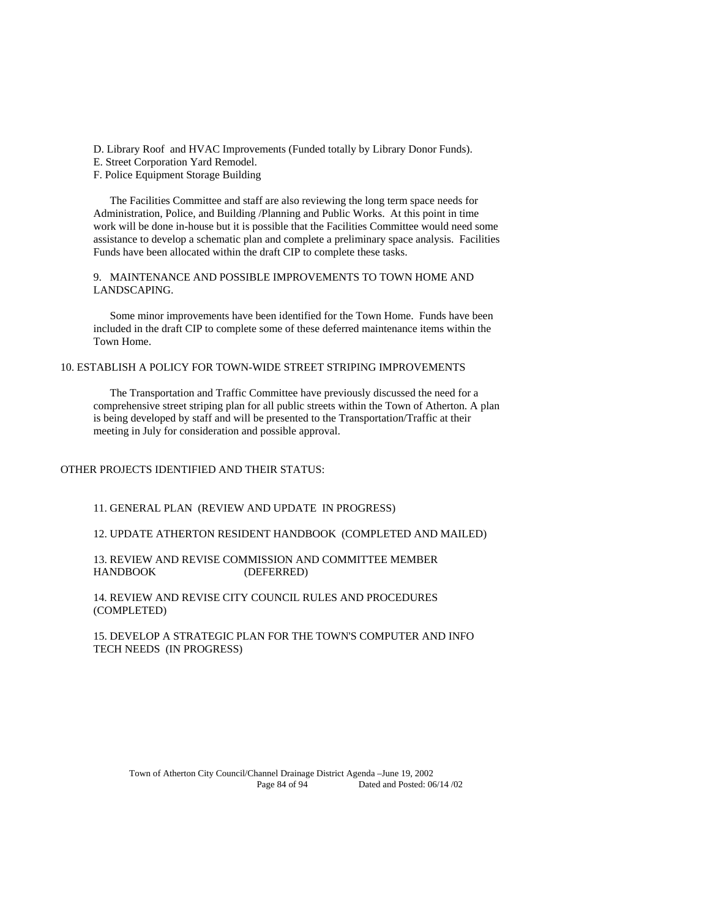D. Library Roof and HVAC Improvements (Funded totally by Library Donor Funds).  
E. Street Corporation Yard Remodel.  
F. Police Equipment Storage Building

The Facilities Committee and staff are also reviewing the long term space needs for Administration, Police, and Building /Planning and Public Works. At this point in time work will be done in-house but it is possible that the Facilities Committee would need some assistance to develop a schematic plan and complete a preliminary space analysis. Facilities Funds have been allocated within the draft CIP to complete these tasks.

9. MAINTENANCE AND POSSIBLE IMPROVEMENTS TO TOWN HOME AND LANDSCAPING.

Some minor improvements have been identified for the Town Home. Funds have been included in the draft CIP to complete some of these deferred maintenance items within the Town Home.

10. ESTABLISH A POLICY FOR TOWN-WIDE STREET STRIPING IMPROVEMENTS

The Transportation and Traffic Committee have previously discussed the need for a comprehensive street striping plan for all public streets within the Town of Atherton. A plan is being developed by staff and will be presented to the Transportation/Traffic at their meeting in July for consideration and possible approval.

OTHER PROJECTS IDENTIFIED AND THEIR STATUS:

11. GENERAL PLAN (REVIEW AND UPDATE IN PROGRESS)

12. UPDATE ATHERTON RESIDENT HANDBOOK (COMPLETED AND MAILED)

13. REVIEW AND REVISE COMMISSION AND COMMITTEE MEMBER HANDBOOK (DEFERRED)

14. REVIEW AND REVISE CITY COUNCIL RULES AND PROCEDURES (COMPLETED)

15. DEVELOP A STRATEGIC PLAN FOR THE TOWN'S COMPUTER AND INFO TECH NEEDS (IN PROGRESS)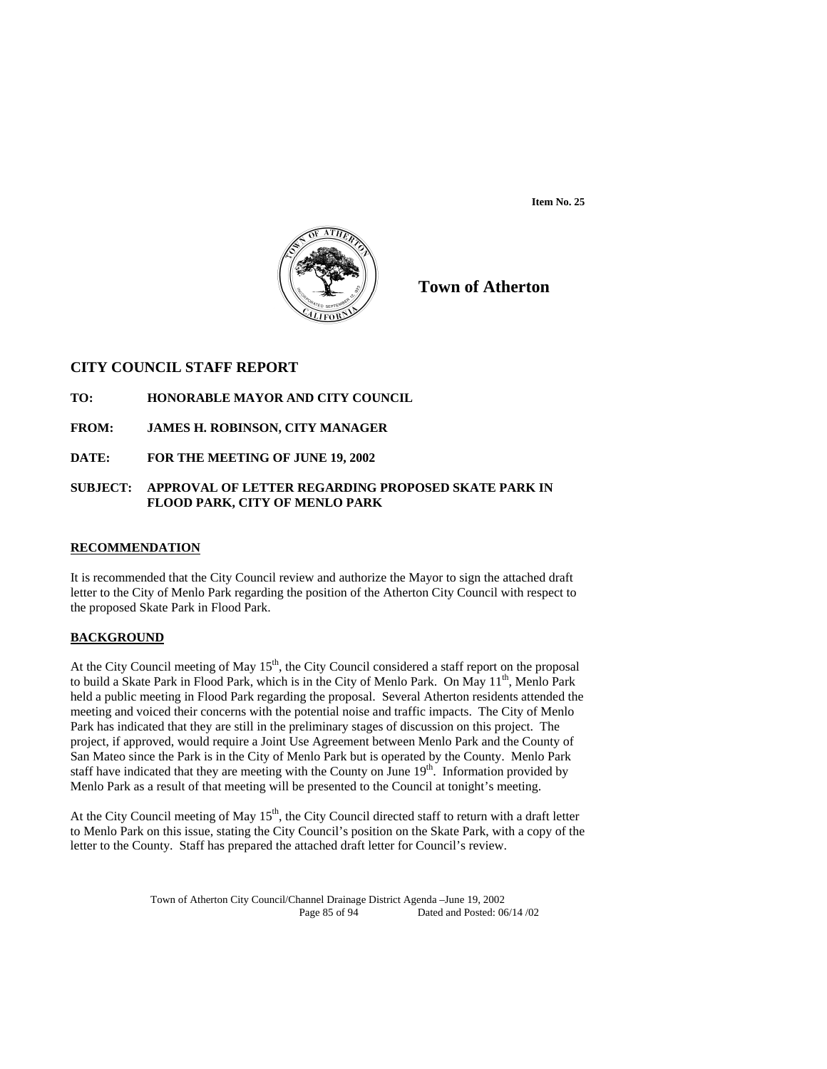Item No. 25

**Town of Atherton**

## CITY COUNCIL STAFF REPORT

**TO:** **HONORABLE MAYOR AND CITY COUNCIL**

**FROM:** **JAMES H. ROBINSON, CITY MANAGER**

**DATE:** **FOR THE MEETING OF JUNE 19, 2002**

**SUBJECT:** **APPROVAL OF LETTER REGARDING PROPOSED SKATE PARK IN FLOOD PARK, CITY OF MENLO PARK**

### RECOMMENDATION

It is recommended that the City Council review and authorize the Mayor to sign the attached draft letter to the City of Menlo Park regarding the position of the Atherton City Council with respect to the proposed Skate Park in Flood Park.

### BACKGROUND

At the City Council meeting of May 15th, the City Council considered a staff report on the proposal to build a Skate Park in Flood Park, which is in the City of Menlo Park. On May 11th, Menlo Park held a public meeting in Flood Park regarding the proposal. Several Atherton residents attended the meeting and voiced their concerns with the potential noise and traffic impacts. The City of Menlo Park has indicated that they are still in the preliminary stages of discussion on this project. The project, if approved, would require a Joint Use Agreement between Menlo Park and the County of San Mateo since the Park is in the City of Menlo Park but is operated by the County. Menlo Park staff have indicated that they are meeting with the County on June 19th. Information provided by Menlo Park as a result of that meeting will be presented to the Council at tonight's meeting.

At the City Council meeting of May 15th, the City Council directed staff to return with a draft letter to Menlo Park on this issue, stating the City Council's position on the Skate Park, with a copy of the letter to the County. Staff has prepared the attached draft letter for Council's review.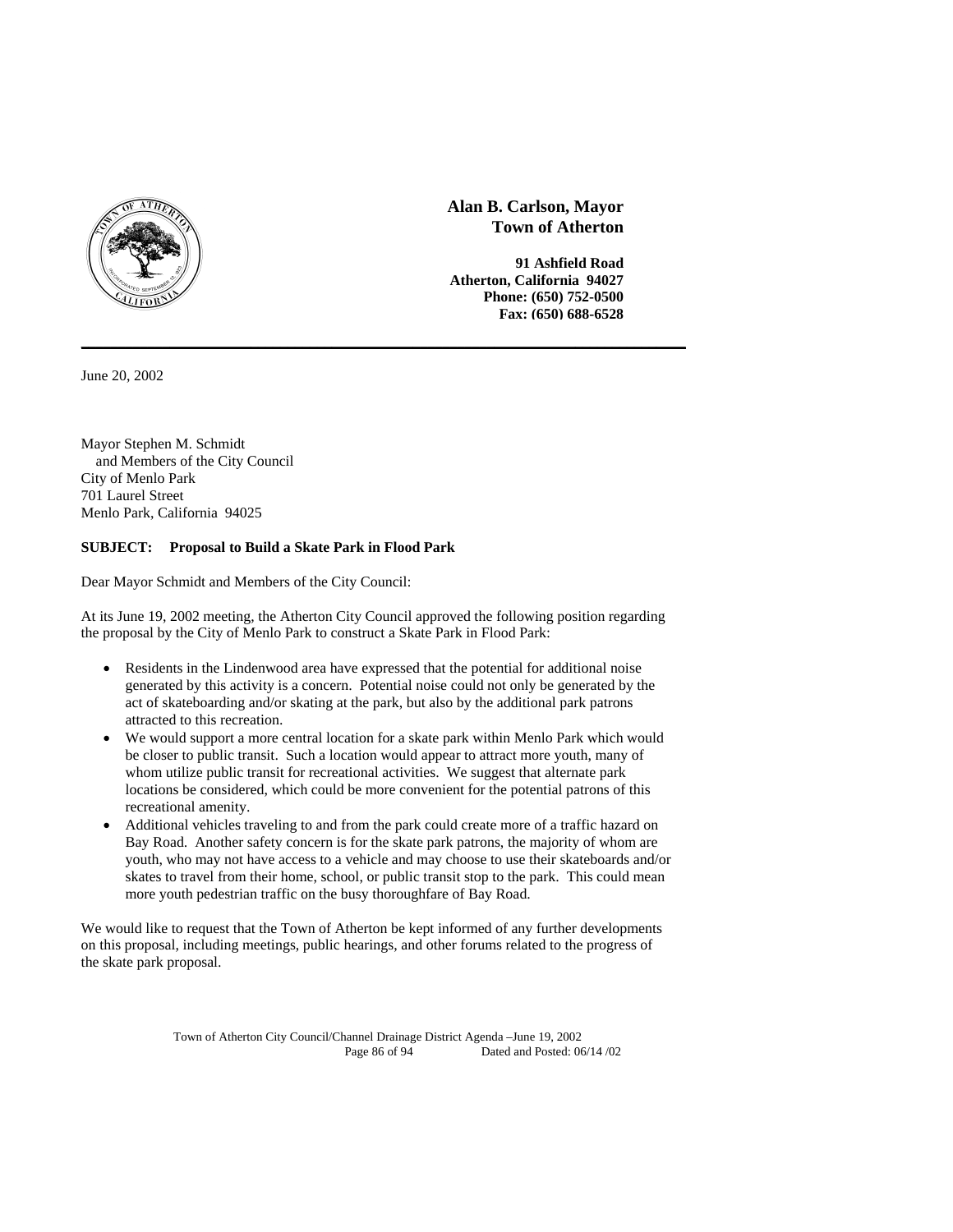**Alan B. Carlson, Mayor**
**Town of Atherton**

**91 Ashfield Road**
**Atherton, California 94027**
**Phone: (650) 752-0500**
**Fax: (650) 688-6528**

---

June 20, 2002

Mayor Stephen M. Schmidt
and Members of the City Council
City of Menlo Park
701 Laurel Street
Menlo Park, California 94025

**SUBJECT: Proposal to Build a Skate Park in Flood Park**

Dear Mayor Schmidt and Members of the City Council:

At its June 19, 2002 meeting, the Atherton City Council approved the following position regarding the proposal by the City of Menlo Park to construct a Skate Park in Flood Park:

- Residents in the Lindenwood area have expressed that the potential for additional noise generated by this activity is a concern. Potential noise could not only be generated by the act of skateboarding and/or skating at the park, but also by the additional park patrons attracted to this recreation.
- We would support a more central location for a skate park within Menlo Park which would be closer to public transit. Such a location would appear to attract more youth, many of whom utilize public transit for recreational activities. We suggest that alternate park locations be considered, which could be more convenient for the potential patrons of this recreational amenity.
- Additional vehicles traveling to and from the park could create more of a traffic hazard on Bay Road. Another safety concern is for the skate park patrons, the majority of whom are youth, who may not have access to a vehicle and may choose to use their skateboards and/or skates to travel from their home, school, or public transit stop to the park. This could mean more youth pedestrian traffic on the busy thoroughfare of Bay Road.

We would like to request that the Town of Atherton be kept informed of any further developments on this proposal, including meetings, public hearings, and other forums related to the progress of the skate park proposal.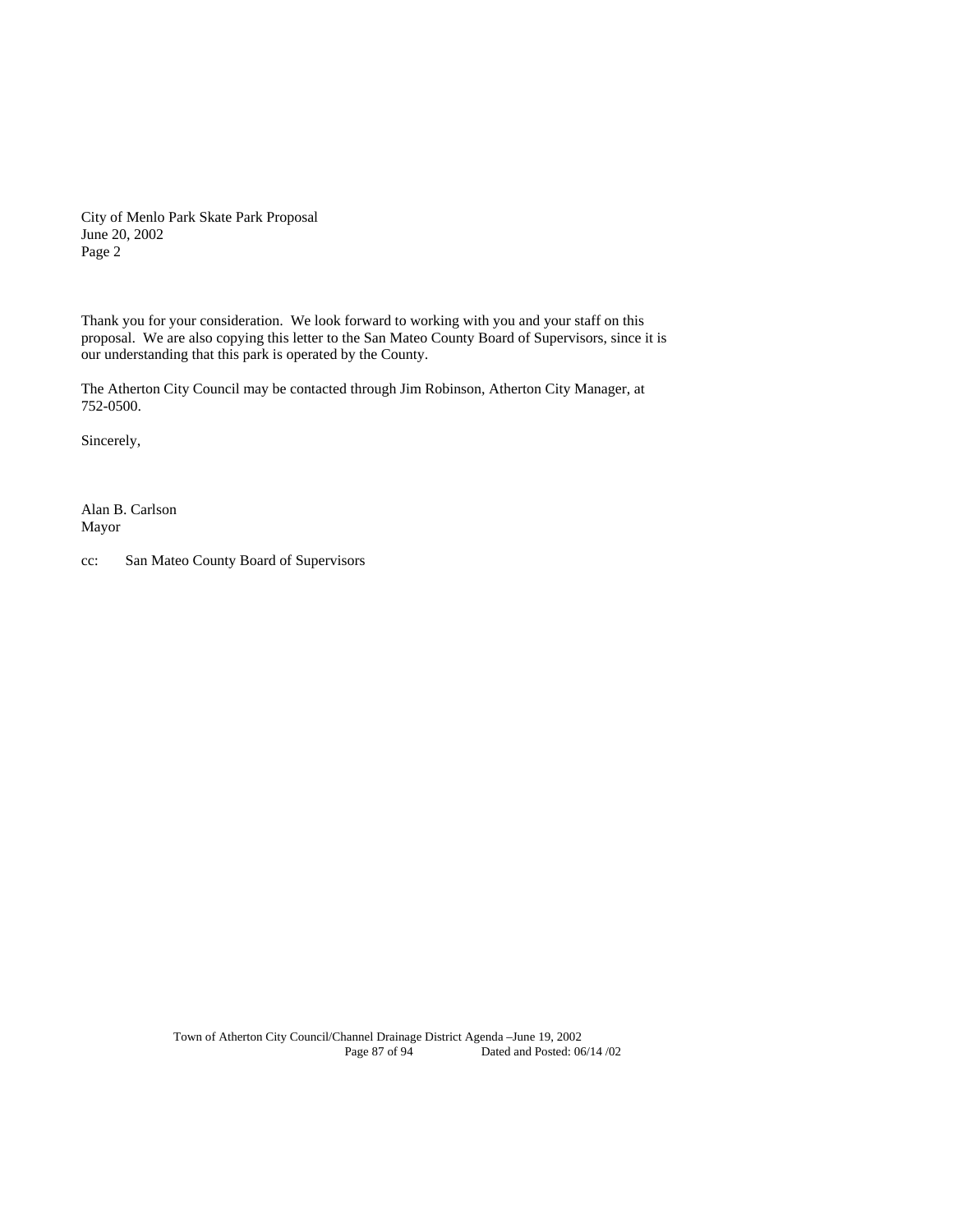City of Menlo Park Skate Park Proposal
June 20, 2002
Page 2

Thank you for your consideration. We look forward to working with you and your staff on this proposal. We are also copying this letter to the San Mateo County Board of Supervisors, since it is our understanding that this park is operated by the County.

The Atherton City Council may be contacted through Jim Robinson, Atherton City Manager, at 752-0500.

Sincerely,

Alan B. Carlson
Mayor

cc: San Mateo County Board of Supervisors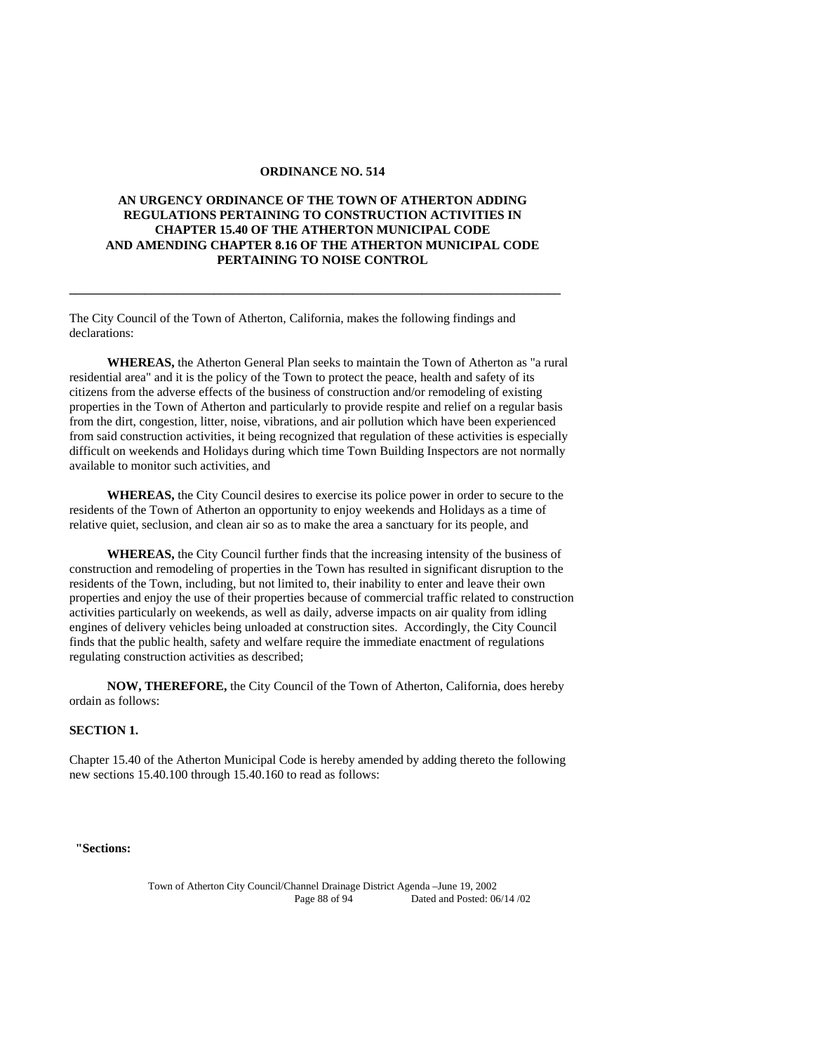**ORDINANCE NO. 514**

**AN URGENCY ORDINANCE OF THE TOWN OF ATHERTON ADDING REGULATIONS PERTAINING TO CONSTRUCTION ACTIVITIES IN CHAPTER 15.40 OF THE ATHERTON MUNICIPAL CODE AND AMENDING CHAPTER 8.16 OF THE ATHERTON MUNICIPAL CODE PERTAINING TO NOISE CONTROL**

---

The City Council of the Town of Atherton, California, makes the following findings and declarations:

**WHEREAS,** the Atherton General Plan seeks to maintain the Town of Atherton as "a rural residential area" and it is the policy of the Town to protect the peace, health and safety of its citizens from the adverse effects of the business of construction and/or remodeling of existing properties in the Town of Atherton and particularly to provide respite and relief on a regular basis from the dirt, congestion, litter, noise, vibrations, and air pollution which have been experienced from said construction activities, it being recognized that regulation of these activities is especially difficult on weekends and Holidays during which time Town Building Inspectors are not normally available to monitor such activities, and

**WHEREAS,** the City Council desires to exercise its police power in order to secure to the residents of the Town of Atherton an opportunity to enjoy weekends and Holidays as a time of relative quiet, seclusion, and clean air so as to make the area a sanctuary for its people, and

**WHEREAS,** the City Council further finds that the increasing intensity of the business of construction and remodeling of properties in the Town has resulted in significant disruption to the residents of the Town, including, but not limited to, their inability to enter and leave their own properties and enjoy the use of their properties because of commercial traffic related to construction activities particularly on weekends, as well as daily, adverse impacts on air quality from idling engines of delivery vehicles being unloaded at construction sites. Accordingly, the City Council finds that the public health, safety and welfare require the immediate enactment of regulations regulating construction activities as described;

**NOW, THEREFORE,** the City Council of the Town of Atherton, California, does hereby ordain as follows:

**SECTION 1.**

Chapter 15.40 of the Atherton Municipal Code is hereby amended by adding thereto the following new sections 15.40.100 through 15.40.160 to read as follows:

**"Sections:**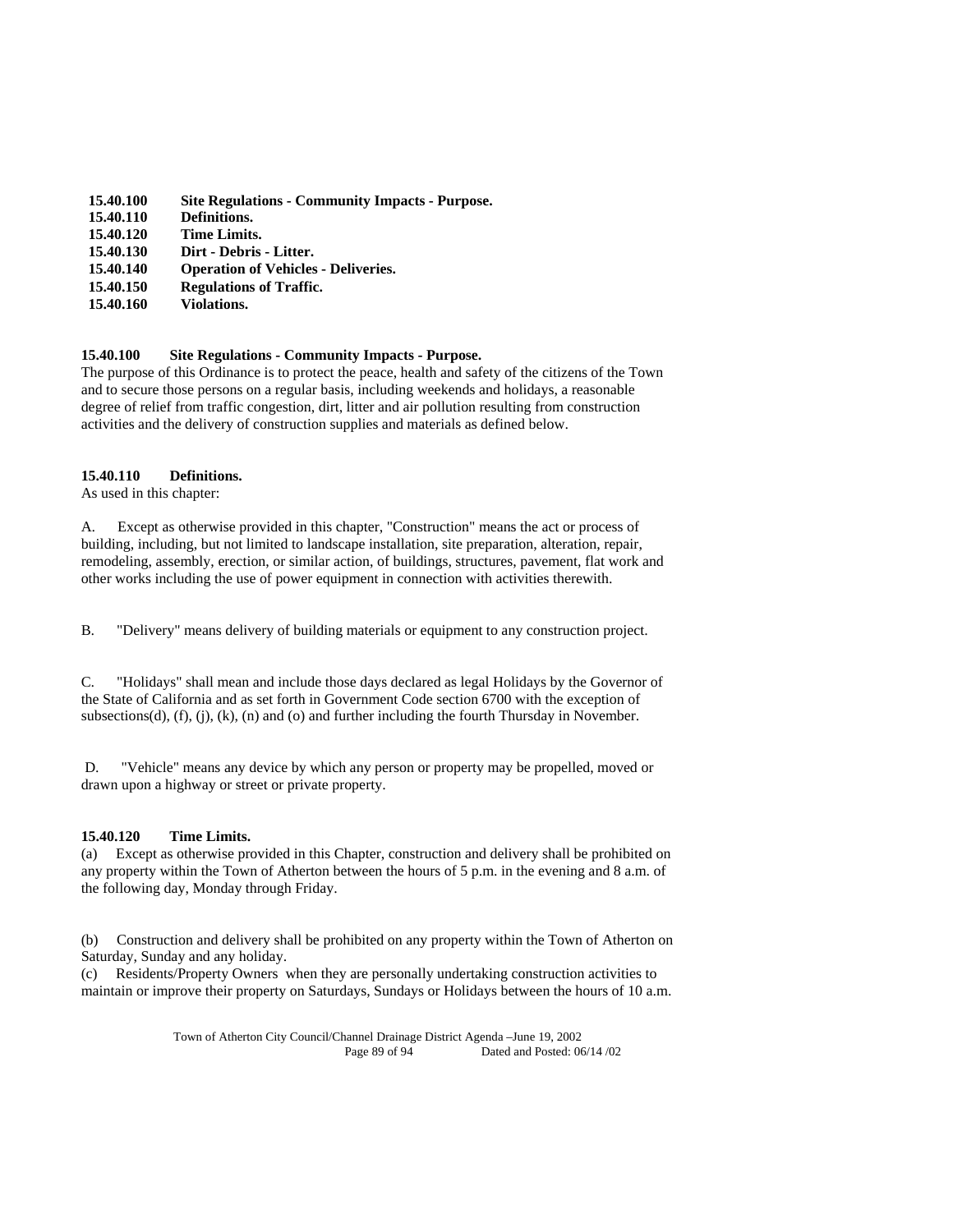| | |
|---|---|
| **15.40.100** | **Site Regulations - Community Impacts - Purpose.** |
| **15.40.110** | **Definitions.** |
| **15.40.120** | **Time Limits.** |
| **15.40.130** | **Dirt - Debris - Litter.** |
| **15.40.140** | **Operation of Vehicles - Deliveries.** |
| **15.40.150** | **Regulations of Traffic.** |
| **15.40.160** | **Violations.** |

**15.40.100 Site Regulations - Community Impacts - Purpose.**

The purpose of this Ordinance is to protect the peace, health and safety of the citizens of the Town and to secure those persons on a regular basis, including weekends and holidays, a reasonable degree of relief from traffic congestion, dirt, litter and air pollution resulting from construction activities and the delivery of construction supplies and materials as defined below.

**15.40.110 Definitions.**

As used in this chapter:

A. Except as otherwise provided in this chapter, "Construction" means the act or process of building, including, but not limited to landscape installation, site preparation, alteration, repair, remodeling, assembly, erection, or similar action, of buildings, structures, pavement, flat work and other works including the use of power equipment in connection with activities therewith.

B. "Delivery" means delivery of building materials or equipment to any construction project.

C. "Holidays" shall mean and include those days declared as legal Holidays by the Governor of the State of California and as set forth in Government Code section 6700 with the exception of subsections(d), (f), (j), (k), (n) and (o) and further including the fourth Thursday in November.

D. "Vehicle" means any device by which any person or property may be propelled, moved or drawn upon a highway or street or private property.

**15.40.120 Time Limits.**

(a) Except as otherwise provided in this Chapter, construction and delivery shall be prohibited on any property within the Town of Atherton between the hours of 5 p.m. in the evening and 8 a.m. of the following day, Monday through Friday.

(b) Construction and delivery shall be prohibited on any property within the Town of Atherton on Saturday, Sunday and any holiday.

(c) Residents/Property Owners when they are personally undertaking construction activities to maintain or improve their property on Saturdays, Sundays or Holidays between the hours of 10 a.m.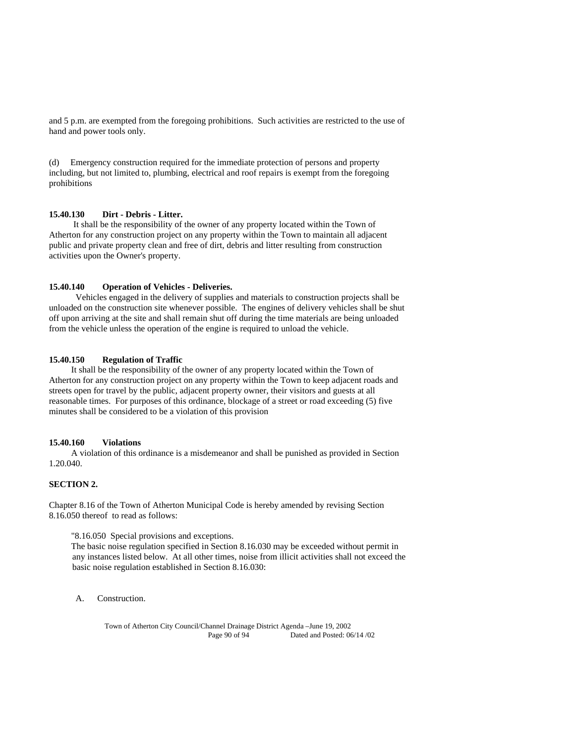and 5 p.m. are exempted from the foregoing prohibitions. Such activities are restricted to the use of hand and power tools only.

(d) Emergency construction required for the immediate protection of persons and property including, but not limited to, plumbing, electrical and roof repairs is exempt from the foregoing prohibitions

**15.40.130 Dirt - Debris - Litter.**

It shall be the responsibility of the owner of any property located within the Town of Atherton for any construction project on any property within the Town to maintain all adjacent public and private property clean and free of dirt, debris and litter resulting from construction activities upon the Owner's property.

**15.40.140 Operation of Vehicles - Deliveries.**

Vehicles engaged in the delivery of supplies and materials to construction projects shall be unloaded on the construction site whenever possible. The engines of delivery vehicles shall be shut off upon arriving at the site and shall remain shut off during the time materials are being unloaded from the vehicle unless the operation of the engine is required to unload the vehicle.

**15.40.150 Regulation of Traffic**

It shall be the responsibility of the owner of any property located within the Town of Atherton for any construction project on any property within the Town to keep adjacent roads and streets open for travel by the public, adjacent property owner, their visitors and guests at all reasonable times. For purposes of this ordinance, blockage of a street or road exceeding (5) five minutes shall be considered to be a violation of this provision

**15.40.160 Violations**

A violation of this ordinance is a misdemeanor and shall be punished as provided in Section 1.20.040.

**SECTION 2.**

Chapter 8.16 of the Town of Atherton Municipal Code is hereby amended by revising Section 8.16.050 thereof to read as follows:

"8.16.050 Special provisions and exceptions.
The basic noise regulation specified in Section 8.16.030 may be exceeded without permit in any instances listed below. At all other times, noise from illicit activities shall not exceed the basic noise regulation established in Section 8.16.030:

A. Construction.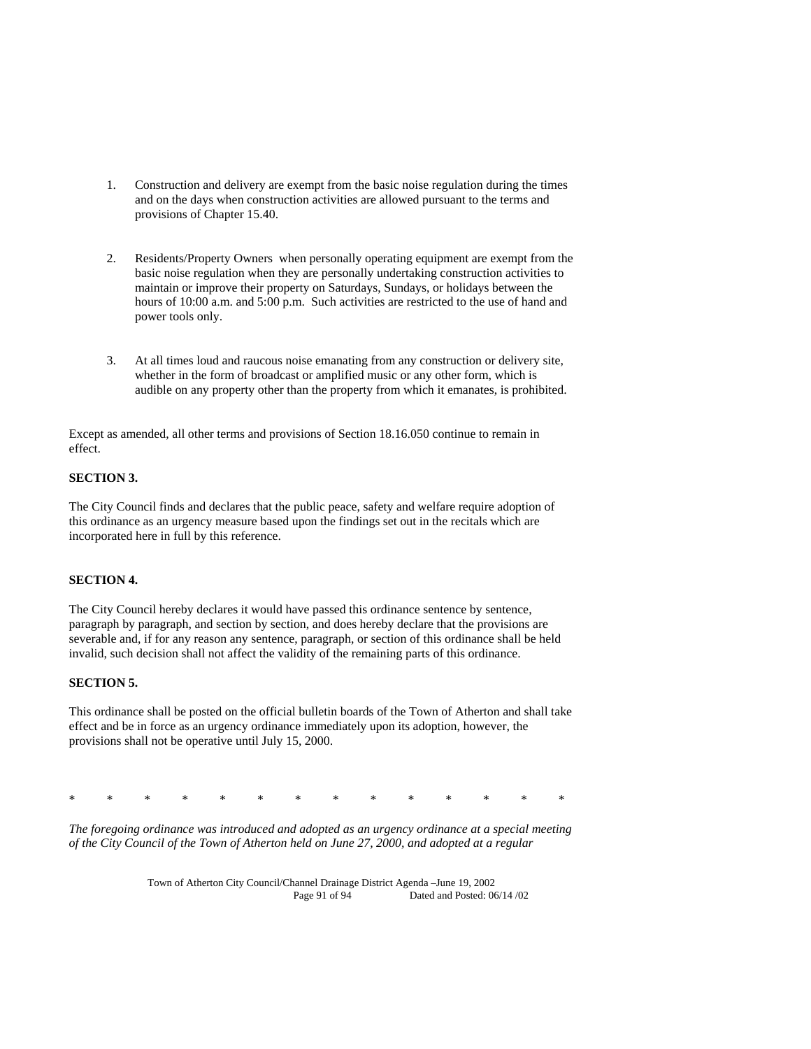1. Construction and delivery are exempt from the basic noise regulation during the times and on the days when construction activities are allowed pursuant to the terms and provisions of Chapter 15.40.

2. Residents/Property Owners when personally operating equipment are exempt from the basic noise regulation when they are personally undertaking construction activities to maintain or improve their property on Saturdays, Sundays, or holidays between the hours of 10:00 a.m. and 5:00 p.m. Such activities are restricted to the use of hand and power tools only.

3. At all times loud and raucous noise emanating from any construction or delivery site, whether in the form of broadcast or amplified music or any other form, which is audible on any property other than the property from which it emanates, is prohibited.

Except as amended, all other terms and provisions of Section 18.16.050 continue to remain in effect.

**SECTION 3.**

The City Council finds and declares that the public peace, safety and welfare require adoption of this ordinance as an urgency measure based upon the findings set out in the recitals which are incorporated here in full by this reference.

**SECTION 4.**

The City Council hereby declares it would have passed this ordinance sentence by sentence, paragraph by paragraph, and section by section, and does hereby declare that the provisions are severable and, if for any reason any sentence, paragraph, or section of this ordinance shall be held invalid, such decision shall not affect the validity of the remaining parts of this ordinance.

**SECTION 5.**

This ordinance shall be posted on the official bulletin boards of the Town of Atherton and shall take effect and be in force as an urgency ordinance immediately upon its adoption, however, the provisions shall not be operative until July 15, 2000.

\* \* \* \* \* \* \* \* \* \* \* \* \* \*

*The foregoing ordinance was introduced and adopted as an urgency ordinance at a special meeting of the City Council of the Town of Atherton held on June 27, 2000, and adopted at a regular*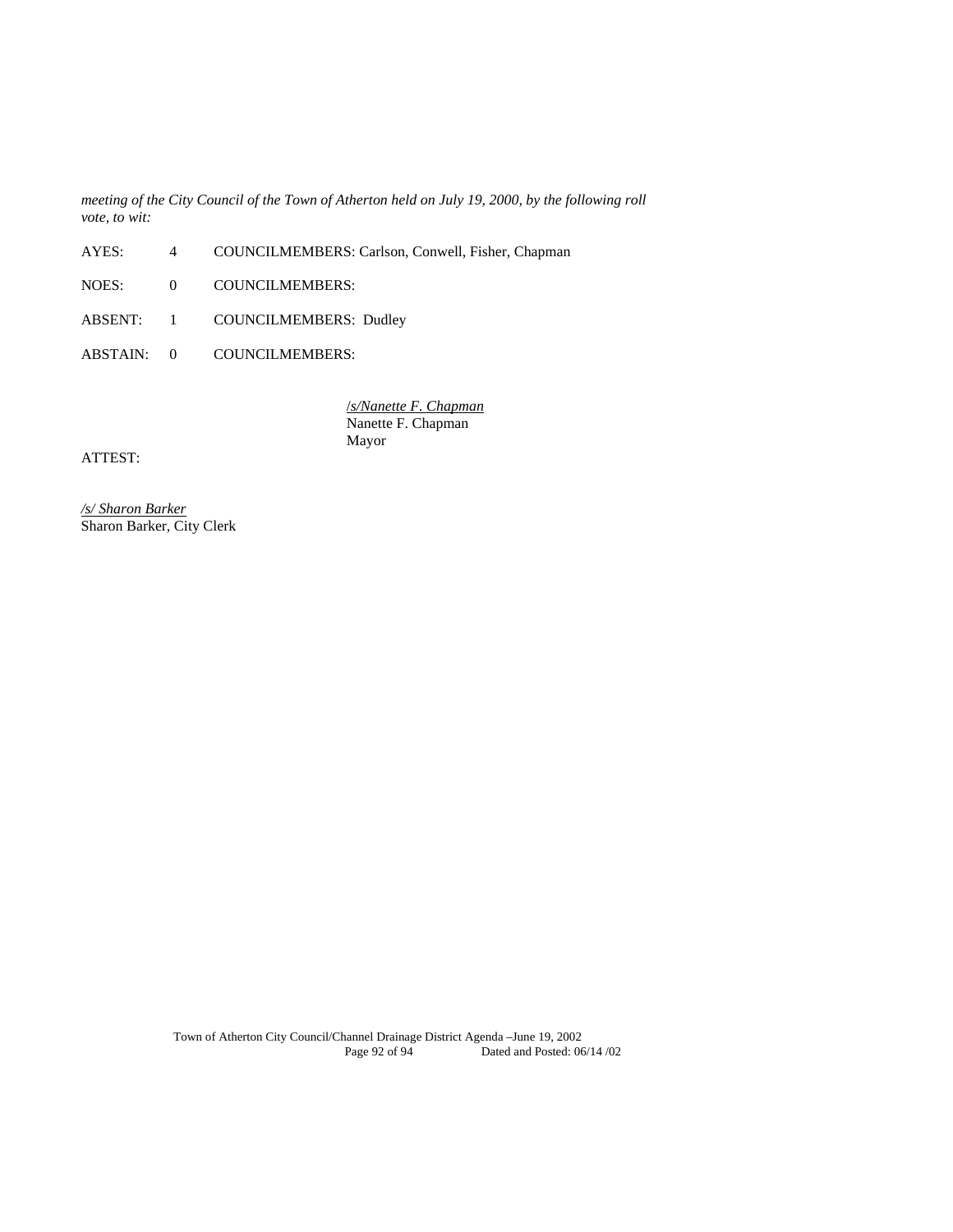*meeting of the City Council of the Town of Atherton held on July 19, 2000, by the following roll vote, to wit:*

| | | |
|---|---|---|
| AYES: | 4 | COUNCILMEMBERS: Carlson, Conwell, Fisher, Chapman |
| NOES: | 0 | COUNCILMEMBERS: |
| ABSENT: | 1 | COUNCILMEMBERS: Dudley |
| ABSTAIN: | 0 | COUNCILMEMBERS: |

/*s/Nanette F. Chapman*  
Nanette F. Chapman  
Mayor

ATTEST:

*/s/ Sharon Barker*  
Sharon Barker, City Clerk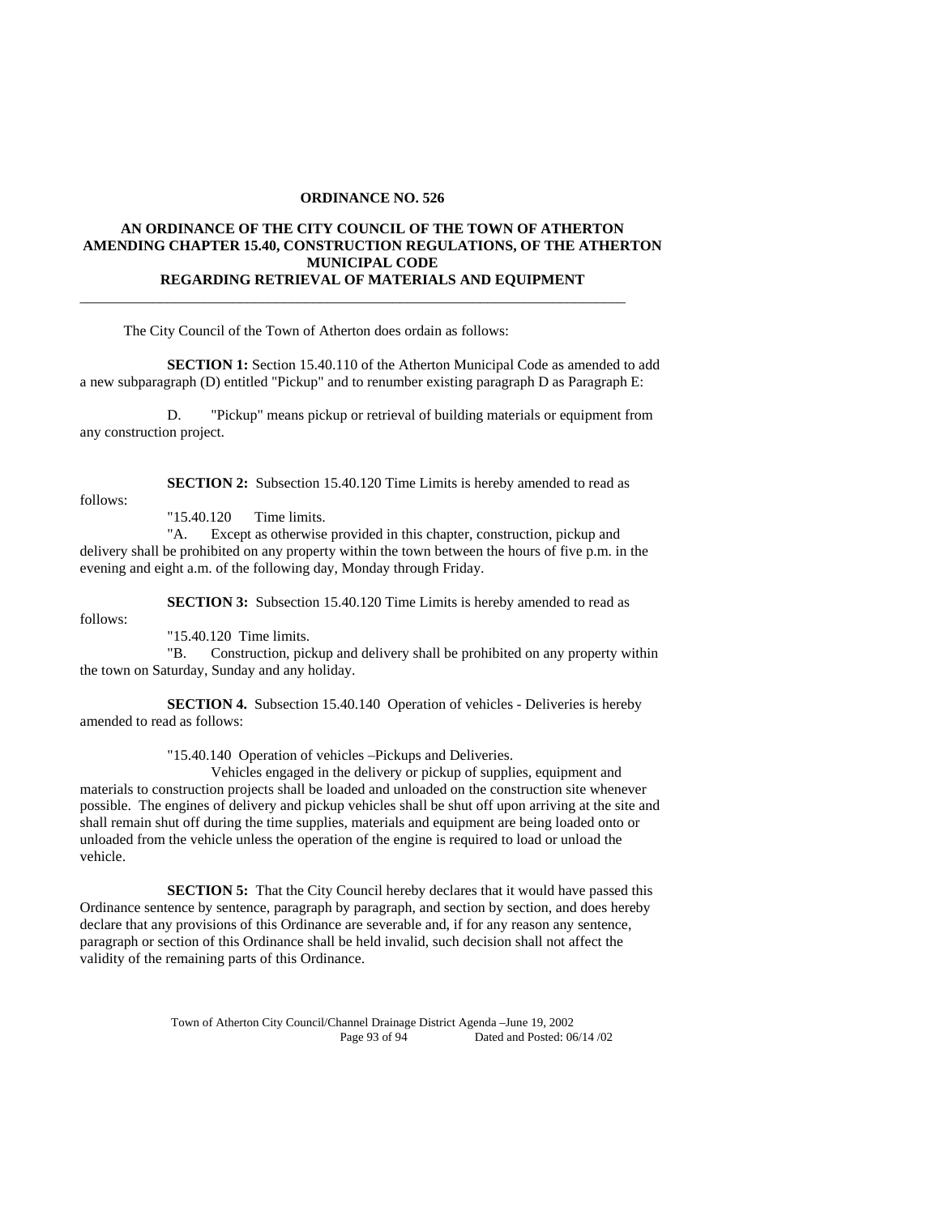**ORDINANCE NO. 526**

**AN ORDINANCE OF THE CITY COUNCIL OF THE TOWN OF ATHERTON AMENDING CHAPTER 15.40, CONSTRUCTION REGULATIONS, OF THE ATHERTON MUNICIPAL CODE REGARDING RETRIEVAL OF MATERIALS AND EQUIPMENT**

---

The City Council of the Town of Atherton does ordain as follows:

**SECTION 1:** Section 15.40.110 of the Atherton Municipal Code as amended to add a new subparagraph (D) entitled "Pickup" and to renumber existing paragraph D as Paragraph E:

D. "Pickup" means pickup or retrieval of building materials or equipment from any construction project.

**SECTION 2:** Subsection 15.40.120 Time Limits is hereby amended to read as follows:

"15.40.120 Time limits.

"A. Except as otherwise provided in this chapter, construction, pickup and delivery shall be prohibited on any property within the town between the hours of five p.m. in the evening and eight a.m. of the following day, Monday through Friday.

**SECTION 3:** Subsection 15.40.120 Time Limits is hereby amended to read as follows:

"15.40.120 Time limits.

"B. Construction, pickup and delivery shall be prohibited on any property within the town on Saturday, Sunday and any holiday.

**SECTION 4.** Subsection 15.40.140 Operation of vehicles - Deliveries is hereby amended to read as follows:

"15.40.140 Operation of vehicles –Pickups and Deliveries.

Vehicles engaged in the delivery or pickup of supplies, equipment and materials to construction projects shall be loaded and unloaded on the construction site whenever possible. The engines of delivery and pickup vehicles shall be shut off upon arriving at the site and shall remain shut off during the time supplies, materials and equipment are being loaded onto or unloaded from the vehicle unless the operation of the engine is required to load or unload the vehicle.

**SECTION 5:** That the City Council hereby declares that it would have passed this Ordinance sentence by sentence, paragraph by paragraph, and section by section, and does hereby declare that any provisions of this Ordinance are severable and, if for any reason any sentence, paragraph or section of this Ordinance shall be held invalid, such decision shall not affect the validity of the remaining parts of this Ordinance.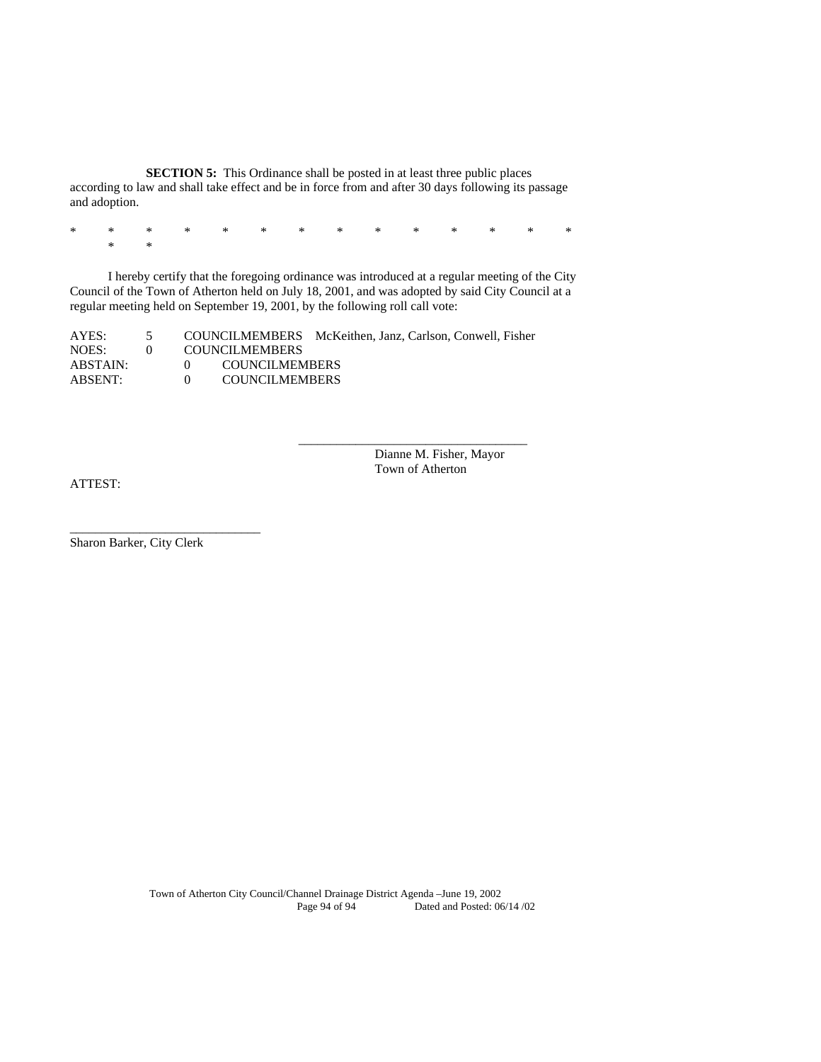**SECTION 5:** This Ordinance shall be posted in at least three public places according to law and shall take effect and be in force from and after 30 days following its passage and adoption.

\* \* \* \* \* \* \* \* \* \* \* \* \* \* \* \*

I hereby certify that the foregoing ordinance was introduced at a regular meeting of the City Council of the Town of Atherton held on July 18, 2001, and was adopted by said City Council at a regular meeting held on September 19, 2001, by the following roll call vote:

| | | | |
|---|---|---|---|
| AYES: | 5 | COUNCILMEMBERS | McKeithen, Janz, Carlson, Conwell, Fisher |
| NOES: | 0 | COUNCILMEMBERS | |
| ABSTAIN: | 0 | COUNCILMEMBERS | |
| ABSENT: | 0 | COUNCILMEMBERS | |

\_\_\_\_\_\_\_\_\_\_\_\_\_\_\_\_\_\_\_\_\_\_\_\_\_\_\_\_\_\_\_\_\_\_\_\_

Dianne M. Fisher, Mayor
Town of Atherton

ATTEST:

\_\_\_\_\_\_\_\_\_\_\_\_\_\_\_\_\_\_\_\_\_\_\_\_\_\_\_\_\_\_

Sharon Barker, City Clerk